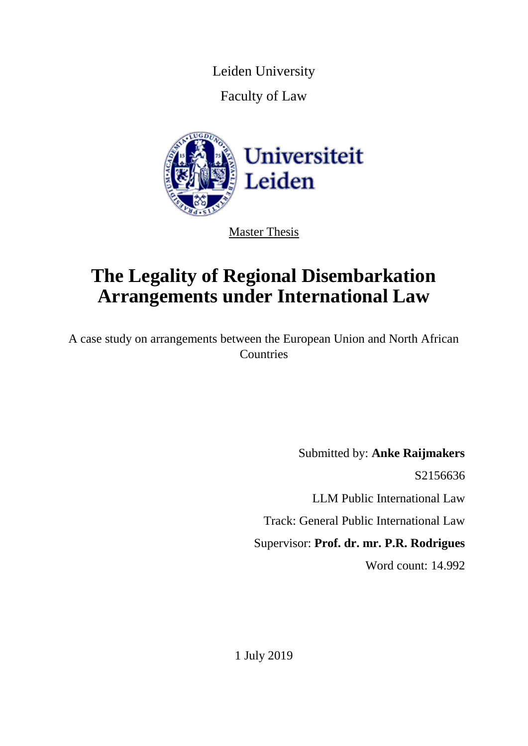Leiden University

Faculty of Law

Universiteit Leiden

Master Thesis

# The Legality of Regional Disembarkation Arrangements under International Law

A case study on arrangements between the European Union and North African Countries

Submitted by: **Anke Raijmakers**

S2156636

LLM Public International Law

Track: General Public International Law

Supervisor: **Prof. dr. mr. P.R. Rodrigues**

Word count: 14.992

1 July 2019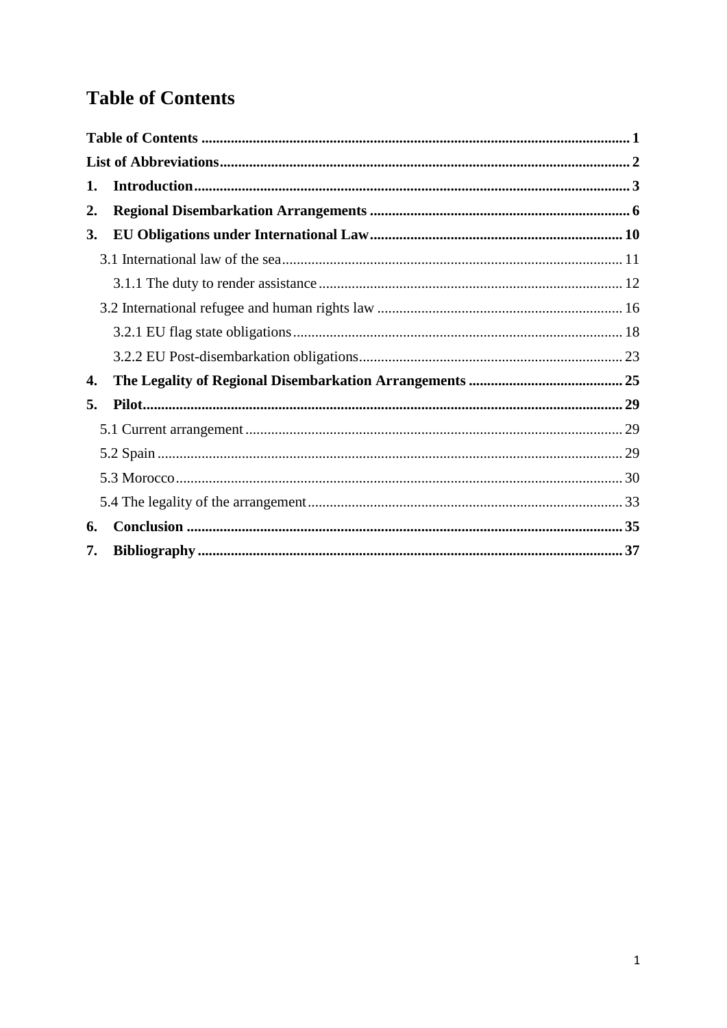# Table of Contents

**Table of Contents** ..... **1**

**List of Abbreviations** ..... **2**

**1. Introduction** ..... **3**

**2. Regional Disembarkation Arrangements** ..... **6**

**3. EU Obligations under International Law** ..... **10**

- 3.1 International law of the sea ..... 11
  - 3.1.1 The duty to render assistance ..... 12
- 3.2 International refugee and human rights law ..... 16
  - 3.2.1 EU flag state obligations ..... 18
  - 3.2.2 EU Post-disembarkation obligations ..... 23

**4. The Legality of Regional Disembarkation Arrangements** ..... **25**

**5. Pilot** ..... **29**

- 5.1 Current arrangement ..... 29
- 5.2 Spain ..... 29
- 5.3 Morocco ..... 30
- 5.4 The legality of the arrangement ..... 33

**6. Conclusion** ..... **35**

**7. Bibliography** ..... **37**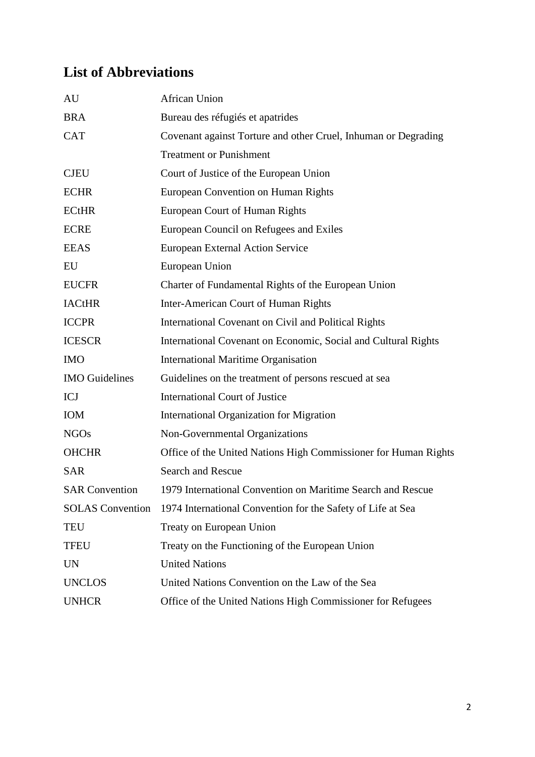## List of Abbreviations

| | |
|---|---|
| AU | African Union |
| BRA | Bureau des réfugiés et apatrides |
| CAT | Covenant against Torture and other Cruel, Inhuman or Degrading Treatment or Punishment |
| CJEU | Court of Justice of the European Union |
| ECHR | European Convention on Human Rights |
| ECtHR | European Court of Human Rights |
| ECRE | European Council on Refugees and Exiles |
| EEAS | European External Action Service |
| EU | European Union |
| EUCFR | Charter of Fundamental Rights of the European Union |
| IACtHR | Inter-American Court of Human Rights |
| ICCPR | International Covenant on Civil and Political Rights |
| ICESCR | International Covenant on Economic, Social and Cultural Rights |
| IMO | International Maritime Organisation |
| IMO Guidelines | Guidelines on the treatment of persons rescued at sea |
| ICJ | International Court of Justice |
| IOM | International Organization for Migration |
| NGOs | Non-Governmental Organizations |
| OHCHR | Office of the United Nations High Commissioner for Human Rights |
| SAR | Search and Rescue |
| SAR Convention | 1979 International Convention on Maritime Search and Rescue |
| SOLAS Convention | 1974 International Convention for the Safety of Life at Sea |
| TEU | Treaty on European Union |
| TFEU | Treaty on the Functioning of the European Union |
| UN | United Nations |
| UNCLOS | United Nations Convention on the Law of the Sea |
| UNHCR | Office of the United Nations High Commissioner for Refugees |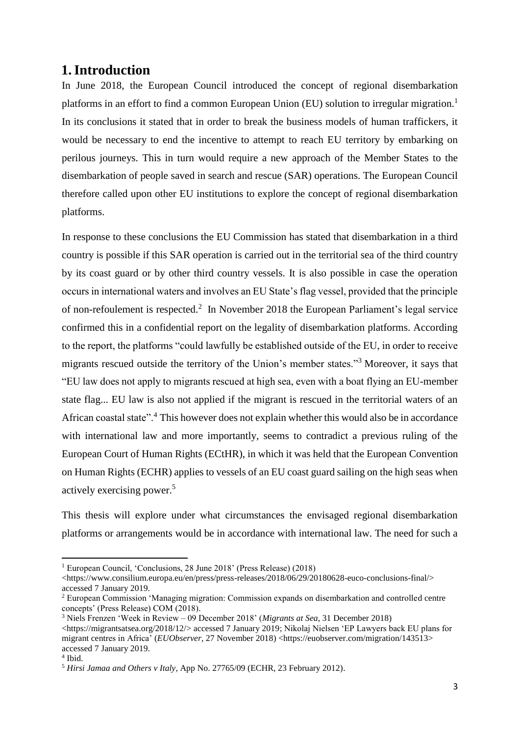# 1. Introduction

In June 2018, the European Council introduced the concept of regional disembarkation platforms in an effort to find a common European Union (EU) solution to irregular migration.[1] In its conclusions it stated that in order to break the business models of human traffickers, it would be necessary to end the incentive to attempt to reach EU territory by embarking on perilous journeys. This in turn would require a new approach of the Member States to the disembarkation of people saved in search and rescue (SAR) operations. The European Council therefore called upon other EU institutions to explore the concept of regional disembarkation platforms.

In response to these conclusions the EU Commission has stated that disembarkation in a third country is possible if this SAR operation is carried out in the territorial sea of the third country by its coast guard or by other third country vessels. It is also possible in case the operation occurs in international waters and involves an EU State's flag vessel, provided that the principle of non-refoulement is respected.[2] In November 2018 the European Parliament's legal service confirmed this in a confidential report on the legality of disembarkation platforms. According to the report, the platforms "could lawfully be established outside of the EU, in order to receive migrants rescued outside the territory of the Union's member states."[3] Moreover, it says that "EU law does not apply to migrants rescued at high sea, even with a boat flying an EU-member state flag... EU law is also not applied if the migrant is rescued in the territorial waters of an African coastal state".[4] This however does not explain whether this would also be in accordance with international law and more importantly, seems to contradict a previous ruling of the European Court of Human Rights (ECtHR), in which it was held that the European Convention on Human Rights (ECHR) applies to vessels of an EU coast guard sailing on the high seas when actively exercising power.[5]

This thesis will explore under what circumstances the envisaged regional disembarkation platforms or arrangements would be in accordance with international law. The need for such a

---

[1] European Council, 'Conclusions, 28 June 2018' (Press Release) (2018) <https://www.consilium.europa.eu/en/press/press-releases/2018/06/29/20180628-euco-conclusions-final/> accessed 7 January 2019.

[2] European Commission 'Managing migration: Commission expands on disembarkation and controlled centre concepts' (Press Release) COM (2018).

[3] Niels Frenzen 'Week in Review – 09 December 2018' (*Migrants at Sea*, 31 December 2018) <https://migrantsatsea.org/2018/12/> accessed 7 January 2019; Nikolaj Nielsen 'EP Lawyers back EU plans for migrant centres in Africa' (*EUObserver*, 27 November 2018) <https://euobserver.com/migration/143513> accessed 7 January 2019.

[4] Ibid.

[5] *Hirsi Jamaa and Others v Italy*, App No. 27765/09 (ECHR, 23 February 2012).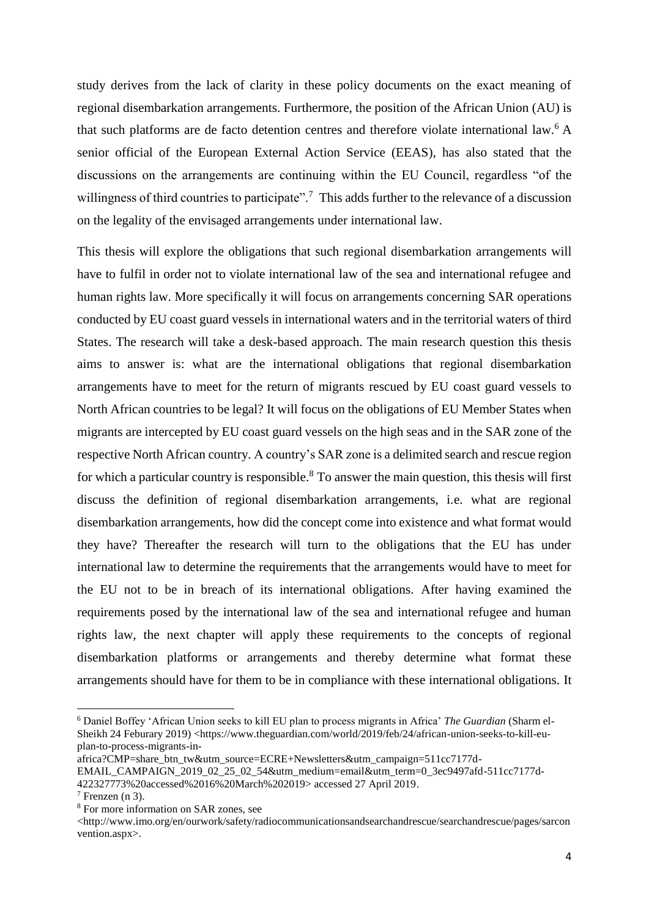study derives from the lack of clarity in these policy documents on the exact meaning of regional disembarkation arrangements. Furthermore, the position of the African Union (AU) is that such platforms are de facto detention centres and therefore violate international law.[6] A senior official of the European External Action Service (EEAS), has also stated that the discussions on the arrangements are continuing within the EU Council, regardless "of the willingness of third countries to participate".[7] This adds further to the relevance of a discussion on the legality of the envisaged arrangements under international law.

This thesis will explore the obligations that such regional disembarkation arrangements will have to fulfil in order not to violate international law of the sea and international refugee and human rights law. More specifically it will focus on arrangements concerning SAR operations conducted by EU coast guard vessels in international waters and in the territorial waters of third States. The research will take a desk-based approach. The main research question this thesis aims to answer is: what are the international obligations that regional disembarkation arrangements have to meet for the return of migrants rescued by EU coast guard vessels to North African countries to be legal? It will focus on the obligations of EU Member States when migrants are intercepted by EU coast guard vessels on the high seas and in the SAR zone of the respective North African country. A country's SAR zone is a delimited search and rescue region for which a particular country is responsible.[8] To answer the main question, this thesis will first discuss the definition of regional disembarkation arrangements, i.e. what are regional disembarkation arrangements, how did the concept come into existence and what format would they have? Thereafter the research will turn to the obligations that the EU has under international law to determine the requirements that the arrangements would have to meet for the EU not to be in breach of its international obligations. After having examined the requirements posed by the international law of the sea and international refugee and human rights law, the next chapter will apply these requirements to the concepts of regional disembarkation platforms or arrangements and thereby determine what format these arrangements should have for them to be in compliance with these international obligations. It

---

[6] Daniel Boffey 'African Union seeks to kill EU plan to process migrants in Africa' *The Guardian* (Sharm el-Sheikh 24 Feburary 2019) <https://www.theguardian.com/world/2019/feb/24/african-union-seeks-to-kill-eu-plan-to-process-migrants-in-africa?CMP=share_btn_tw&utm_source=ECRE+Newsletters&utm_campaign=511cc7177d-EMAIL_CAMPAIGN_2019_02_25_02_54&utm_medium=email&utm_term=0_3ec9497afd-511cc7177d-422327773%20accessed%2016%20March%202019> accessed 27 April 2019.

[7] Frenzen (n 3).

[8] For more information on SAR zones, see <http://www.imo.org/en/ourwork/safety/radiocommunicationsandsearchandrescue/searchandrescue/pages/sarconvention.aspx>.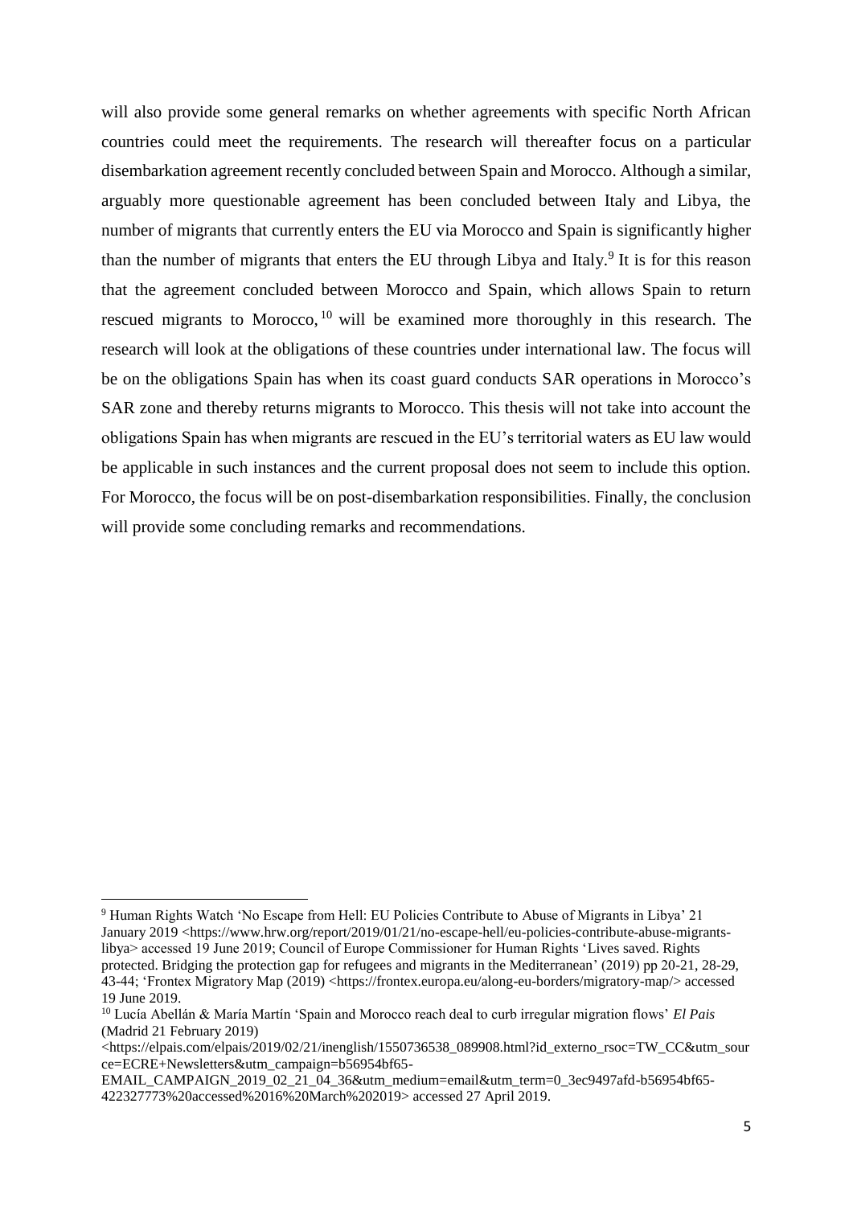will also provide some general remarks on whether agreements with specific North African countries could meet the requirements. The research will thereafter focus on a particular disembarkation agreement recently concluded between Spain and Morocco. Although a similar, arguably more questionable agreement has been concluded between Italy and Libya, the number of migrants that currently enters the EU via Morocco and Spain is significantly higher than the number of migrants that enters the EU through Libya and Italy.[9] It is for this reason that the agreement concluded between Morocco and Spain, which allows Spain to return rescued migrants to Morocco,[10] will be examined more thoroughly in this research. The research will look at the obligations of these countries under international law. The focus will be on the obligations Spain has when its coast guard conducts SAR operations in Morocco's SAR zone and thereby returns migrants to Morocco. This thesis will not take into account the obligations Spain has when migrants are rescued in the EU's territorial waters as EU law would be applicable in such instances and the current proposal does not seem to include this option. For Morocco, the focus will be on post-disembarkation responsibilities. Finally, the conclusion will provide some concluding remarks and recommendations.

---

[9] Human Rights Watch 'No Escape from Hell: EU Policies Contribute to Abuse of Migrants in Libya' 21 January 2019 <https://www.hrw.org/report/2019/01/21/no-escape-hell/eu-policies-contribute-abuse-migrants-libya> accessed 19 June 2019; Council of Europe Commissioner for Human Rights 'Lives saved. Rights protected. Bridging the protection gap for refugees and migrants in the Mediterranean' (2019) pp 20-21, 28-29, 43-44; 'Frontex Migratory Map (2019) <https://frontex.europa.eu/along-eu-borders/migratory-map/> accessed 19 June 2019.

[10] Lucía Abellán & María Martín 'Spain and Morocco reach deal to curb irregular migration flows' *El Pais* (Madrid 21 February 2019) <https://elpais.com/elpais/2019/02/21/inenglish/1550736538_089908.html?id_externo_rsoc=TW_CC&utm_source=ECRE+Newsletters&utm_campaign=b56954bf65-EMAIL_CAMPAIGN_2019_02_21_04_36&utm_medium=email&utm_term=0_3ec9497afd-b56954bf65-422327773%20accessed%2016%20March%202019> accessed 27 April 2019.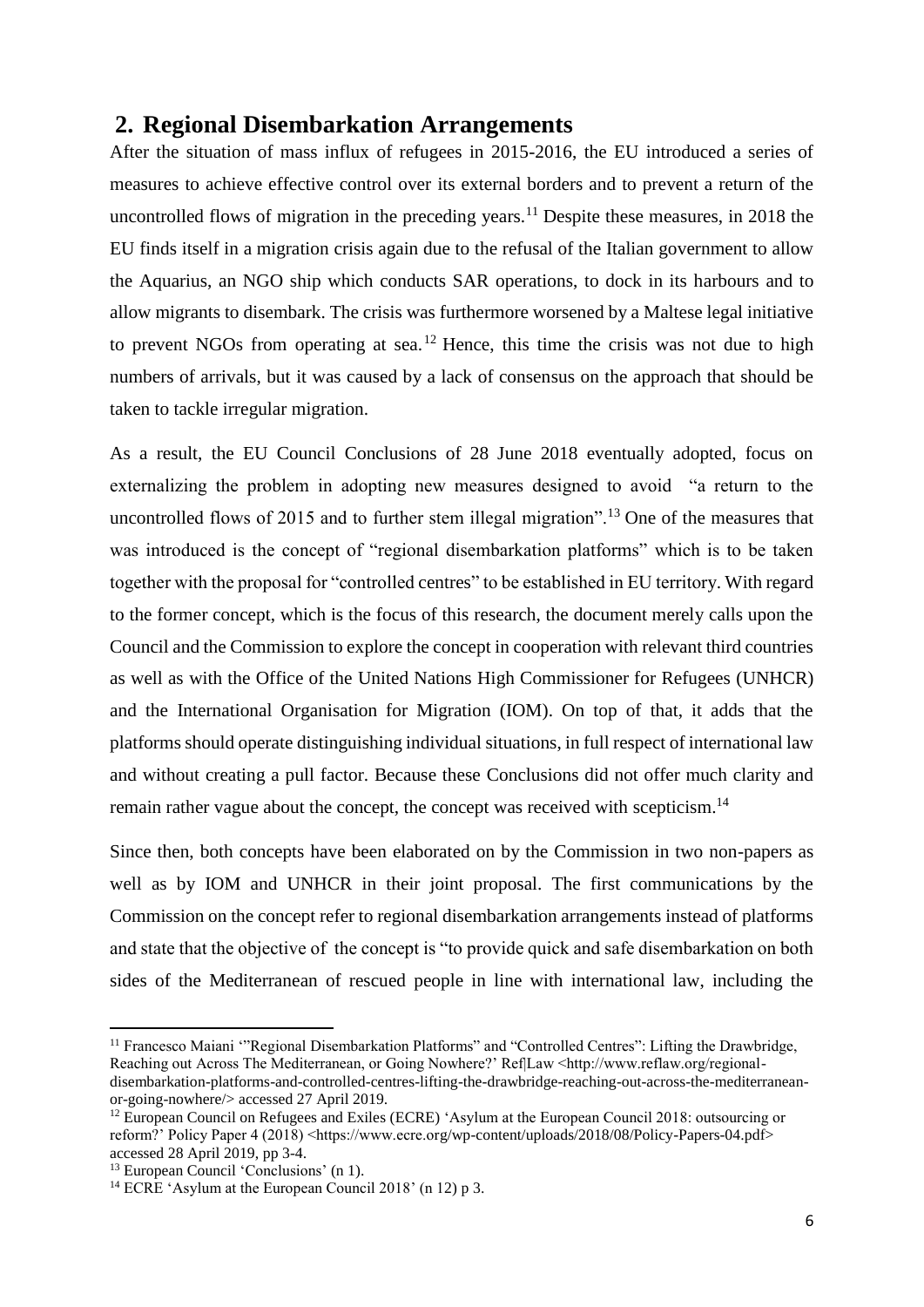## 2. Regional Disembarkation Arrangements

After the situation of mass influx of refugees in 2015-2016, the EU introduced a series of measures to achieve effective control over its external borders and to prevent a return of the uncontrolled flows of migration in the preceding years.[11] Despite these measures, in 2018 the EU finds itself in a migration crisis again due to the refusal of the Italian government to allow the Aquarius, an NGO ship which conducts SAR operations, to dock in its harbours and to allow migrants to disembark. The crisis was furthermore worsened by a Maltese legal initiative to prevent NGOs from operating at sea.[12] Hence, this time the crisis was not due to high numbers of arrivals, but it was caused by a lack of consensus on the approach that should be taken to tackle irregular migration.

As a result, the EU Council Conclusions of 28 June 2018 eventually adopted, focus on externalizing the problem in adopting new measures designed to avoid "a return to the uncontrolled flows of 2015 and to further stem illegal migration".[13] One of the measures that was introduced is the concept of "regional disembarkation platforms" which is to be taken together with the proposal for "controlled centres" to be established in EU territory. With regard to the former concept, which is the focus of this research, the document merely calls upon the Council and the Commission to explore the concept in cooperation with relevant third countries as well as with the Office of the United Nations High Commissioner for Refugees (UNHCR) and the International Organisation for Migration (IOM). On top of that, it adds that the platforms should operate distinguishing individual situations, in full respect of international law and without creating a pull factor. Because these Conclusions did not offer much clarity and remain rather vague about the concept, the concept was received with scepticism.[14]

Since then, both concepts have been elaborated on by the Commission in two non-papers as well as by IOM and UNHCR in their joint proposal. The first communications by the Commission on the concept refer to regional disembarkation arrangements instead of platforms and state that the objective of the concept is "to provide quick and safe disembarkation on both sides of the Mediterranean of rescued people in line with international law, including the

---

[11] Francesco Maiani '"Regional Disembarkation Platforms" and "Controlled Centres": Lifting the Drawbridge, Reaching out Across The Mediterranean, or Going Nowhere?' Ref|Law <http://www.reflaw.org/regional-disembarkation-platforms-and-controlled-centres-lifting-the-drawbridge-reaching-out-across-the-mediterranean-or-going-nowhere/> accessed 27 April 2019.

[12] European Council on Refugees and Exiles (ECRE) 'Asylum at the European Council 2018: outsourcing or reform?' Policy Paper 4 (2018) <https://www.ecre.org/wp-content/uploads/2018/08/Policy-Papers-04.pdf> accessed 28 April 2019, pp 3-4.

[13] European Council 'Conclusions' (n 1).

[14] ECRE 'Asylum at the European Council 2018' (n 12) p 3.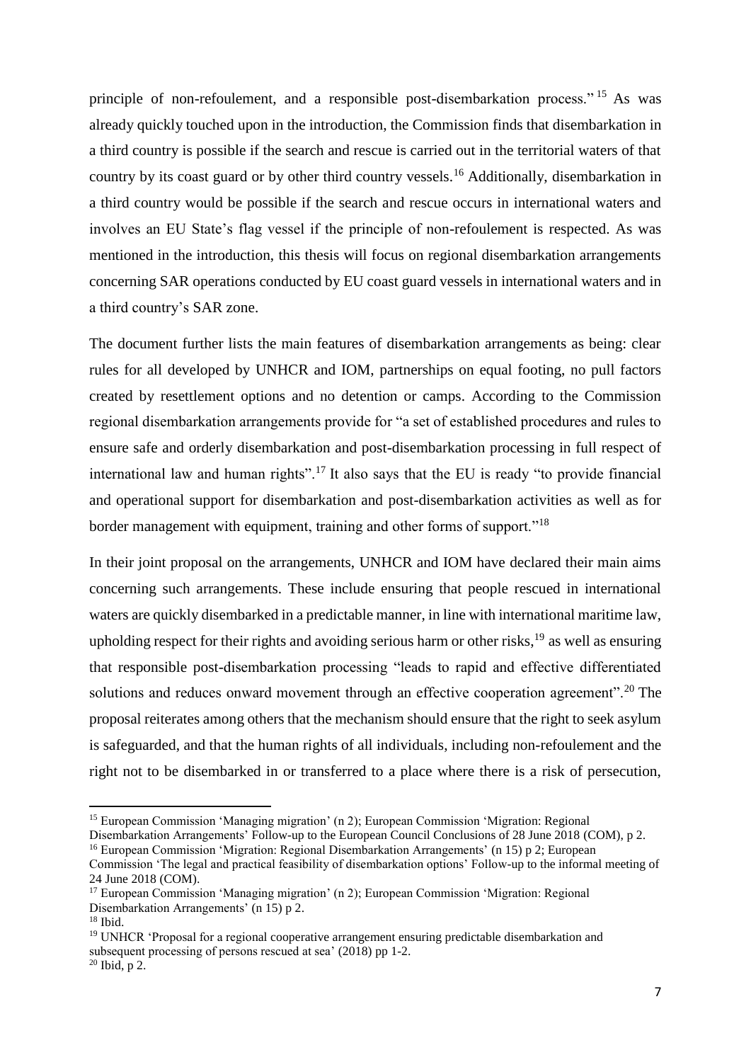principle of non-refoulement, and a responsible post-disembarkation process."[15] As was already quickly touched upon in the introduction, the Commission finds that disembarkation in a third country is possible if the search and rescue is carried out in the territorial waters of that country by its coast guard or by other third country vessels.[16] Additionally, disembarkation in a third country would be possible if the search and rescue occurs in international waters and involves an EU State's flag vessel if the principle of non-refoulement is respected. As was mentioned in the introduction, this thesis will focus on regional disembarkation arrangements concerning SAR operations conducted by EU coast guard vessels in international waters and in a third country's SAR zone.

The document further lists the main features of disembarkation arrangements as being: clear rules for all developed by UNHCR and IOM, partnerships on equal footing, no pull factors created by resettlement options and no detention or camps. According to the Commission regional disembarkation arrangements provide for "a set of established procedures and rules to ensure safe and orderly disembarkation and post-disembarkation processing in full respect of international law and human rights".[17] It also says that the EU is ready "to provide financial and operational support for disembarkation and post-disembarkation activities as well as for border management with equipment, training and other forms of support."[18]

In their joint proposal on the arrangements, UNHCR and IOM have declared their main aims concerning such arrangements. These include ensuring that people rescued in international waters are quickly disembarked in a predictable manner, in line with international maritime law, upholding respect for their rights and avoiding serious harm or other risks,[19] as well as ensuring that responsible post-disembarkation processing "leads to rapid and effective differentiated solutions and reduces onward movement through an effective cooperation agreement".[20] The proposal reiterates among others that the mechanism should ensure that the right to seek asylum is safeguarded, and that the human rights of all individuals, including non-refoulement and the right not to be disembarked in or transferred to a place where there is a risk of persecution,

---

[15] European Commission 'Managing migration' (n 2); European Commission 'Migration: Regional Disembarkation Arrangements' Follow-up to the European Council Conclusions of 28 June 2018 (COM), p 2.

[16] European Commission 'Migration: Regional Disembarkation Arrangements' (n 15) p 2; European Commission 'The legal and practical feasibility of disembarkation options' Follow-up to the informal meeting of 24 June 2018 (COM).

[17] European Commission 'Managing migration' (n 2); European Commission 'Migration: Regional Disembarkation Arrangements' (n 15) p 2.

[18] Ibid.

[19] UNHCR 'Proposal for a regional cooperative arrangement ensuring predictable disembarkation and subsequent processing of persons rescued at sea' (2018) pp 1-2.

[20] Ibid, p 2.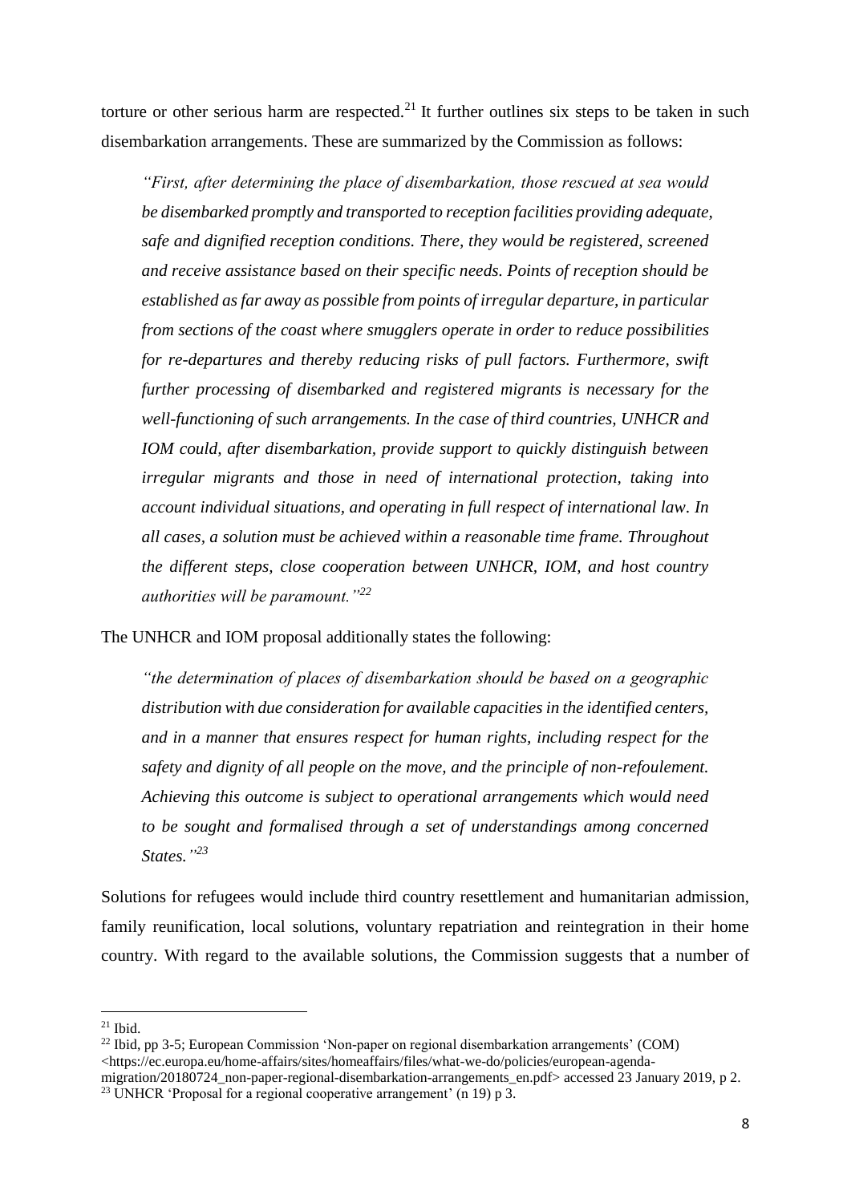torture or other serious harm are respected.[21] It further outlines six steps to be taken in such disembarkation arrangements. These are summarized by the Commission as follows:

> *"First, after determining the place of disembarkation, those rescued at sea would be disembarked promptly and transported to reception facilities providing adequate, safe and dignified reception conditions. There, they would be registered, screened and receive assistance based on their specific needs. Points of reception should be established as far away as possible from points of irregular departure, in particular from sections of the coast where smugglers operate in order to reduce possibilities for re-departures and thereby reducing risks of pull factors. Furthermore, swift further processing of disembarked and registered migrants is necessary for the well-functioning of such arrangements. In the case of third countries, UNHCR and IOM could, after disembarkation, provide support to quickly distinguish between irregular migrants and those in need of international protection, taking into account individual situations, and operating in full respect of international law. In all cases, a solution must be achieved within a reasonable time frame. Throughout the different steps, close cooperation between UNHCR, IOM, and host country authorities will be paramount."*[22]

The UNHCR and IOM proposal additionally states the following:

> *"the determination of places of disembarkation should be based on a geographic distribution with due consideration for available capacities in the identified centers, and in a manner that ensures respect for human rights, including respect for the safety and dignity of all people on the move, and the principle of non-refoulement. Achieving this outcome is subject to operational arrangements which would need to be sought and formalised through a set of understandings among concerned States."*[23]

Solutions for refugees would include third country resettlement and humanitarian admission, family reunification, local solutions, voluntary repatriation and reintegration in their home country. With regard to the available solutions, the Commission suggests that a number of

---

[21] Ibid.

[22] Ibid, pp 3-5; European Commission 'Non-paper on regional disembarkation arrangements' (COM) <https://ec.europa.eu/home-affairs/sites/homeaffairs/files/what-we-do/policies/european-agenda-migration/20180724_non-paper-regional-disembarkation-arrangements_en.pdf> accessed 23 January 2019, p 2.

[23] UNHCR 'Proposal for a regional cooperative arrangement' (n 19) p 3.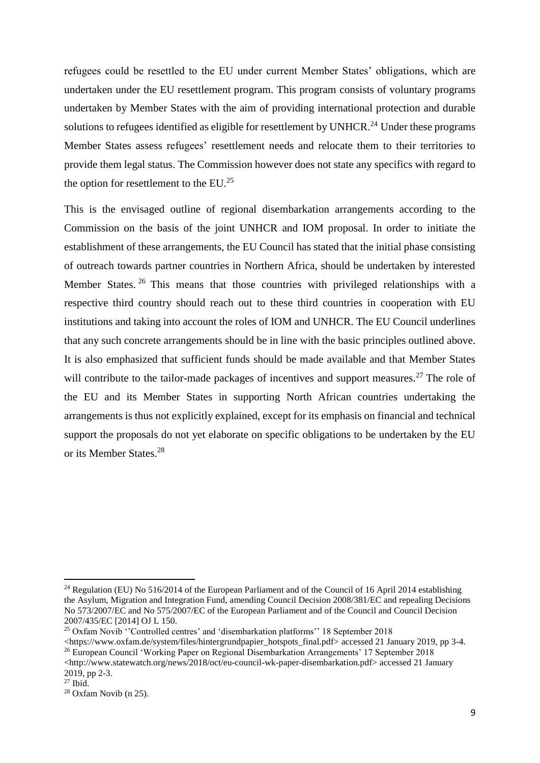refugees could be resettled to the EU under current Member States' obligations, which are undertaken under the EU resettlement program. This program consists of voluntary programs undertaken by Member States with the aim of providing international protection and durable solutions to refugees identified as eligible for resettlement by UNHCR.[24] Under these programs Member States assess refugees' resettlement needs and relocate them to their territories to provide them legal status. The Commission however does not state any specifics with regard to the option for resettlement to the EU.[25]

This is the envisaged outline of regional disembarkation arrangements according to the Commission on the basis of the joint UNHCR and IOM proposal. In order to initiate the establishment of these arrangements, the EU Council has stated that the initial phase consisting of outreach towards partner countries in Northern Africa, should be undertaken by interested Member States.[26] This means that those countries with privileged relationships with a respective third country should reach out to these third countries in cooperation with EU institutions and taking into account the roles of IOM and UNHCR. The EU Council underlines that any such concrete arrangements should be in line with the basic principles outlined above. It is also emphasized that sufficient funds should be made available and that Member States will contribute to the tailor-made packages of incentives and support measures.[27] The role of the EU and its Member States in supporting North African countries undertaking the arrangements is thus not explicitly explained, except for its emphasis on financial and technical support the proposals do not yet elaborate on specific obligations to be undertaken by the EU or its Member States.[28]

---

[24] Regulation (EU) No 516/2014 of the European Parliament and of the Council of 16 April 2014 establishing the Asylum, Migration and Integration Fund, amending Council Decision 2008/381/EC and repealing Decisions No 573/2007/EC and No 575/2007/EC of the European Parliament and of the Council and Council Decision 2007/435/EC [2014] OJ L 150.

[25] Oxfam Novib ''Controlled centres' and 'disembarkation platforms'' 18 September 2018 <https://www.oxfam.de/system/files/hintergrundpapier_hotspots_final.pdf> accessed 21 January 2019, pp 3-4.

[26] European Council 'Working Paper on Regional Disembarkation Arrangements' 17 September 2018 <http://www.statewatch.org/news/2018/oct/eu-council-wk-paper-disembarkation.pdf> accessed 21 January 2019, pp 2-3.

[27] Ibid.

[28] Oxfam Novib (n 25).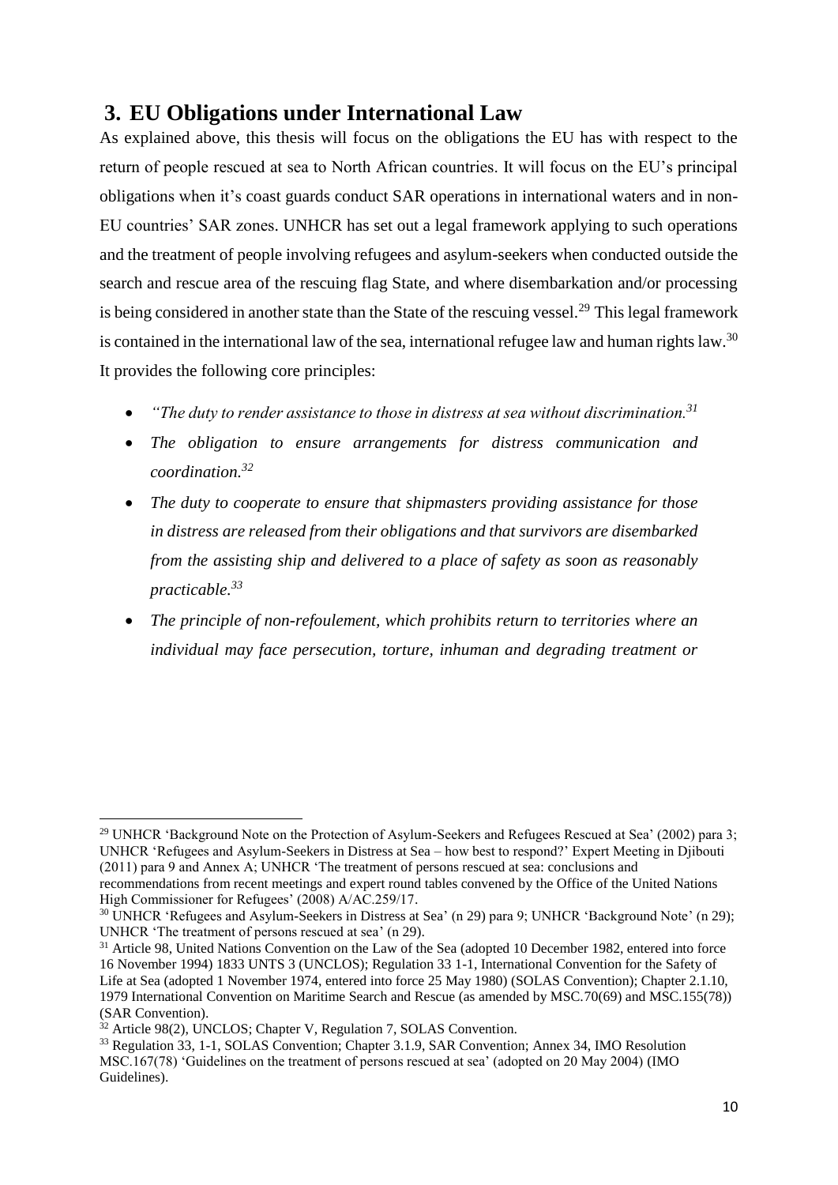## 3. EU Obligations under International Law

As explained above, this thesis will focus on the obligations the EU has with respect to the return of people rescued at sea to North African countries. It will focus on the EU's principal obligations when it's coast guards conduct SAR operations in international waters and in non-EU countries' SAR zones. UNHCR has set out a legal framework applying to such operations and the treatment of people involving refugees and asylum-seekers when conducted outside the search and rescue area of the rescuing flag State, and where disembarkation and/or processing is being considered in another state than the State of the rescuing vessel.[29] This legal framework is contained in the international law of the sea, international refugee law and human rights law.[30] It provides the following core principles:

- *"The duty to render assistance to those in distress at sea without discrimination.[31]*
- *The obligation to ensure arrangements for distress communication and coordination.[32]*
- *The duty to cooperate to ensure that shipmasters providing assistance for those in distress are released from their obligations and that survivors are disembarked from the assisting ship and delivered to a place of safety as soon as reasonably practicable.[33]*
- *The principle of non-refoulement, which prohibits return to territories where an individual may face persecution, torture, inhuman and degrading treatment or*

---

[29] UNHCR 'Background Note on the Protection of Asylum-Seekers and Refugees Rescued at Sea' (2002) para 3; UNHCR 'Refugees and Asylum-Seekers in Distress at Sea – how best to respond?' Expert Meeting in Djibouti (2011) para 9 and Annex A; UNHCR 'The treatment of persons rescued at sea: conclusions and recommendations from recent meetings and expert round tables convened by the Office of the United Nations High Commissioner for Refugees' (2008) A/AC.259/17.

[30] UNHCR 'Refugees and Asylum-Seekers in Distress at Sea' (n 29) para 9; UNHCR 'Background Note' (n 29); UNHCR 'The treatment of persons rescued at sea' (n 29).

[31] Article 98, United Nations Convention on the Law of the Sea (adopted 10 December 1982, entered into force 16 November 1994) 1833 UNTS 3 (UNCLOS); Regulation 33 1-1, International Convention for the Safety of Life at Sea (adopted 1 November 1974, entered into force 25 May 1980) (SOLAS Convention); Chapter 2.1.10, 1979 International Convention on Maritime Search and Rescue (as amended by MSC.70(69) and MSC.155(78)) (SAR Convention).

[32] Article 98(2), UNCLOS; Chapter V, Regulation 7, SOLAS Convention.

[33] Regulation 33, 1-1, SOLAS Convention; Chapter 3.1.9, SAR Convention; Annex 34, IMO Resolution MSC.167(78) 'Guidelines on the treatment of persons rescued at sea' (adopted on 20 May 2004) (IMO Guidelines).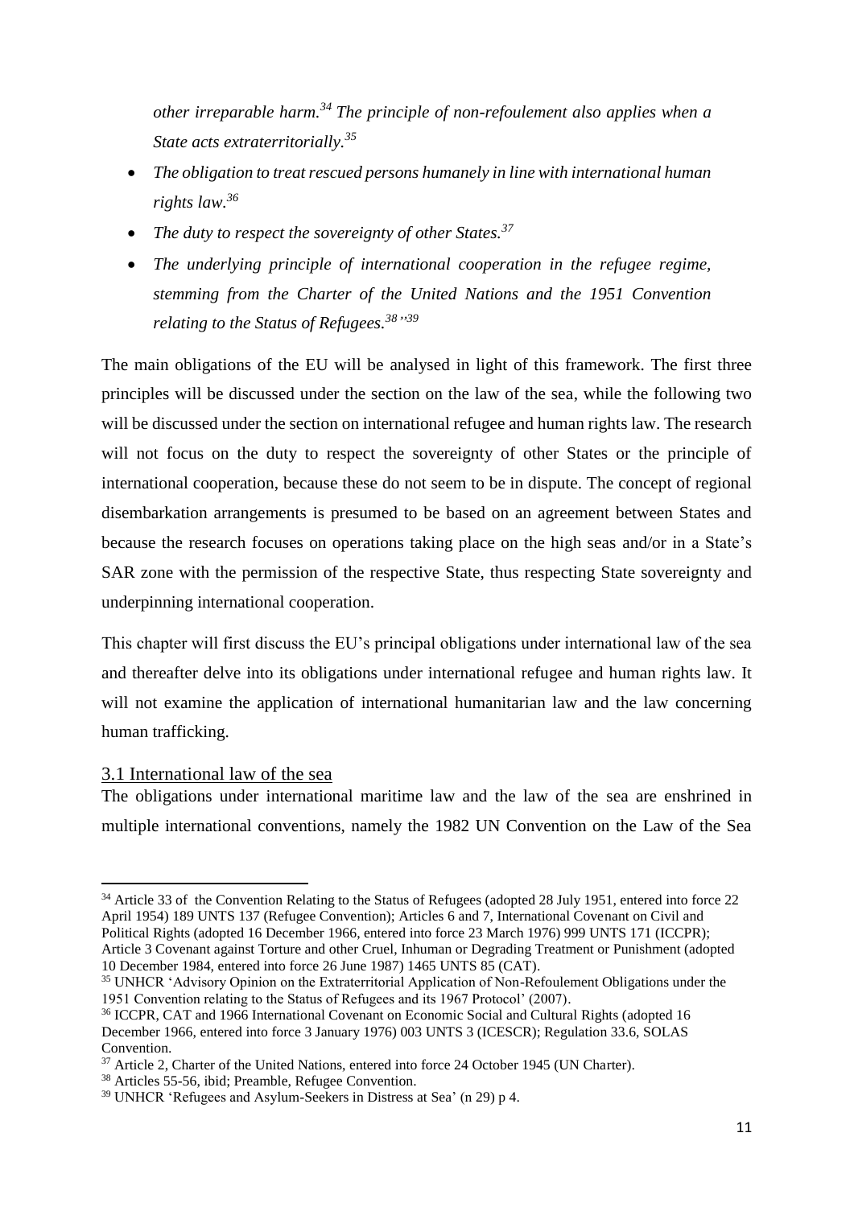*other irreparable harm.*[34] *The principle of non-refoulement also applies when a State acts extraterritorially.*[35]

- *The obligation to treat rescued persons humanely in line with international human rights law.*[36]
- *The duty to respect the sovereignty of other States.*[37]
- *The underlying principle of international cooperation in the refugee regime, stemming from the Charter of the United Nations and the 1951 Convention relating to the Status of Refugees.*[38]'[39]

The main obligations of the EU will be analysed in light of this framework. The first three principles will be discussed under the section on the law of the sea, while the following two will be discussed under the section on international refugee and human rights law. The research will not focus on the duty to respect the sovereignty of other States or the principle of international cooperation, because these do not seem to be in dispute. The concept of regional disembarkation arrangements is presumed to be based on an agreement between States and because the research focuses on operations taking place on the high seas and/or in a State's SAR zone with the permission of the respective State, thus respecting State sovereignty and underpinning international cooperation.

This chapter will first discuss the EU's principal obligations under international law of the sea and thereafter delve into its obligations under international refugee and human rights law. It will not examine the application of international humanitarian law and the law concerning human trafficking.

## 3.1 International law of the sea

The obligations under international maritime law and the law of the sea are enshrined in multiple international conventions, namely the 1982 UN Convention on the Law of the Sea

---

[34] Article 33 of the Convention Relating to the Status of Refugees (adopted 28 July 1951, entered into force 22 April 1954) 189 UNTS 137 (Refugee Convention); Articles 6 and 7, International Covenant on Civil and Political Rights (adopted 16 December 1966, entered into force 23 March 1976) 999 UNTS 171 (ICCPR); Article 3 Covenant against Torture and other Cruel, Inhuman or Degrading Treatment or Punishment (adopted 10 December 1984, entered into force 26 June 1987) 1465 UNTS 85 (CAT).

[35] UNHCR 'Advisory Opinion on the Extraterritorial Application of Non-Refoulement Obligations under the 1951 Convention relating to the Status of Refugees and its 1967 Protocol' (2007).

[36] ICCPR, CAT and 1966 International Covenant on Economic Social and Cultural Rights (adopted 16 December 1966, entered into force 3 January 1976) 003 UNTS 3 (ICESCR); Regulation 33.6, SOLAS Convention.

[37] Article 2, Charter of the United Nations, entered into force 24 October 1945 (UN Charter).

[38] Articles 55-56, ibid; Preamble, Refugee Convention.

[39] UNHCR 'Refugees and Asylum-Seekers in Distress at Sea' (n 29) p 4.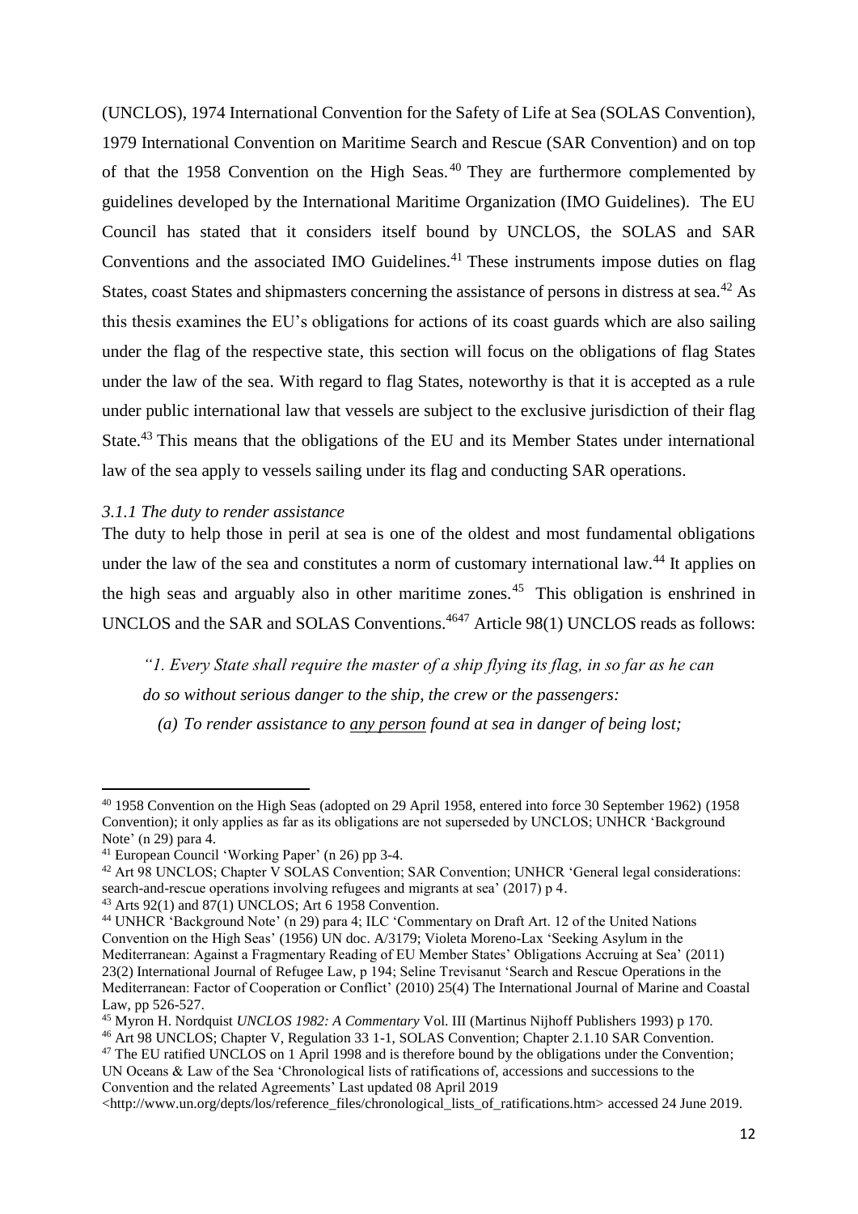(UNCLOS), 1974 International Convention for the Safety of Life at Sea (SOLAS Convention), 1979 International Convention on Maritime Search and Rescue (SAR Convention) and on top of that the 1958 Convention on the High Seas.[40] They are furthermore complemented by guidelines developed by the International Maritime Organization (IMO Guidelines). The EU Council has stated that it considers itself bound by UNCLOS, the SOLAS and SAR Conventions and the associated IMO Guidelines.[41] These instruments impose duties on flag States, coast States and shipmasters concerning the assistance of persons in distress at sea.[42] As this thesis examines the EU's obligations for actions of its coast guards which are also sailing under the flag of the respective state, this section will focus on the obligations of flag States under the law of the sea. With regard to flag States, noteworthy is that it is accepted as a rule under public international law that vessels are subject to the exclusive jurisdiction of their flag State.[43] This means that the obligations of the EU and its Member States under international law of the sea apply to vessels sailing under its flag and conducting SAR operations.

### *3.1.1 The duty to render assistance*

The duty to help those in peril at sea is one of the oldest and most fundamental obligations under the law of the sea and constitutes a norm of customary international law.[44] It applies on the high seas and arguably also in other maritime zones.[45] This obligation is enshrined in UNCLOS and the SAR and SOLAS Conventions.[46][47] Article 98(1) UNCLOS reads as follows:

> *"1. Every State shall require the master of a ship flying its flag, in so far as he can do so without serious danger to the ship, the crew or the passengers:*
>
> *(a) To render assistance to <u>any person</u> found at sea in danger of being lost;*

---

[40] 1958 Convention on the High Seas (adopted on 29 April 1958, entered into force 30 September 1962) (1958 Convention); it only applies as far as its obligations are not superseded by UNCLOS; UNHCR 'Background Note' (n 29) para 4.

[41] European Council 'Working Paper' (n 26) pp 3-4.

[42] Art 98 UNCLOS; Chapter V SOLAS Convention; SAR Convention; UNHCR 'General legal considerations: search-and-rescue operations involving refugees and migrants at sea' (2017) p 4.

[43] Arts 92(1) and 87(1) UNCLOS; Art 6 1958 Convention.

[44] UNHCR 'Background Note' (n 29) para 4; ILC 'Commentary on Draft Art. 12 of the United Nations Convention on the High Seas' (1956) UN doc. A/3179; Violeta Moreno-Lax 'Seeking Asylum in the Mediterranean: Against a Fragmentary Reading of EU Member States' Obligations Accruing at Sea' (2011) 23(2) International Journal of Refugee Law, p 194; Seline Trevisanut 'Search and Rescue Operations in the Mediterranean: Factor of Cooperation or Conflict' (2010) 25(4) The International Journal of Marine and Coastal Law, pp 526-527.

[45] Myron H. Nordquist *UNCLOS 1982: A Commentary* Vol. III (Martinus Nijhoff Publishers 1993) p 170.

[46] Art 98 UNCLOS; Chapter V, Regulation 33 1-1, SOLAS Convention; Chapter 2.1.10 SAR Convention.

[47] The EU ratified UNCLOS on 1 April 1998 and is therefore bound by the obligations under the Convention; UN Oceans & Law of the Sea 'Chronological lists of ratifications of, accessions and successions to the Convention and the related Agreements' Last updated 08 April 2019 <http://www.un.org/depts/los/reference_files/chronological_lists_of_ratifications.htm> accessed 24 June 2019.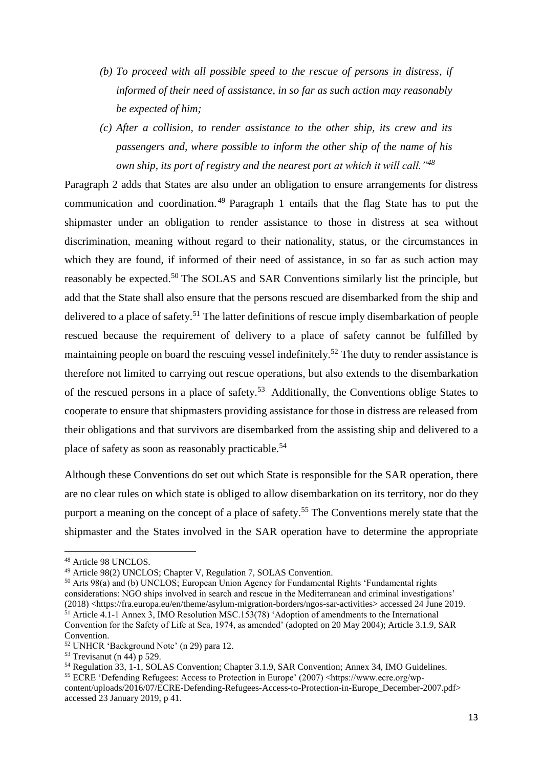*(b) To <u>proceed with all possible speed to the rescue of persons in distress</u>, if informed of their need of assistance, in so far as such action may reasonably be expected of him;*

*(c) After a collision, to render assistance to the other ship, its crew and its passengers and, where possible to inform the other ship of the name of his own ship, its port of registry and the nearest port at which it will call."*[48]

Paragraph 2 adds that States are also under an obligation to ensure arrangements for distress communication and coordination.[49] Paragraph 1 entails that the flag State has to put the shipmaster under an obligation to render assistance to those in distress at sea without discrimination, meaning without regard to their nationality, status, or the circumstances in which they are found, if informed of their need of assistance, in so far as such action may reasonably be expected.[50] The SOLAS and SAR Conventions similarly list the principle, but add that the State shall also ensure that the persons rescued are disembarked from the ship and delivered to a place of safety.[51] The latter definitions of rescue imply disembarkation of people rescued because the requirement of delivery to a place of safety cannot be fulfilled by maintaining people on board the rescuing vessel indefinitely.[52] The duty to render assistance is therefore not limited to carrying out rescue operations, but also extends to the disembarkation of the rescued persons in a place of safety.[53] Additionally, the Conventions oblige States to cooperate to ensure that shipmasters providing assistance for those in distress are released from their obligations and that survivors are disembarked from the assisting ship and delivered to a place of safety as soon as reasonably practicable.[54]

Although these Conventions do set out which State is responsible for the SAR operation, there are no clear rules on which state is obliged to allow disembarkation on its territory, nor do they purport a meaning on the concept of a place of safety.[55] The Conventions merely state that the shipmaster and the States involved in the SAR operation have to determine the appropriate

---

[48] Article 98 UNCLOS.

[49] Article 98(2) UNCLOS; Chapter V, Regulation 7, SOLAS Convention.

[50] Arts 98(a) and (b) UNCLOS; European Union Agency for Fundamental Rights 'Fundamental rights considerations: NGO ships involved in search and rescue in the Mediterranean and criminal investigations' (2018) <https://fra.europa.eu/en/theme/asylum-migration-borders/ngos-sar-activities> accessed 24 June 2019.

[51] Article 4.1-1 Annex 3, IMO Resolution MSC.153(78) 'Adoption of amendments to the International Convention for the Safety of Life at Sea, 1974, as amended' (adopted on 20 May 2004); Article 3.1.9, SAR Convention.

[52] UNHCR 'Background Note' (n 29) para 12.

[53] Trevisanut (n 44) p 529.

[54] Regulation 33, 1-1, SOLAS Convention; Chapter 3.1.9, SAR Convention; Annex 34, IMO Guidelines.

[55] ECRE 'Defending Refugees: Access to Protection in Europe' (2007) <https://www.ecre.org/wp-content/uploads/2016/07/ECRE-Defending-Refugees-Access-to-Protection-in-Europe_December-2007.pdf> accessed 23 January 2019, p 41.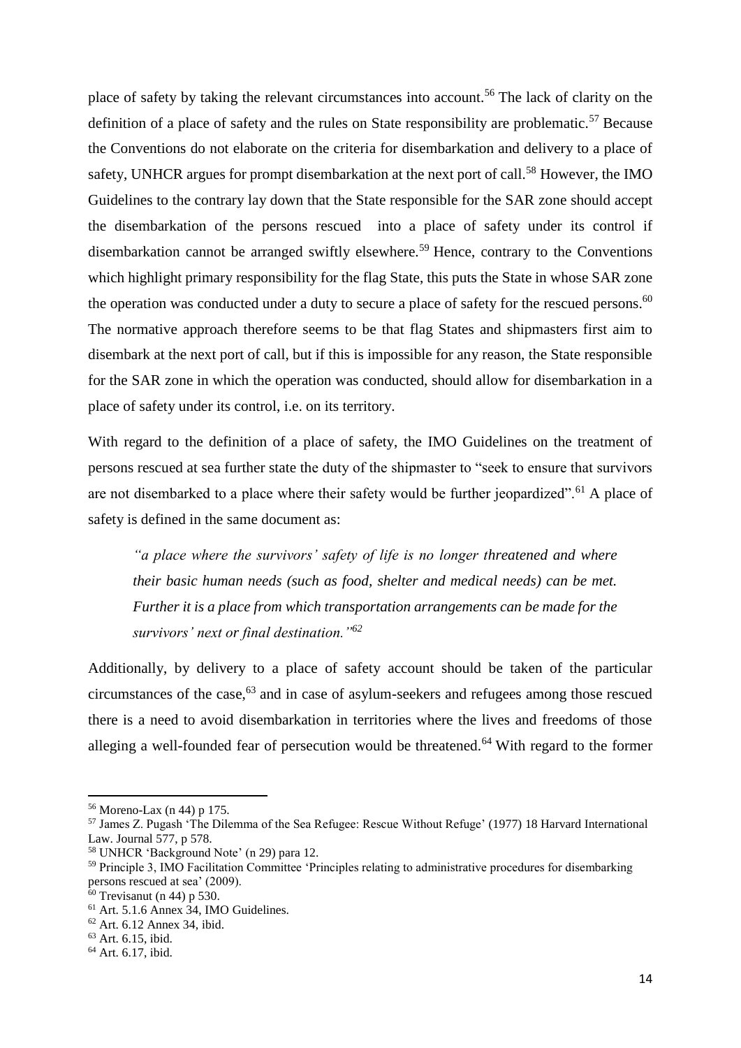place of safety by taking the relevant circumstances into account.[56] The lack of clarity on the definition of a place of safety and the rules on State responsibility are problematic.[57] Because the Conventions do not elaborate on the criteria for disembarkation and delivery to a place of safety, UNHCR argues for prompt disembarkation at the next port of call.[58] However, the IMO Guidelines to the contrary lay down that the State responsible for the SAR zone should accept the disembarkation of the persons rescued into a place of safety under its control if disembarkation cannot be arranged swiftly elsewhere.[59] Hence, contrary to the Conventions which highlight primary responsibility for the flag State, this puts the State in whose SAR zone the operation was conducted under a duty to secure a place of safety for the rescued persons.[60] The normative approach therefore seems to be that flag States and shipmasters first aim to disembark at the next port of call, but if this is impossible for any reason, the State responsible for the SAR zone in which the operation was conducted, should allow for disembarkation in a place of safety under its control, i.e. on its territory.

With regard to the definition of a place of safety, the IMO Guidelines on the treatment of persons rescued at sea further state the duty of the shipmaster to "seek to ensure that survivors are not disembarked to a place where their safety would be further jeopardized".[61] A place of safety is defined in the same document as:

> *"a place where the survivors' safety of life is no longer threatened and where their basic human needs (such as food, shelter and medical needs) can be met. Further it is a place from which transportation arrangements can be made for the survivors' next or final destination."*[62]

Additionally, by delivery to a place of safety account should be taken of the particular circumstances of the case,[63] and in case of asylum-seekers and refugees among those rescued there is a need to avoid disembarkation in territories where the lives and freedoms of those alleging a well-founded fear of persecution would be threatened.[64] With regard to the former

---

[56] Moreno-Lax (n 44) p 175.

[57] James Z. Pugash 'The Dilemma of the Sea Refugee: Rescue Without Refuge' (1977) 18 Harvard International Law. Journal 577, p 578.

[58] UNHCR 'Background Note' (n 29) para 12.

[59] Principle 3, IMO Facilitation Committee 'Principles relating to administrative procedures for disembarking persons rescued at sea' (2009).

[60] Trevisanut (n 44) p 530.

[61] Art. 5.1.6 Annex 34, IMO Guidelines.

[62] Art. 6.12 Annex 34, ibid.

[63] Art. 6.15, ibid.

[64] Art. 6.17, ibid.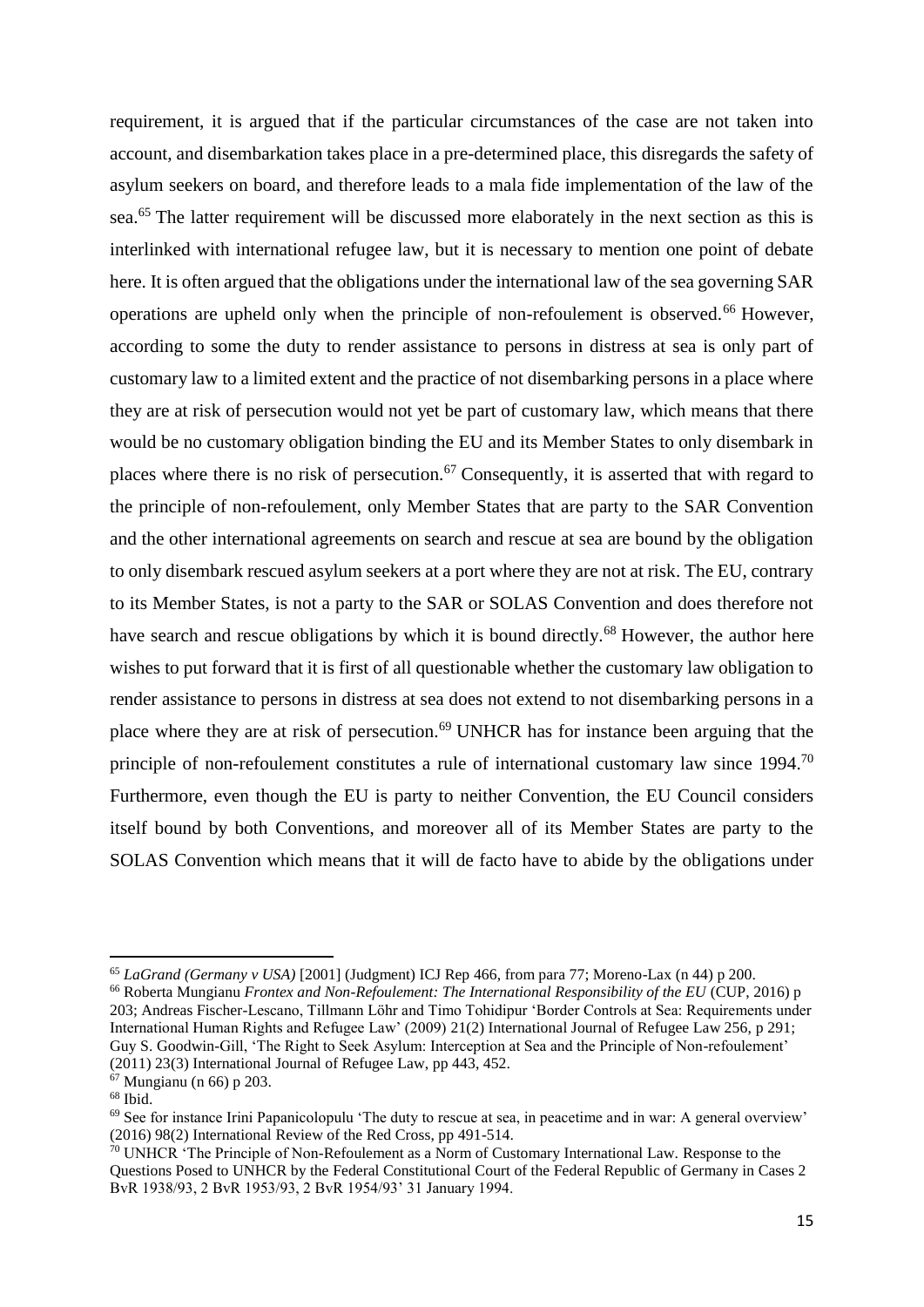requirement, it is argued that if the particular circumstances of the case are not taken into account, and disembarkation takes place in a pre-determined place, this disregards the safety of asylum seekers on board, and therefore leads to a mala fide implementation of the law of the sea.[65] The latter requirement will be discussed more elaborately in the next section as this is interlinked with international refugee law, but it is necessary to mention one point of debate here. It is often argued that the obligations under the international law of the sea governing SAR operations are upheld only when the principle of non-refoulement is observed.[66] However, according to some the duty to render assistance to persons in distress at sea is only part of customary law to a limited extent and the practice of not disembarking persons in a place where they are at risk of persecution would not yet be part of customary law, which means that there would be no customary obligation binding the EU and its Member States to only disembark in places where there is no risk of persecution.[67] Consequently, it is asserted that with regard to the principle of non-refoulement, only Member States that are party to the SAR Convention and the other international agreements on search and rescue at sea are bound by the obligation to only disembark rescued asylum seekers at a port where they are not at risk. The EU, contrary to its Member States, is not a party to the SAR or SOLAS Convention and does therefore not have search and rescue obligations by which it is bound directly.[68] However, the author here wishes to put forward that it is first of all questionable whether the customary law obligation to render assistance to persons in distress at sea does not extend to not disembarking persons in a place where they are at risk of persecution.[69] UNHCR has for instance been arguing that the principle of non-refoulement constitutes a rule of international customary law since 1994.[70] Furthermore, even though the EU is party to neither Convention, the EU Council considers itself bound by both Conventions, and moreover all of its Member States are party to the SOLAS Convention which means that it will de facto have to abide by the obligations under

---

[65] *LaGrand (Germany v USA)* [2001] (Judgment) ICJ Rep 466, from para 77; Moreno-Lax (n 44) p 200.

[66] Roberta Mungianu *Frontex and Non-Refoulement: The International Responsibility of the EU* (CUP, 2016) p 203; Andreas Fischer-Lescano, Tillmann Löhr and Timo Tohidipur 'Border Controls at Sea: Requirements under International Human Rights and Refugee Law' (2009) 21(2) International Journal of Refugee Law 256, p 291; Guy S. Goodwin-Gill, 'The Right to Seek Asylum: Interception at Sea and the Principle of Non-refoulement' (2011) 23(3) International Journal of Refugee Law, pp 443, 452.

[67] Mungianu (n 66) p 203.

[68] Ibid.

[69] See for instance Irini Papanicolopulu 'The duty to rescue at sea, in peacetime and in war: A general overview' (2016) 98(2) International Review of the Red Cross, pp 491-514.

[70] UNHCR 'The Principle of Non-Refoulement as a Norm of Customary International Law. Response to the Questions Posed to UNHCR by the Federal Constitutional Court of the Federal Republic of Germany in Cases 2 BvR 1938/93, 2 BvR 1953/93, 2 BvR 1954/93' 31 January 1994.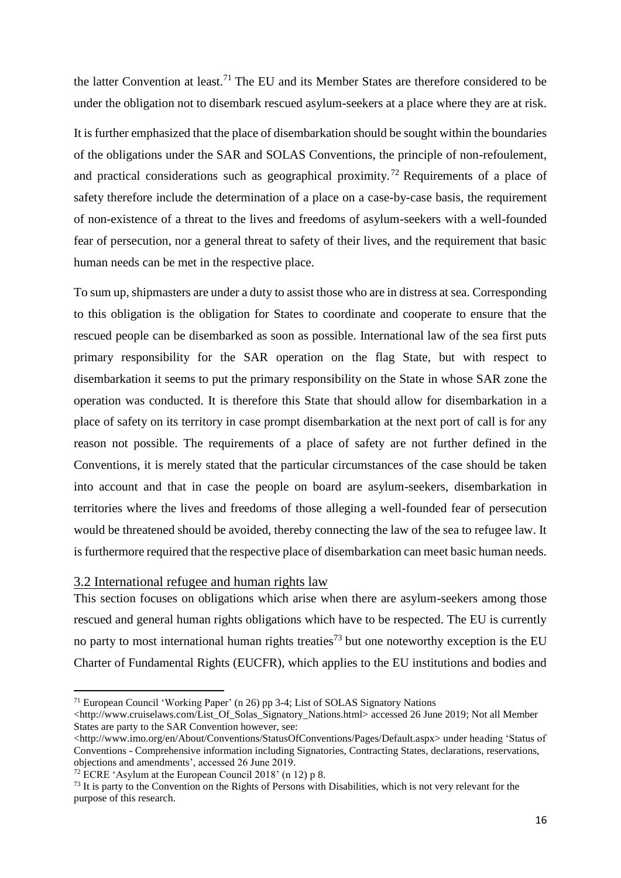the latter Convention at least.[71] The EU and its Member States are therefore considered to be under the obligation not to disembark rescued asylum-seekers at a place where they are at risk.

It is further emphasized that the place of disembarkation should be sought within the boundaries of the obligations under the SAR and SOLAS Conventions, the principle of non-refoulement, and practical considerations such as geographical proximity.[72] Requirements of a place of safety therefore include the determination of a place on a case-by-case basis, the requirement of non-existence of a threat to the lives and freedoms of asylum-seekers with a well-founded fear of persecution, nor a general threat to safety of their lives, and the requirement that basic human needs can be met in the respective place.

To sum up, shipmasters are under a duty to assist those who are in distress at sea. Corresponding to this obligation is the obligation for States to coordinate and cooperate to ensure that the rescued people can be disembarked as soon as possible. International law of the sea first puts primary responsibility for the SAR operation on the flag State, but with respect to disembarkation it seems to put the primary responsibility on the State in whose SAR zone the operation was conducted. It is therefore this State that should allow for disembarkation in a place of safety on its territory in case prompt disembarkation at the next port of call is for any reason not possible. The requirements of a place of safety are not further defined in the Conventions, it is merely stated that the particular circumstances of the case should be taken into account and that in case the people on board are asylum-seekers, disembarkation in territories where the lives and freedoms of those alleging a well-founded fear of persecution would be threatened should be avoided, thereby connecting the law of the sea to refugee law. It is furthermore required that the respective place of disembarkation can meet basic human needs.

## 3.2 International refugee and human rights law

This section focuses on obligations which arise when there are asylum-seekers among those rescued and general human rights obligations which have to be respected. The EU is currently no party to most international human rights treaties[73] but one noteworthy exception is the EU Charter of Fundamental Rights (EUCFR), which applies to the EU institutions and bodies and

---

[71] European Council 'Working Paper' (n 26) pp 3-4; List of SOLAS Signatory Nations <http://www.cruiselaws.com/List_Of_Solas_Signatory_Nations.html> accessed 26 June 2019; Not all Member States are party to the SAR Convention however, see: <http://www.imo.org/en/About/Conventions/StatusOfConventions/Pages/Default.aspx> under heading 'Status of Conventions - Comprehensive information including Signatories, Contracting States, declarations, reservations, objections and amendments', accessed 26 June 2019.

[72] ECRE 'Asylum at the European Council 2018' (n 12) p 8.

[73] It is party to the Convention on the Rights of Persons with Disabilities, which is not very relevant for the purpose of this research.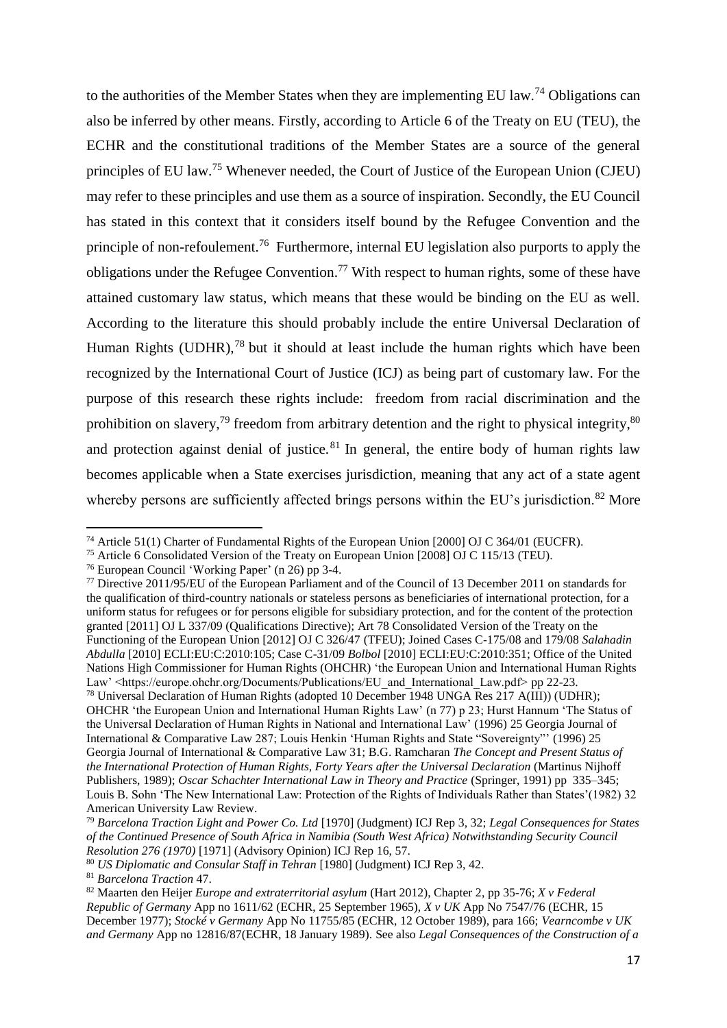to the authorities of the Member States when they are implementing EU law.[74] Obligations can also be inferred by other means. Firstly, according to Article 6 of the Treaty on EU (TEU), the ECHR and the constitutional traditions of the Member States are a source of the general principles of EU law.[75] Whenever needed, the Court of Justice of the European Union (CJEU) may refer to these principles and use them as a source of inspiration. Secondly, the EU Council has stated in this context that it considers itself bound by the Refugee Convention and the principle of non-refoulement.[76] Furthermore, internal EU legislation also purports to apply the obligations under the Refugee Convention.[77] With respect to human rights, some of these have attained customary law status, which means that these would be binding on the EU as well. According to the literature this should probably include the entire Universal Declaration of Human Rights (UDHR),[78] but it should at least include the human rights which have been recognized by the International Court of Justice (ICJ) as being part of customary law. For the purpose of this research these rights include: freedom from racial discrimination and the prohibition on slavery,[79] freedom from arbitrary detention and the right to physical integrity,[80] and protection against denial of justice.[81] In general, the entire body of human rights law becomes applicable when a State exercises jurisdiction, meaning that any act of a state agent whereby persons are sufficiently affected brings persons within the EU's jurisdiction.[82] More

---

[74] Article 51(1) Charter of Fundamental Rights of the European Union [2000] OJ C 364/01 (EUCFR).

[75] Article 6 Consolidated Version of the Treaty on European Union [2008] OJ C 115/13 (TEU).

[76] European Council 'Working Paper' (n 26) pp 3-4.

[77] Directive 2011/95/EU of the European Parliament and of the Council of 13 December 2011 on standards for the qualification of third-country nationals or stateless persons as beneficiaries of international protection, for a uniform status for refugees or for persons eligible for subsidiary protection, and for the content of the protection granted [2011] OJ L 337/09 (Qualifications Directive); Art 78 Consolidated Version of the Treaty on the Functioning of the European Union [2012] OJ C 326/47 (TFEU); Joined Cases C-175/08 and 179/08 *Salahadin Abdulla* [2010] ECLI:EU:C:2010:105; Case C-31/09 *Bolbol* [2010] ECLI:EU:C:2010:351; Office of the United Nations High Commissioner for Human Rights (OHCHR) 'the European Union and International Human Rights Law' <https://europe.ohchr.org/Documents/Publications/EU_and_International_Law.pdf> pp 22-23.

[78] Universal Declaration of Human Rights (adopted 10 December 1948 UNGA Res 217 A(III)) (UDHR); OHCHR 'the European Union and International Human Rights Law' (n 77) p 23; Hurst Hannum 'The Status of the Universal Declaration of Human Rights in National and International Law' (1996) 25 Georgia Journal of International & Comparative Law 287; Louis Henkin 'Human Rights and State "Sovereignty"' (1996) 25 Georgia Journal of International & Comparative Law 31; B.G. Ramcharan *The Concept and Present Status of the International Protection of Human Rights, Forty Years after the Universal Declaration* (Martinus Nijhoff Publishers, 1989); *Oscar Schachter International Law in Theory and Practice* (Springer, 1991) pp 335–345; Louis B. Sohn 'The New International Law: Protection of the Rights of Individuals Rather than States'(1982) 32 American University Law Review.

[79] *Barcelona Traction Light and Power Co. Ltd* [1970] (Judgment) ICJ Rep 3, 32; *Legal Consequences for States of the Continued Presence of South Africa in Namibia (South West Africa) Notwithstanding Security Council Resolution 276 (1970)* [1971] (Advisory Opinion) ICJ Rep 16, 57.

[80] *US Diplomatic and Consular Staff in Tehran* [1980] (Judgment) ICJ Rep 3, 42.

[81] *Barcelona Traction* 47.

[82] Maarten den Heijer *Europe and extraterritorial asylum* (Hart 2012), Chapter 2, pp 35-76; *X v Federal Republic of Germany* App no 1611/62 (ECHR, 25 September 1965), *X v UK* App No 7547/76 (ECHR, 15 December 1977); *Stocké v Germany* App No 11755/85 (ECHR, 12 October 1989), para 166; *Vearncombe v UK and Germany* App no 12816/87(ECHR, 18 January 1989). See also *Legal Consequences of the Construction of a*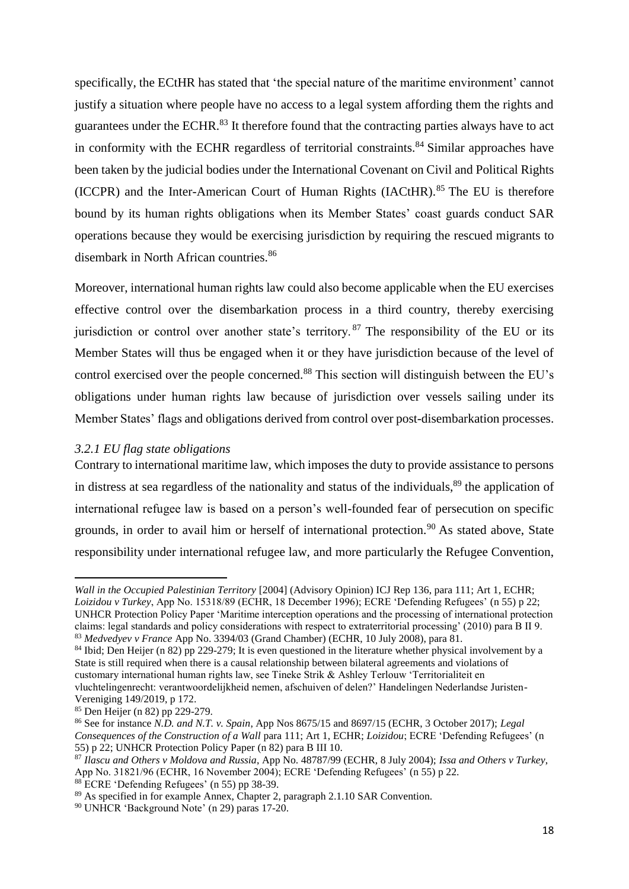specifically, the ECtHR has stated that 'the special nature of the maritime environment' cannot justify a situation where people have no access to a legal system affording them the rights and guarantees under the ECHR.[83] It therefore found that the contracting parties always have to act in conformity with the ECHR regardless of territorial constraints.[84] Similar approaches have been taken by the judicial bodies under the International Covenant on Civil and Political Rights (ICCPR) and the Inter-American Court of Human Rights (IACtHR).[85] The EU is therefore bound by its human rights obligations when its Member States' coast guards conduct SAR operations because they would be exercising jurisdiction by requiring the rescued migrants to disembark in North African countries.[86]

Moreover, international human rights law could also become applicable when the EU exercises effective control over the disembarkation process in a third country, thereby exercising jurisdiction or control over another state's territory.[87] The responsibility of the EU or its Member States will thus be engaged when it or they have jurisdiction because of the level of control exercised over the people concerned.[88] This section will distinguish between the EU's obligations under human rights law because of jurisdiction over vessels sailing under its Member States' flags and obligations derived from control over post-disembarkation processes.

### *3.2.1 EU flag state obligations*

Contrary to international maritime law, which imposes the duty to provide assistance to persons in distress at sea regardless of the nationality and status of the individuals,[89] the application of international refugee law is based on a person's well-founded fear of persecution on specific grounds, in order to avail him or herself of international protection.[90] As stated above, State responsibility under international refugee law, and more particularly the Refugee Convention,

---

*Wall in the Occupied Palestinian Territory* [2004] (Advisory Opinion) ICJ Rep 136, para 111; Art 1, ECHR; *Loizidou v Turkey*, App No. 15318/89 (ECHR, 18 December 1996); ECRE 'Defending Refugees' (n 55) p 22; UNHCR Protection Policy Paper 'Maritime interception operations and the processing of international protection claims: legal standards and policy considerations with respect to extraterritorial processing' (2010) para B II 9.

[83] *Medvedyev v France* App No. 3394/03 (Grand Chamber) (ECHR, 10 July 2008), para 81.

[84] Ibid; Den Heijer (n 82) pp 229-279; It is even questioned in the literature whether physical involvement by a State is still required when there is a causal relationship between bilateral agreements and violations of customary international human rights law, see Tineke Strik & Ashley Terlouw 'Territorialiteit en vluchtelingenrecht: verantwoordelijkheid nemen, afschuiven of delen?' Handelingen Nederlandse Juristen-Vereniging 149/2019, p 172.

[85] Den Heijer (n 82) pp 229-279.

[86] See for instance *N.D. and N.T. v. Spain*, App Nos 8675/15 and 8697/15 (ECHR, 3 October 2017); *Legal Consequences of the Construction of a Wall* para 111; Art 1, ECHR; *Loizidou*; ECRE 'Defending Refugees' (n 55) p 22; UNHCR Protection Policy Paper (n 82) para B III 10.

[87] *Ilascu and Others v Moldova and Russia*, App No. 48787/99 (ECHR, 8 July 2004); *Issa and Others v Turkey*, App No. 31821/96 (ECHR, 16 November 2004); ECRE 'Defending Refugees' (n 55) p 22.

[88] ECRE 'Defending Refugees' (n 55) pp 38-39.

[89] As specified in for example Annex, Chapter 2, paragraph 2.1.10 SAR Convention.

[90] UNHCR 'Background Note' (n 29) paras 17-20.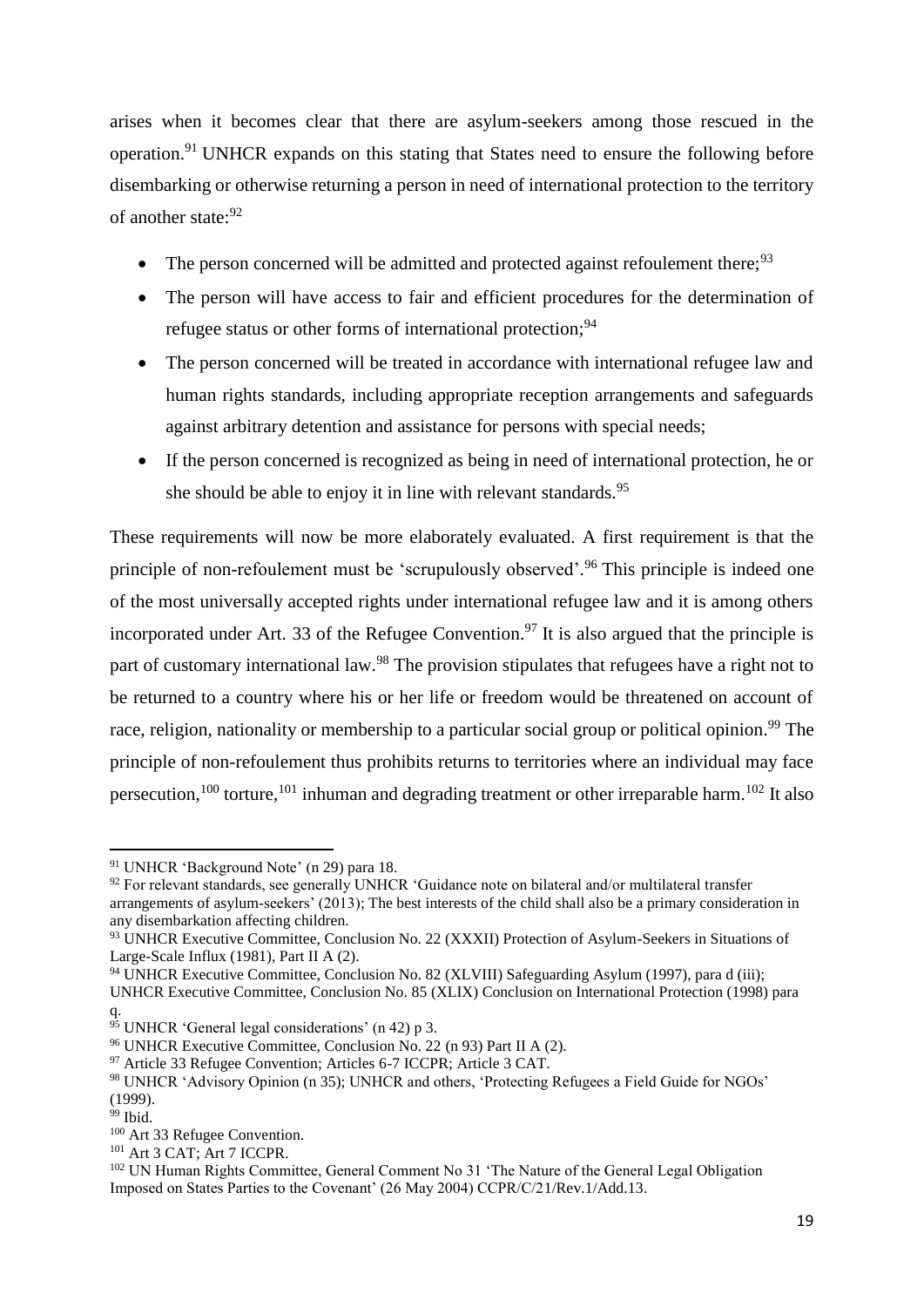arises when it becomes clear that there are asylum-seekers among those rescued in the operation.[91] UNHCR expands on this stating that States need to ensure the following before disembarking or otherwise returning a person in need of international protection to the territory of another state:[92]

- The person concerned will be admitted and protected against refoulement there;[93]
- The person will have access to fair and efficient procedures for the determination of refugee status or other forms of international protection;[94]
- The person concerned will be treated in accordance with international refugee law and human rights standards, including appropriate reception arrangements and safeguards against arbitrary detention and assistance for persons with special needs;
- If the person concerned is recognized as being in need of international protection, he or she should be able to enjoy it in line with relevant standards.[95]

These requirements will now be more elaborately evaluated. A first requirement is that the principle of non-refoulement must be 'scrupulously observed'.[96] This principle is indeed one of the most universally accepted rights under international refugee law and it is among others incorporated under Art. 33 of the Refugee Convention.[97] It is also argued that the principle is part of customary international law.[98] The provision stipulates that refugees have a right not to be returned to a country where his or her life or freedom would be threatened on account of race, religion, nationality or membership to a particular social group or political opinion.[99] The principle of non-refoulement thus prohibits returns to territories where an individual may face persecution,[100] torture,[101] inhuman and degrading treatment or other irreparable harm.[102] It also

---

[91] UNHCR 'Background Note' (n 29) para 18.

[92] For relevant standards, see generally UNHCR 'Guidance note on bilateral and/or multilateral transfer arrangements of asylum-seekers' (2013); The best interests of the child shall also be a primary consideration in any disembarkation affecting children.

[93] UNHCR Executive Committee, Conclusion No. 22 (XXXII) Protection of Asylum-Seekers in Situations of Large-Scale Influx (1981), Part II A (2).

[94] UNHCR Executive Committee, Conclusion No. 82 (XLVIII) Safeguarding Asylum (1997), para d (iii); UNHCR Executive Committee, Conclusion No. 85 (XLIX) Conclusion on International Protection (1998) para q.

[95] UNHCR 'General legal considerations' (n 42) p 3.

[96] UNHCR Executive Committee, Conclusion No. 22 (n 93) Part II A (2).

[97] Article 33 Refugee Convention; Articles 6-7 ICCPR; Article 3 CAT.

[98] UNHCR 'Advisory Opinion (n 35); UNHCR and others, 'Protecting Refugees a Field Guide for NGOs' (1999).

[99] Ibid.

[100] Art 33 Refugee Convention.

[101] Art 3 CAT; Art 7 ICCPR.

[102] UN Human Rights Committee, General Comment No 31 'The Nature of the General Legal Obligation Imposed on States Parties to the Covenant' (26 May 2004) CCPR/C/21/Rev.1/Add.13.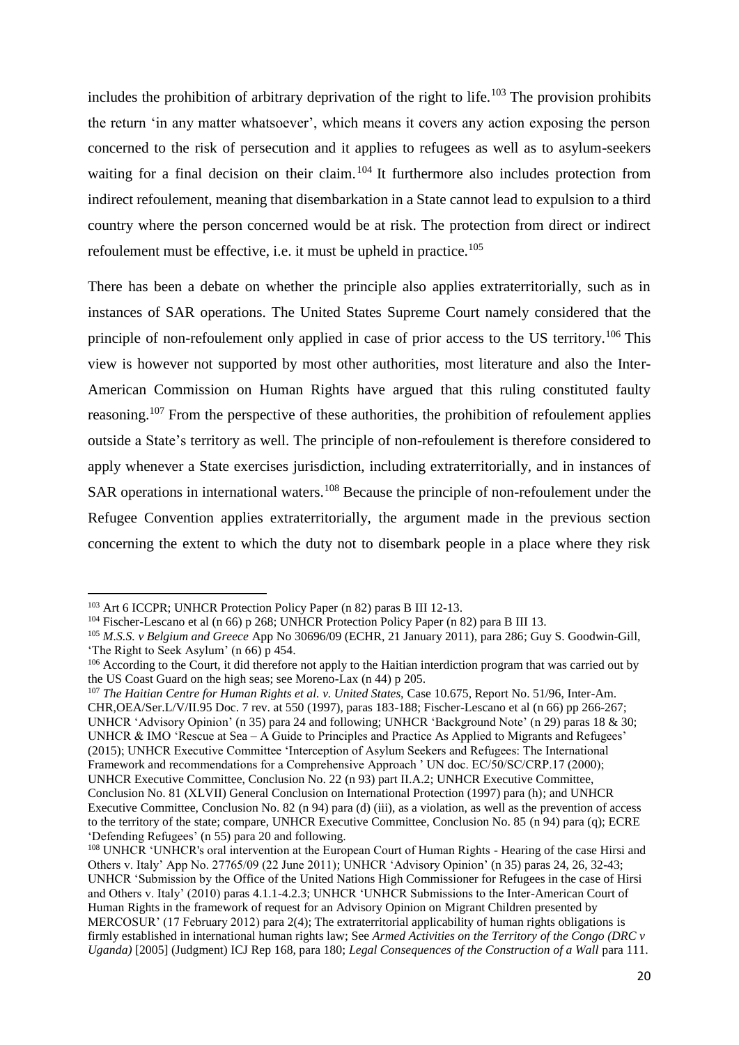includes the prohibition of arbitrary deprivation of the right to life.[103] The provision prohibits the return 'in any matter whatsoever', which means it covers any action exposing the person concerned to the risk of persecution and it applies to refugees as well as to asylum-seekers waiting for a final decision on their claim.[104] It furthermore also includes protection from indirect refoulement, meaning that disembarkation in a State cannot lead to expulsion to a third country where the person concerned would be at risk. The protection from direct or indirect refoulement must be effective, i.e. it must be upheld in practice.[105]

There has been a debate on whether the principle also applies extraterritorially, such as in instances of SAR operations. The United States Supreme Court namely considered that the principle of non-refoulement only applied in case of prior access to the US territory.[106] This view is however not supported by most other authorities, most literature and also the Inter-American Commission on Human Rights have argued that this ruling constituted faulty reasoning.[107] From the perspective of these authorities, the prohibition of refoulement applies outside a State's territory as well. The principle of non-refoulement is therefore considered to apply whenever a State exercises jurisdiction, including extraterritorially, and in instances of SAR operations in international waters.[108] Because the principle of non-refoulement under the Refugee Convention applies extraterritorially, the argument made in the previous section concerning the extent to which the duty not to disembark people in a place where they risk

---

[103] Art 6 ICCPR; UNHCR Protection Policy Paper (n 82) paras B III 12-13.

[104] Fischer-Lescano et al (n 66) p 268; UNHCR Protection Policy Paper (n 82) para B III 13.

[105] *M.S.S. v Belgium and Greece* App No 30696/09 (ECHR, 21 January 2011), para 286; Guy S. Goodwin-Gill, 'The Right to Seek Asylum' (n 66) p 454.

[106] According to the Court, it did therefore not apply to the Haitian interdiction program that was carried out by the US Coast Guard on the high seas; see Moreno-Lax (n 44) p 205.

[107] *The Haitian Centre for Human Rights et al. v. United States*, Case 10.675, Report No. 51/96, Inter-Am. CHR,OEA/Ser.L/V/II.95 Doc. 7 rev. at 550 (1997), paras 183-188; Fischer-Lescano et al (n 66) pp 266-267; UNHCR 'Advisory Opinion' (n 35) para 24 and following; UNHCR 'Background Note' (n 29) paras 18 & 30; UNHCR & IMO 'Rescue at Sea – A Guide to Principles and Practice As Applied to Migrants and Refugees' (2015); UNHCR Executive Committee 'Interception of Asylum Seekers and Refugees: The International Framework and recommendations for a Comprehensive Approach ' UN doc. EC/50/SC/CRP.17 (2000); UNHCR Executive Committee, Conclusion No. 22 (n 93) part II.A.2; UNHCR Executive Committee, Conclusion No. 81 (XLVII) General Conclusion on International Protection (1997) para (h); and UNHCR Executive Committee, Conclusion No. 82 (n 94) para (d) (iii), as a violation, as well as the prevention of access to the territory of the state; compare, UNHCR Executive Committee, Conclusion No. 85 (n 94) para (q); ECRE 'Defending Refugees' (n 55) para 20 and following.

[108] UNHCR 'UNHCR's oral intervention at the European Court of Human Rights - Hearing of the case Hirsi and Others v. Italy' App No. 27765/09 (22 June 2011); UNHCR 'Advisory Opinion' (n 35) paras 24, 26, 32-43; UNHCR 'Submission by the Office of the United Nations High Commissioner for Refugees in the case of Hirsi and Others v. Italy' (2010) paras 4.1.1-4.2.3; UNHCR 'UNHCR Submissions to the Inter-American Court of Human Rights in the framework of request for an Advisory Opinion on Migrant Children presented by MERCOSUR' (17 February 2012) para 2(4); The extraterritorial applicability of human rights obligations is firmly established in international human rights law; See *Armed Activities on the Territory of the Congo (DRC v Uganda)* [2005] (Judgment) ICJ Rep 168, para 180; *Legal Consequences of the Construction of a Wall* para 111.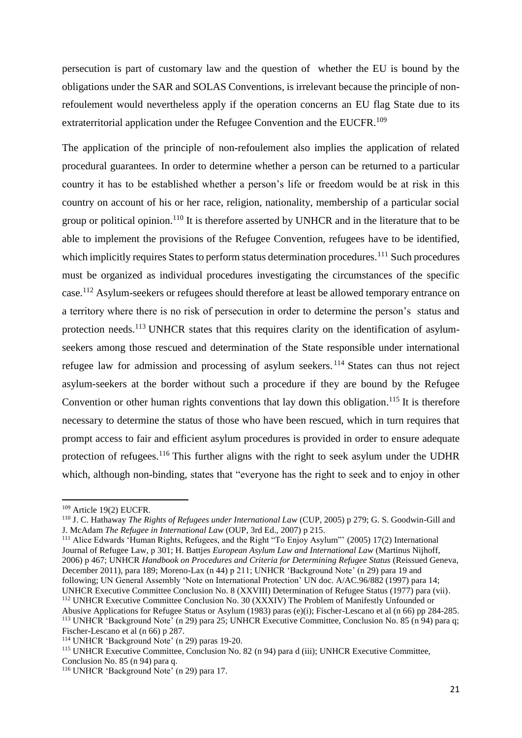persecution is part of customary law and the question of whether the EU is bound by the obligations under the SAR and SOLAS Conventions, is irrelevant because the principle of non-refoulement would nevertheless apply if the operation concerns an EU flag State due to its extraterritorial application under the Refugee Convention and the EUCFR.[109]

The application of the principle of non-refoulement also implies the application of related procedural guarantees. In order to determine whether a person can be returned to a particular country it has to be established whether a person's life or freedom would be at risk in this country on account of his or her race, religion, nationality, membership of a particular social group or political opinion.[110] It is therefore asserted by UNHCR and in the literature that to be able to implement the provisions of the Refugee Convention, refugees have to be identified, which implicitly requires States to perform status determination procedures.[111] Such procedures must be organized as individual procedures investigating the circumstances of the specific case.[112] Asylum-seekers or refugees should therefore at least be allowed temporary entrance on a territory where there is no risk of persecution in order to determine the person's status and protection needs.[113] UNHCR states that this requires clarity on the identification of asylum-seekers among those rescued and determination of the State responsible under international refugee law for admission and processing of asylum seekers.[114] States can thus not reject asylum-seekers at the border without such a procedure if they are bound by the Refugee Convention or other human rights conventions that lay down this obligation.[115] It is therefore necessary to determine the status of those who have been rescued, which in turn requires that prompt access to fair and efficient asylum procedures is provided in order to ensure adequate protection of refugees.[116] This further aligns with the right to seek asylum under the UDHR which, although non-binding, states that "everyone has the right to seek and to enjoy in other

---

[109] Article 19(2) EUCFR.

[110] J. C. Hathaway *The Rights of Refugees under International Law* (CUP, 2005) p 279; G. S. Goodwin-Gill and J. McAdam *The Refugee in International Law* (OUP, 3rd Ed., 2007) p 215.

[111] Alice Edwards 'Human Rights, Refugees, and the Right "To Enjoy Asylum"' (2005) 17(2) International Journal of Refugee Law, p 301; H. Battjes *European Asylum Law and International Law* (Martinus Nijhoff, 2006) p 467; UNHCR *Handbook on Procedures and Criteria for Determining Refugee Status* (Reissued Geneva, December 2011), para 189; Moreno-Lax (n 44) p 211; UNHCR 'Background Note' (n 29) para 19 and following; UN General Assembly 'Note on International Protection' UN doc. A/AC.96/882 (1997) para 14; UNHCR Executive Committee Conclusion No. 8 (XXVIII) Determination of Refugee Status (1977) para (vii).

[112] UNHCR Executive Committee Conclusion No. 30 (XXXIV) The Problem of Manifestly Unfounded or Abusive Applications for Refugee Status or Asylum (1983) paras (e)(i); Fischer-Lescano et al (n 66) pp 284-285.

[113] UNHCR 'Background Note' (n 29) para 25; UNHCR Executive Committee, Conclusion No. 85 (n 94) para q; Fischer-Lescano et al (n 66) p 287.

[114] UNHCR 'Background Note' (n 29) paras 19-20.

[115] UNHCR Executive Committee, Conclusion No. 82 (n 94) para d (iii); UNHCR Executive Committee, Conclusion No. 85 (n 94) para q.

[116] UNHCR 'Background Note' (n 29) para 17.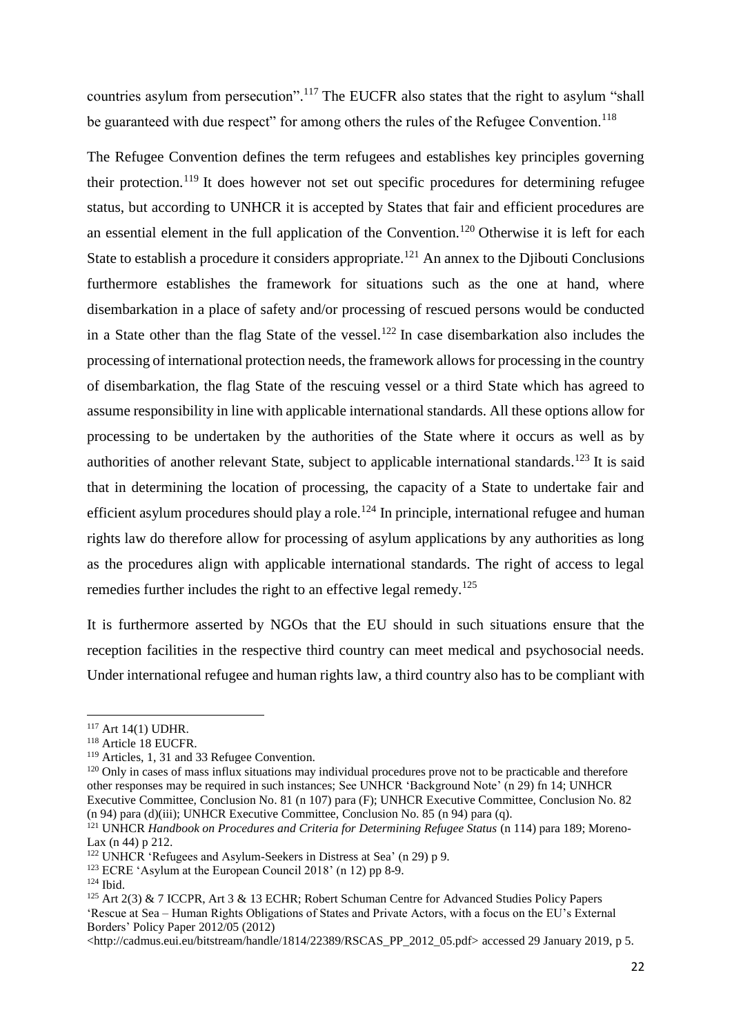countries asylum from persecution".[117] The EUCFR also states that the right to asylum "shall be guaranteed with due respect" for among others the rules of the Refugee Convention.[118]

The Refugee Convention defines the term refugees and establishes key principles governing their protection.[119] It does however not set out specific procedures for determining refugee status, but according to UNHCR it is accepted by States that fair and efficient procedures are an essential element in the full application of the Convention.[120] Otherwise it is left for each State to establish a procedure it considers appropriate.[121] An annex to the Djibouti Conclusions furthermore establishes the framework for situations such as the one at hand, where disembarkation in a place of safety and/or processing of rescued persons would be conducted in a State other than the flag State of the vessel.[122] In case disembarkation also includes the processing of international protection needs, the framework allows for processing in the country of disembarkation, the flag State of the rescuing vessel or a third State which has agreed to assume responsibility in line with applicable international standards. All these options allow for processing to be undertaken by the authorities of the State where it occurs as well as by authorities of another relevant State, subject to applicable international standards.[123] It is said that in determining the location of processing, the capacity of a State to undertake fair and efficient asylum procedures should play a role.[124] In principle, international refugee and human rights law do therefore allow for processing of asylum applications by any authorities as long as the procedures align with applicable international standards. The right of access to legal remedies further includes the right to an effective legal remedy.[125]

It is furthermore asserted by NGOs that the EU should in such situations ensure that the reception facilities in the respective third country can meet medical and psychosocial needs. Under international refugee and human rights law, a third country also has to be compliant with

---

[117] Art 14(1) UDHR.

[118] Article 18 EUCFR.

[119] Articles, 1, 31 and 33 Refugee Convention.

[120] Only in cases of mass influx situations may individual procedures prove not to be practicable and therefore other responses may be required in such instances; See UNHCR 'Background Note' (n 29) fn 14; UNHCR Executive Committee, Conclusion No. 81 (n 107) para (F); UNHCR Executive Committee, Conclusion No. 82 (n 94) para (d)(iii); UNHCR Executive Committee, Conclusion No. 85 (n 94) para (q).

[121] UNHCR *Handbook on Procedures and Criteria for Determining Refugee Status* (n 114) para 189; Moreno-Lax (n 44) p 212.

[122] UNHCR 'Refugees and Asylum-Seekers in Distress at Sea' (n 29) p 9.

[123] ECRE 'Asylum at the European Council 2018' (n 12) pp 8-9.

[124] Ibid.

[125] Art 2(3) & 7 ICCPR, Art 3 & 13 ECHR; Robert Schuman Centre for Advanced Studies Policy Papers 'Rescue at Sea – Human Rights Obligations of States and Private Actors, with a focus on the EU's External Borders' Policy Paper 2012/05 (2012) <http://cadmus.eui.eu/bitstream/handle/1814/22389/RSCAS_PP_2012_05.pdf> accessed 29 January 2019, p 5.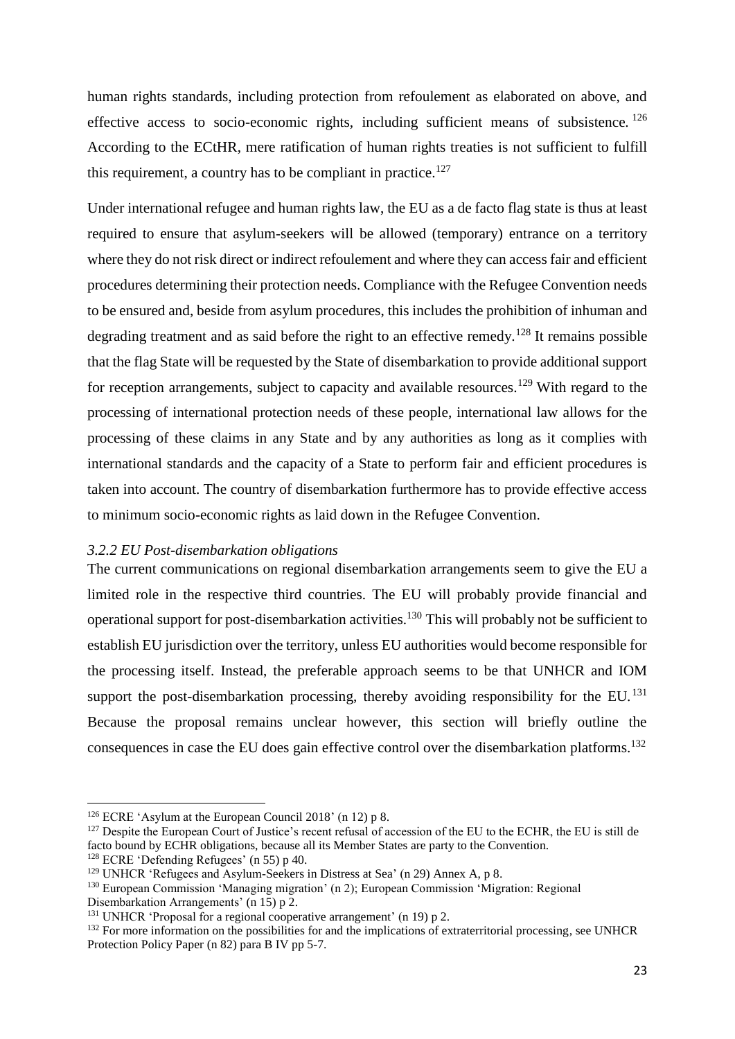human rights standards, including protection from refoulement as elaborated on above, and effective access to socio-economic rights, including sufficient means of subsistence.[126] According to the ECtHR, mere ratification of human rights treaties is not sufficient to fulfill this requirement, a country has to be compliant in practice.[127]

Under international refugee and human rights law, the EU as a de facto flag state is thus at least required to ensure that asylum-seekers will be allowed (temporary) entrance on a territory where they do not risk direct or indirect refoulement and where they can access fair and efficient procedures determining their protection needs. Compliance with the Refugee Convention needs to be ensured and, beside from asylum procedures, this includes the prohibition of inhuman and degrading treatment and as said before the right to an effective remedy.[128] It remains possible that the flag State will be requested by the State of disembarkation to provide additional support for reception arrangements, subject to capacity and available resources.[129] With regard to the processing of international protection needs of these people, international law allows for the processing of these claims in any State and by any authorities as long as it complies with international standards and the capacity of a State to perform fair and efficient procedures is taken into account. The country of disembarkation furthermore has to provide effective access to minimum socio-economic rights as laid down in the Refugee Convention.

### *3.2.2 EU Post-disembarkation obligations*

The current communications on regional disembarkation arrangements seem to give the EU a limited role in the respective third countries. The EU will probably provide financial and operational support for post-disembarkation activities.[130] This will probably not be sufficient to establish EU jurisdiction over the territory, unless EU authorities would become responsible for the processing itself. Instead, the preferable approach seems to be that UNHCR and IOM support the post-disembarkation processing, thereby avoiding responsibility for the EU.[131] Because the proposal remains unclear however, this section will briefly outline the consequences in case the EU does gain effective control over the disembarkation platforms.[132]

---

[126] ECRE 'Asylum at the European Council 2018' (n 12) p 8.

[127] Despite the European Court of Justice's recent refusal of accession of the EU to the ECHR, the EU is still de facto bound by ECHR obligations, because all its Member States are party to the Convention.

[128] ECRE 'Defending Refugees' (n 55) p 40.

[129] UNHCR 'Refugees and Asylum-Seekers in Distress at Sea' (n 29) Annex A, p 8.

[130] European Commission 'Managing migration' (n 2); European Commission 'Migration: Regional Disembarkation Arrangements' (n 15) p 2.

[131] UNHCR 'Proposal for a regional cooperative arrangement' (n 19) p 2.

[132] For more information on the possibilities for and the implications of extraterritorial processing, see UNHCR Protection Policy Paper (n 82) para B IV pp 5-7.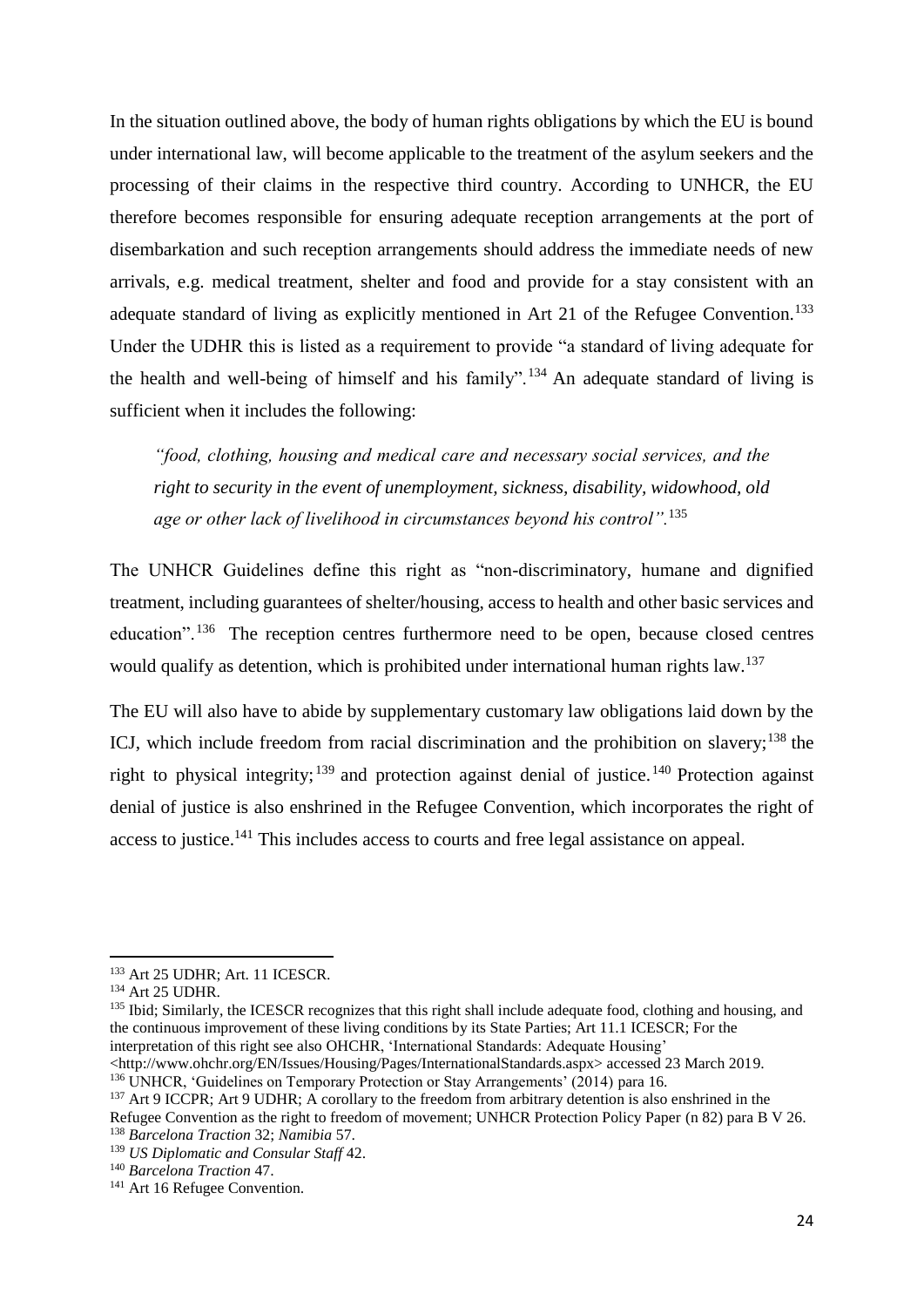In the situation outlined above, the body of human rights obligations by which the EU is bound under international law, will become applicable to the treatment of the asylum seekers and the processing of their claims in the respective third country. According to UNHCR, the EU therefore becomes responsible for ensuring adequate reception arrangements at the port of disembarkation and such reception arrangements should address the immediate needs of new arrivals, e.g. medical treatment, shelter and food and provide for a stay consistent with an adequate standard of living as explicitly mentioned in Art 21 of the Refugee Convention.[133] Under the UDHR this is listed as a requirement to provide "a standard of living adequate for the health and well-being of himself and his family".[134] An adequate standard of living is sufficient when it includes the following:

> *"food, clothing, housing and medical care and necessary social services, and the right to security in the event of unemployment, sickness, disability, widowhood, old age or other lack of livelihood in circumstances beyond his control".*[135]

The UNHCR Guidelines define this right as "non-discriminatory, humane and dignified treatment, including guarantees of shelter/housing, access to health and other basic services and education".[136] The reception centres furthermore need to be open, because closed centres would qualify as detention, which is prohibited under international human rights law.[137]

The EU will also have to abide by supplementary customary law obligations laid down by the ICJ, which include freedom from racial discrimination and the prohibition on slavery;[138] the right to physical integrity;[139] and protection against denial of justice.[140] Protection against denial of justice is also enshrined in the Refugee Convention, which incorporates the right of access to justice.[141] This includes access to courts and free legal assistance on appeal.

---

[133] Art 25 UDHR; Art. 11 ICESCR.

[134] Art 25 UDHR.

[135] Ibid; Similarly, the ICESCR recognizes that this right shall include adequate food, clothing and housing, and the continuous improvement of these living conditions by its State Parties; Art 11.1 ICESCR; For the interpretation of this right see also OHCHR, 'International Standards: Adequate Housing' <http://www.ohchr.org/EN/Issues/Housing/Pages/InternationalStandards.aspx> accessed 23 March 2019.

[136] UNHCR, 'Guidelines on Temporary Protection or Stay Arrangements' (2014) para 16.

[137] Art 9 ICCPR; Art 9 UDHR; A corollary to the freedom from arbitrary detention is also enshrined in the Refugee Convention as the right to freedom of movement; UNHCR Protection Policy Paper (n 82) para B V 26.

[138] *Barcelona Traction* 32; *Namibia* 57.

[139] *US Diplomatic and Consular Staff* 42.

[140] *Barcelona Traction* 47.

[141] Art 16 Refugee Convention.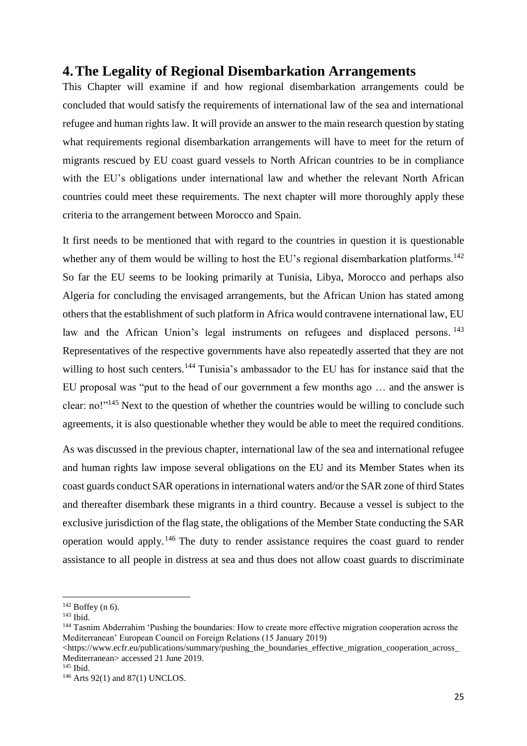## 4. The Legality of Regional Disembarkation Arrangements

This Chapter will examine if and how regional disembarkation arrangements could be concluded that would satisfy the requirements of international law of the sea and international refugee and human rights law. It will provide an answer to the main research question by stating what requirements regional disembarkation arrangements will have to meet for the return of migrants rescued by EU coast guard vessels to North African countries to be in compliance with the EU's obligations under international law and whether the relevant North African countries could meet these requirements. The next chapter will more thoroughly apply these criteria to the arrangement between Morocco and Spain.

It first needs to be mentioned that with regard to the countries in question it is questionable whether any of them would be willing to host the EU's regional disembarkation platforms.[142] So far the EU seems to be looking primarily at Tunisia, Libya, Morocco and perhaps also Algeria for concluding the envisaged arrangements, but the African Union has stated among others that the establishment of such platform in Africa would contravene international law, EU law and the African Union's legal instruments on refugees and displaced persons.[143] Representatives of the respective governments have also repeatedly asserted that they are not willing to host such centers.[144] Tunisia's ambassador to the EU has for instance said that the EU proposal was "put to the head of our government a few months ago … and the answer is clear: no!"[145] Next to the question of whether the countries would be willing to conclude such agreements, it is also questionable whether they would be able to meet the required conditions.

As was discussed in the previous chapter, international law of the sea and international refugee and human rights law impose several obligations on the EU and its Member States when its coast guards conduct SAR operations in international waters and/or the SAR zone of third States and thereafter disembark these migrants in a third country. Because a vessel is subject to the exclusive jurisdiction of the flag state, the obligations of the Member State conducting the SAR operation would apply.[146] The duty to render assistance requires the coast guard to render assistance to all people in distress at sea and thus does not allow coast guards to discriminate

---

[142] Boffey (n 6).

[143] Ibid.

[144] Tasnim Abderrahim 'Pushing the boundaries: How to create more effective migration cooperation across the Mediterranean' European Council on Foreign Relations (15 January 2019) <https://www.ecfr.eu/publications/summary/pushing_the_boundaries_effective_migration_cooperation_across_Mediterranean> accessed 21 June 2019.

[145] Ibid.

[146] Arts 92(1) and 87(1) UNCLOS.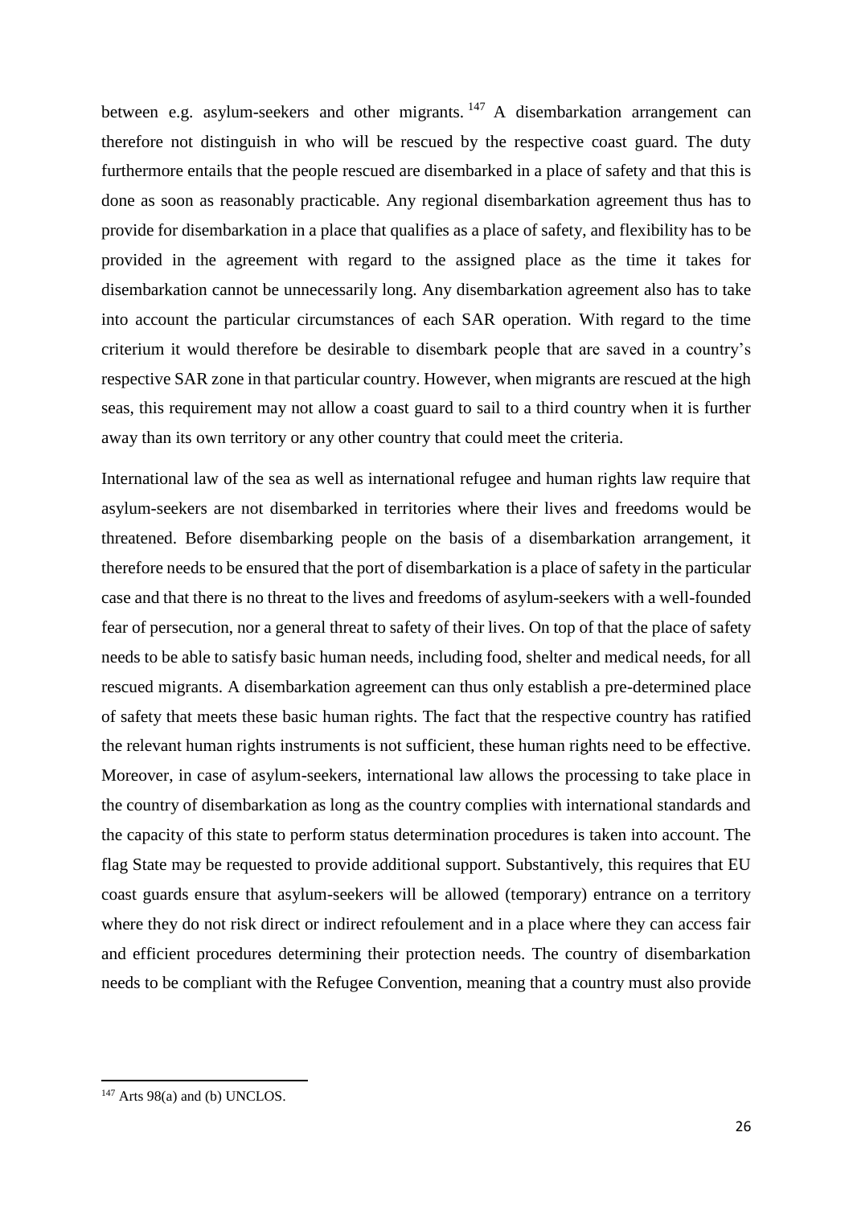between e.g. asylum-seekers and other migrants.[147] A disembarkation arrangement can therefore not distinguish in who will be rescued by the respective coast guard. The duty furthermore entails that the people rescued are disembarked in a place of safety and that this is done as soon as reasonably practicable. Any regional disembarkation agreement thus has to provide for disembarkation in a place that qualifies as a place of safety, and flexibility has to be provided in the agreement with regard to the assigned place as the time it takes for disembarkation cannot be unnecessarily long. Any disembarkation agreement also has to take into account the particular circumstances of each SAR operation. With regard to the time criterium it would therefore be desirable to disembark people that are saved in a country's respective SAR zone in that particular country. However, when migrants are rescued at the high seas, this requirement may not allow a coast guard to sail to a third country when it is further away than its own territory or any other country that could meet the criteria.

International law of the sea as well as international refugee and human rights law require that asylum-seekers are not disembarked in territories where their lives and freedoms would be threatened. Before disembarking people on the basis of a disembarkation arrangement, it therefore needs to be ensured that the port of disembarkation is a place of safety in the particular case and that there is no threat to the lives and freedoms of asylum-seekers with a well-founded fear of persecution, nor a general threat to safety of their lives. On top of that the place of safety needs to be able to satisfy basic human needs, including food, shelter and medical needs, for all rescued migrants. A disembarkation agreement can thus only establish a pre-determined place of safety that meets these basic human rights. The fact that the respective country has ratified the relevant human rights instruments is not sufficient, these human rights need to be effective. Moreover, in case of asylum-seekers, international law allows the processing to take place in the country of disembarkation as long as the country complies with international standards and the capacity of this state to perform status determination procedures is taken into account. The flag State may be requested to provide additional support. Substantively, this requires that EU coast guards ensure that asylum-seekers will be allowed (temporary) entrance on a territory where they do not risk direct or indirect refoulement and in a place where they can access fair and efficient procedures determining their protection needs. The country of disembarkation needs to be compliant with the Refugee Convention, meaning that a country must also provide

[147] Arts 98(a) and (b) UNCLOS.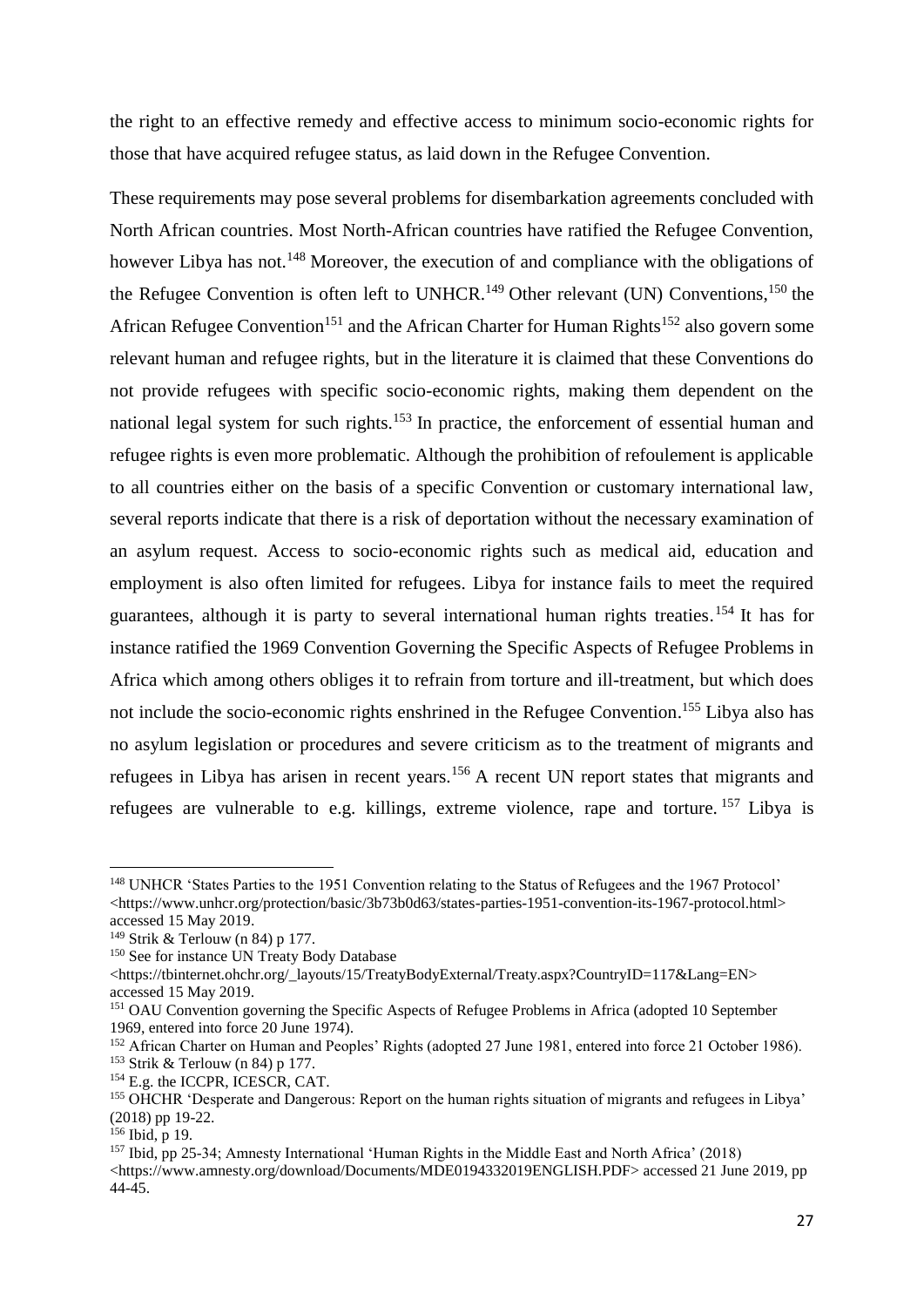the right to an effective remedy and effective access to minimum socio-economic rights for those that have acquired refugee status, as laid down in the Refugee Convention.

These requirements may pose several problems for disembarkation agreements concluded with North African countries. Most North-African countries have ratified the Refugee Convention, however Libya has not.[148] Moreover, the execution of and compliance with the obligations of the Refugee Convention is often left to UNHCR.[149] Other relevant (UN) Conventions,[150] the African Refugee Convention[151] and the African Charter for Human Rights[152] also govern some relevant human and refugee rights, but in the literature it is claimed that these Conventions do not provide refugees with specific socio-economic rights, making them dependent on the national legal system for such rights.[153] In practice, the enforcement of essential human and refugee rights is even more problematic. Although the prohibition of refoulement is applicable to all countries either on the basis of a specific Convention or customary international law, several reports indicate that there is a risk of deportation without the necessary examination of an asylum request. Access to socio-economic rights such as medical aid, education and employment is also often limited for refugees. Libya for instance fails to meet the required guarantees, although it is party to several international human rights treaties.[154] It has for instance ratified the 1969 Convention Governing the Specific Aspects of Refugee Problems in Africa which among others obliges it to refrain from torture and ill-treatment, but which does not include the socio-economic rights enshrined in the Refugee Convention.[155] Libya also has no asylum legislation or procedures and severe criticism as to the treatment of migrants and refugees in Libya has arisen in recent years.[156] A recent UN report states that migrants and refugees are vulnerable to e.g. killings, extreme violence, rape and torture.[157] Libya is

---

[148] UNHCR 'States Parties to the 1951 Convention relating to the Status of Refugees and the 1967 Protocol' <https://www.unhcr.org/protection/basic/3b73b0d63/states-parties-1951-convention-its-1967-protocol.html> accessed 15 May 2019.

[149] Strik & Terlouw (n 84) p 177.

[150] See for instance UN Treaty Body Database <https://tbinternet.ohchr.org/_layouts/15/TreatyBodyExternal/Treaty.aspx?CountryID=117&Lang=EN> accessed 15 May 2019.

[151] OAU Convention governing the Specific Aspects of Refugee Problems in Africa (adopted 10 September 1969, entered into force 20 June 1974).

[152] African Charter on Human and Peoples' Rights (adopted 27 June 1981, entered into force 21 October 1986).

[153] Strik & Terlouw (n 84) p 177.

[154] E.g. the ICCPR, ICESCR, CAT.

[155] OHCHR 'Desperate and Dangerous: Report on the human rights situation of migrants and refugees in Libya' (2018) pp 19-22.

[156] Ibid, p 19.

[157] Ibid, pp 25-34; Amnesty International 'Human Rights in the Middle East and North Africa' (2018) <https://www.amnesty.org/download/Documents/MDE0194332019ENGLISH.PDF> accessed 21 June 2019, pp 44-45.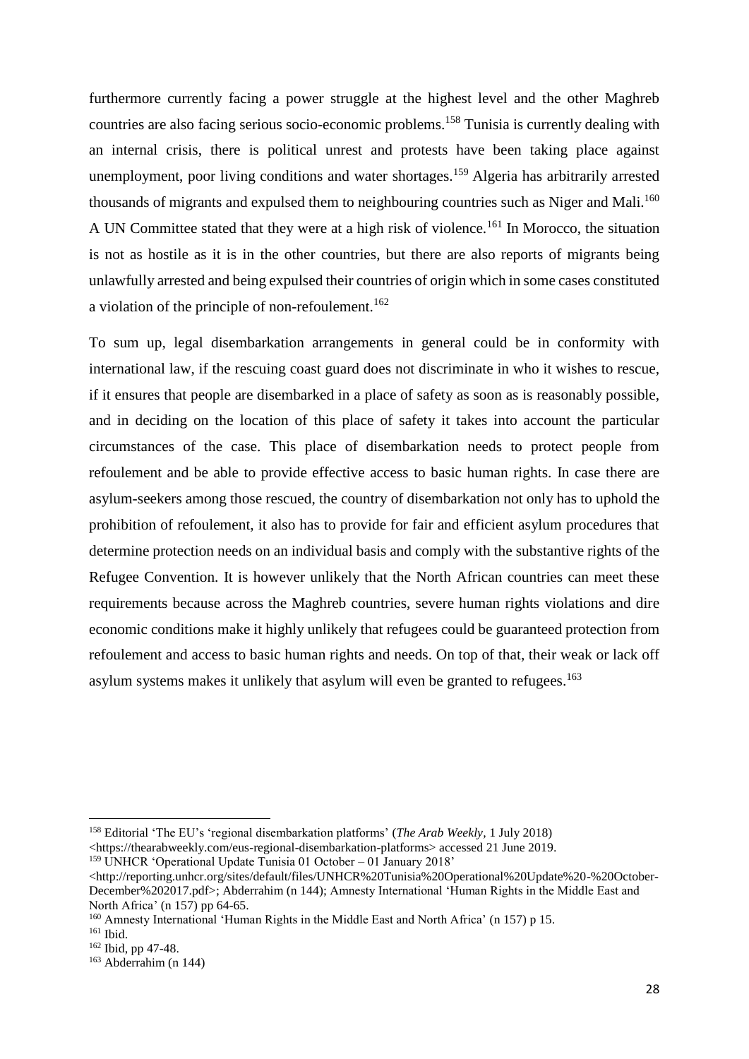furthermore currently facing a power struggle at the highest level and the other Maghreb countries are also facing serious socio-economic problems.[158] Tunisia is currently dealing with an internal crisis, there is political unrest and protests have been taking place against unemployment, poor living conditions and water shortages.[159] Algeria has arbitrarily arrested thousands of migrants and expulsed them to neighbouring countries such as Niger and Mali.[160] A UN Committee stated that they were at a high risk of violence.[161] In Morocco, the situation is not as hostile as it is in the other countries, but there are also reports of migrants being unlawfully arrested and being expulsed their countries of origin which in some cases constituted a violation of the principle of non-refoulement.[162]

To sum up, legal disembarkation arrangements in general could be in conformity with international law, if the rescuing coast guard does not discriminate in who it wishes to rescue, if it ensures that people are disembarked in a place of safety as soon as is reasonably possible, and in deciding on the location of this place of safety it takes into account the particular circumstances of the case. This place of disembarkation needs to protect people from refoulement and be able to provide effective access to basic human rights. In case there are asylum-seekers among those rescued, the country of disembarkation not only has to uphold the prohibition of refoulement, it also has to provide for fair and efficient asylum procedures that determine protection needs on an individual basis and comply with the substantive rights of the Refugee Convention. It is however unlikely that the North African countries can meet these requirements because across the Maghreb countries, severe human rights violations and dire economic conditions make it highly unlikely that refugees could be guaranteed protection from refoulement and access to basic human rights and needs. On top of that, their weak or lack off asylum systems makes it unlikely that asylum will even be granted to refugees.[163]

---

[158] Editorial 'The EU's 'regional disembarkation platforms' (*The Arab Weekly*, 1 July 2018) <https://thearabweekly.com/eus-regional-disembarkation-platforms> accessed 21 June 2019.

[159] UNHCR 'Operational Update Tunisia 01 October – 01 January 2018' <http://reporting.unhcr.org/sites/default/files/UNHCR%20Tunisia%20Operational%20Update%20-%20October-December%202017.pdf>; Abderrahim (n 144); Amnesty International 'Human Rights in the Middle East and North Africa' (n 157) pp 64-65.

[160] Amnesty International 'Human Rights in the Middle East and North Africa' (n 157) p 15.

[161] Ibid.

[162] Ibid, pp 47-48.

[163] Abderrahim (n 144)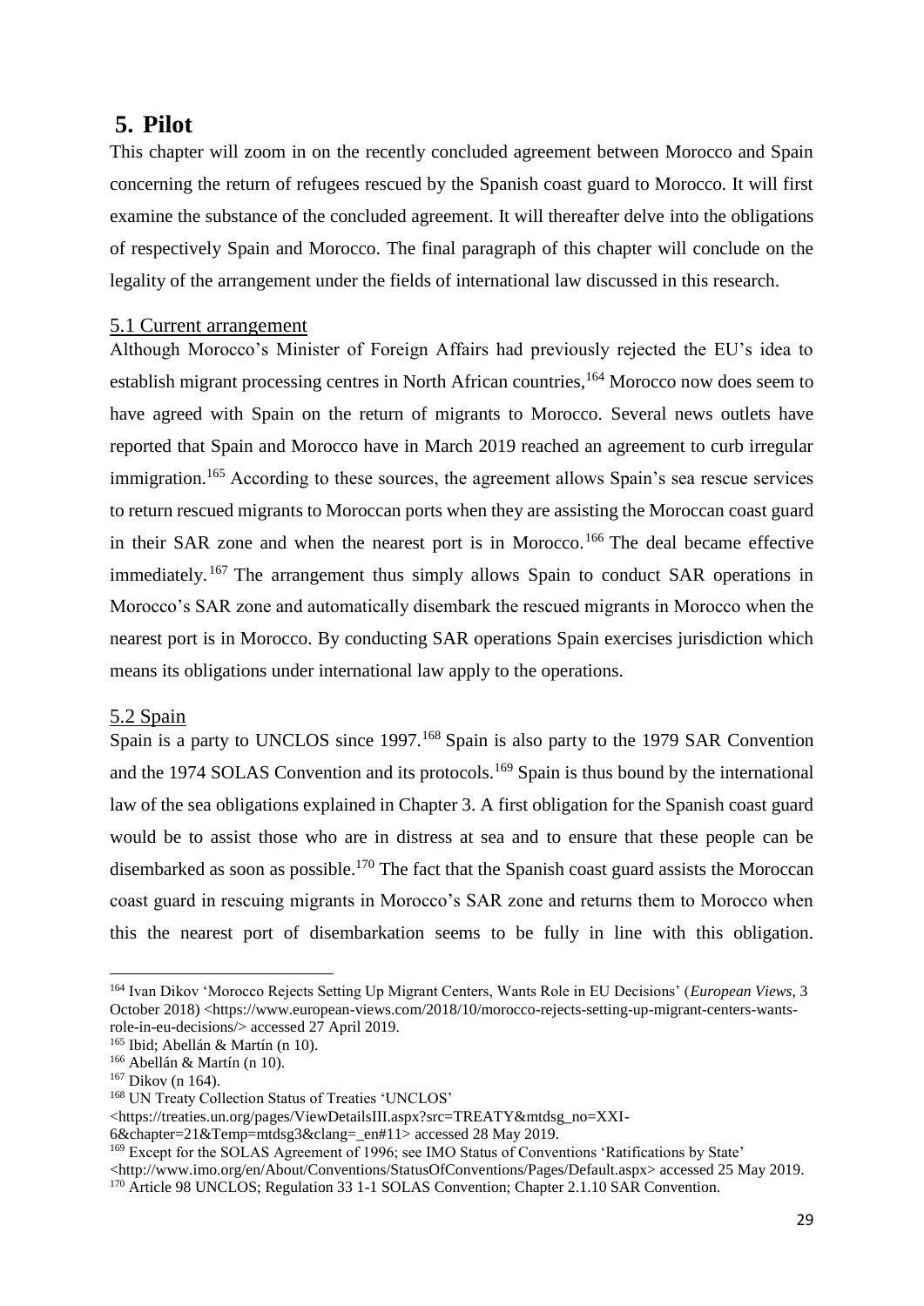# 5. Pilot

This chapter will zoom in on the recently concluded agreement between Morocco and Spain concerning the return of refugees rescued by the Spanish coast guard to Morocco. It will first examine the substance of the concluded agreement. It will thereafter delve into the obligations of respectively Spain and Morocco. The final paragraph of this chapter will conclude on the legality of the arrangement under the fields of international law discussed in this research.

## 5.1 Current arrangement

Although Morocco's Minister of Foreign Affairs had previously rejected the EU's idea to establish migrant processing centres in North African countries,[164] Morocco now does seem to have agreed with Spain on the return of migrants to Morocco. Several news outlets have reported that Spain and Morocco have in March 2019 reached an agreement to curb irregular immigration.[165] According to these sources, the agreement allows Spain's sea rescue services to return rescued migrants to Moroccan ports when they are assisting the Moroccan coast guard in their SAR zone and when the nearest port is in Morocco.[166] The deal became effective immediately.[167] The arrangement thus simply allows Spain to conduct SAR operations in Morocco's SAR zone and automatically disembark the rescued migrants in Morocco when the nearest port is in Morocco. By conducting SAR operations Spain exercises jurisdiction which means its obligations under international law apply to the operations.

## 5.2 Spain

Spain is a party to UNCLOS since 1997.[168] Spain is also party to the 1979 SAR Convention and the 1974 SOLAS Convention and its protocols.[169] Spain is thus bound by the international law of the sea obligations explained in Chapter 3. A first obligation for the Spanish coast guard would be to assist those who are in distress at sea and to ensure that these people can be disembarked as soon as possible.[170] The fact that the Spanish coast guard assists the Moroccan coast guard in rescuing migrants in Morocco's SAR zone and returns them to Morocco when this the nearest port of disembarkation seems to be fully in line with this obligation.

---

[164] Ivan Dikov 'Morocco Rejects Setting Up Migrant Centers, Wants Role in EU Decisions' (*European Views*, 3 October 2018) <https://www.european-views.com/2018/10/morocco-rejects-setting-up-migrant-centers-wants-role-in-eu-decisions/> accessed 27 April 2019.

[165] Ibid; Abellán & Martín (n 10).

[166] Abellán & Martín (n 10).

[167] Dikov (n 164).

[168] UN Treaty Collection Status of Treaties 'UNCLOS' <https://treaties.un.org/pages/ViewDetailsIII.aspx?src=TREATY&mtdsg_no=XXI-6&chapter=21&Temp=mtdsg3&clang=_en#11> accessed 28 May 2019.

[169] Except for the SOLAS Agreement of 1996; see IMO Status of Conventions 'Ratifications by State' <http://www.imo.org/en/About/Conventions/StatusOfConventions/Pages/Default.aspx> accessed 25 May 2019.

[170] Article 98 UNCLOS; Regulation 33 1-1 SOLAS Convention; Chapter 2.1.10 SAR Convention.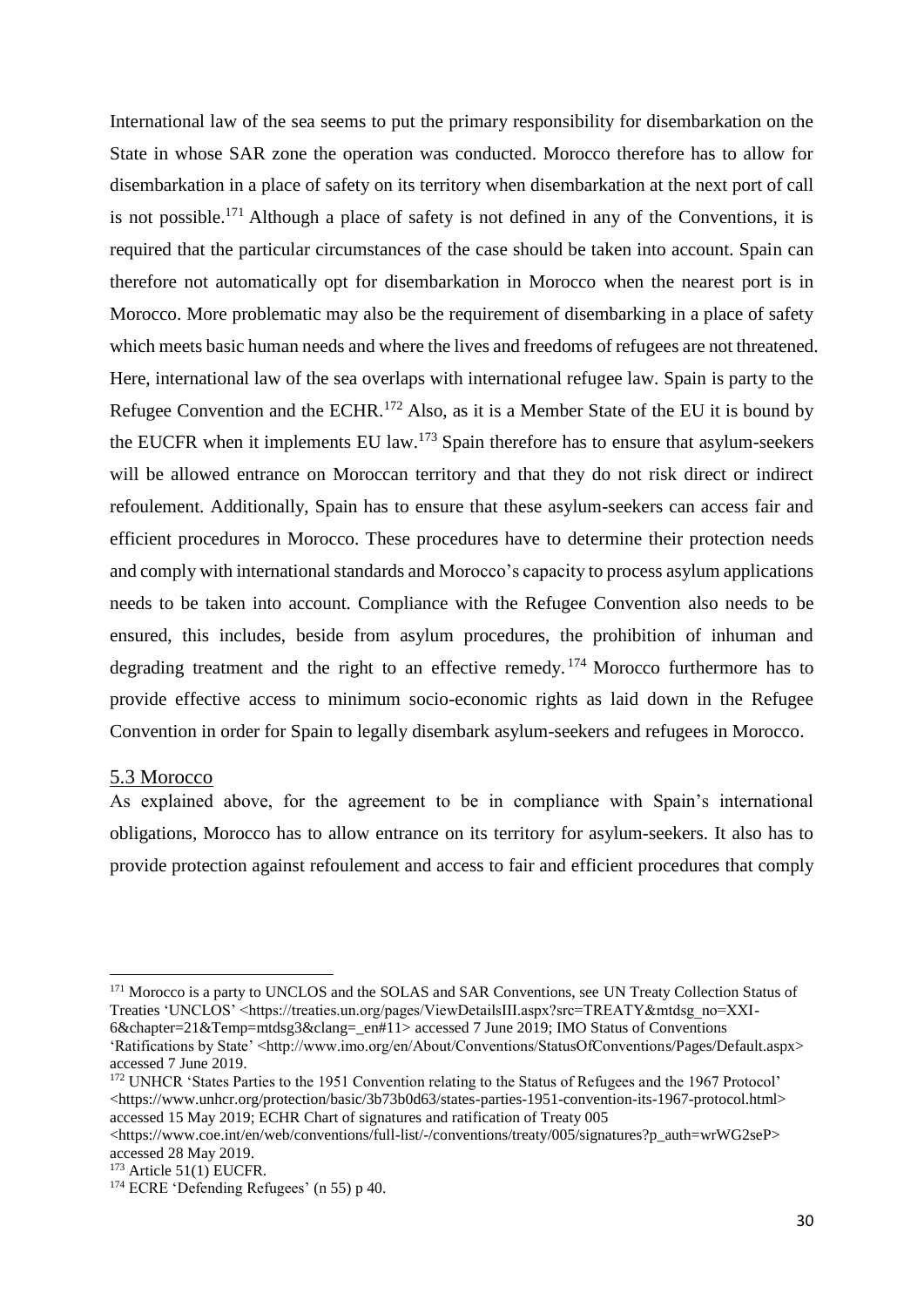International law of the sea seems to put the primary responsibility for disembarkation on the State in whose SAR zone the operation was conducted. Morocco therefore has to allow for disembarkation in a place of safety on its territory when disembarkation at the next port of call is not possible.[171] Although a place of safety is not defined in any of the Conventions, it is required that the particular circumstances of the case should be taken into account. Spain can therefore not automatically opt for disembarkation in Morocco when the nearest port is in Morocco. More problematic may also be the requirement of disembarking in a place of safety which meets basic human needs and where the lives and freedoms of refugees are not threatened. Here, international law of the sea overlaps with international refugee law. Spain is party to the Refugee Convention and the ECHR.[172] Also, as it is a Member State of the EU it is bound by the EUCFR when it implements EU law.[173] Spain therefore has to ensure that asylum-seekers will be allowed entrance on Moroccan territory and that they do not risk direct or indirect refoulement. Additionally, Spain has to ensure that these asylum-seekers can access fair and efficient procedures in Morocco. These procedures have to determine their protection needs and comply with international standards and Morocco's capacity to process asylum applications needs to be taken into account. Compliance with the Refugee Convention also needs to be ensured, this includes, beside from asylum procedures, the prohibition of inhuman and degrading treatment and the right to an effective remedy.[174] Morocco furthermore has to provide effective access to minimum socio-economic rights as laid down in the Refugee Convention in order for Spain to legally disembark asylum-seekers and refugees in Morocco.

## 5.3 Morocco

As explained above, for the agreement to be in compliance with Spain's international obligations, Morocco has to allow entrance on its territory for asylum-seekers. It also has to provide protection against refoulement and access to fair and efficient procedures that comply

---

[171] Morocco is a party to UNCLOS and the SOLAS and SAR Conventions, see UN Treaty Collection Status of Treaties 'UNCLOS' <https://treaties.un.org/pages/ViewDetailsIII.aspx?src=TREATY&mtdsg_no=XXI-6&chapter=21&Temp=mtdsg3&clang=_en#11> accessed 7 June 2019; IMO Status of Conventions 'Ratifications by State' <http://www.imo.org/en/About/Conventions/StatusOfConventions/Pages/Default.aspx> accessed 7 June 2019.

[172] UNHCR 'States Parties to the 1951 Convention relating to the Status of Refugees and the 1967 Protocol' <https://www.unhcr.org/protection/basic/3b73b0d63/states-parties-1951-convention-its-1967-protocol.html> accessed 15 May 2019; ECHR Chart of signatures and ratification of Treaty 005 <https://www.coe.int/en/web/conventions/full-list/-/conventions/treaty/005/signatures?p_auth=wrWG2seP> accessed 28 May 2019.

[173] Article 51(1) EUCFR.

[174] ECRE 'Defending Refugees' (n 55) p 40.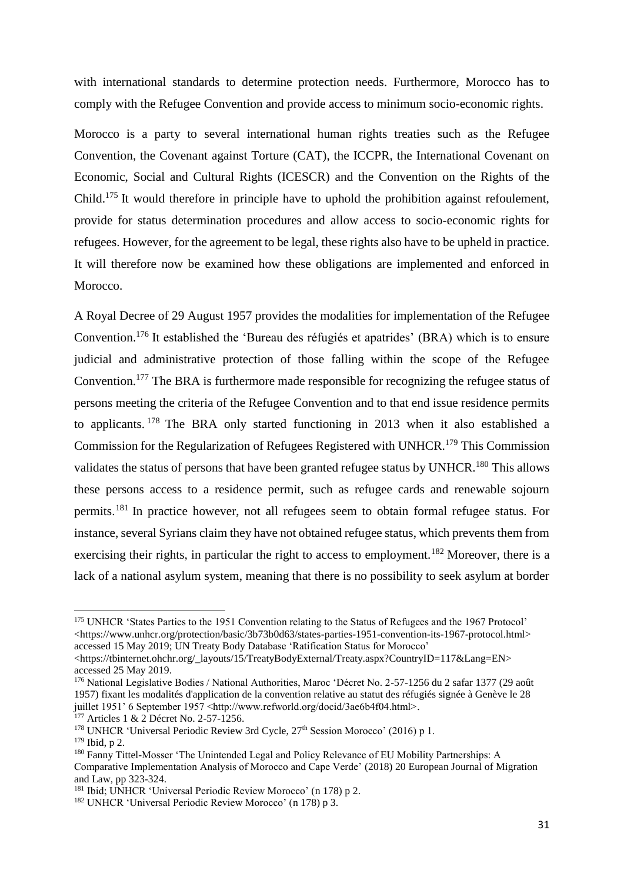with international standards to determine protection needs. Furthermore, Morocco has to comply with the Refugee Convention and provide access to minimum socio-economic rights.

Morocco is a party to several international human rights treaties such as the Refugee Convention, the Covenant against Torture (CAT), the ICCPR, the International Covenant on Economic, Social and Cultural Rights (ICESCR) and the Convention on the Rights of the Child.[175] It would therefore in principle have to uphold the prohibition against refoulement, provide for status determination procedures and allow access to socio-economic rights for refugees. However, for the agreement to be legal, these rights also have to be upheld in practice. It will therefore now be examined how these obligations are implemented and enforced in Morocco.

A Royal Decree of 29 August 1957 provides the modalities for implementation of the Refugee Convention.[176] It established the 'Bureau des réfugiés et apatrides' (BRA) which is to ensure judicial and administrative protection of those falling within the scope of the Refugee Convention.[177] The BRA is furthermore made responsible for recognizing the refugee status of persons meeting the criteria of the Refugee Convention and to that end issue residence permits to applicants.[178] The BRA only started functioning in 2013 when it also established a Commission for the Regularization of Refugees Registered with UNHCR.[179] This Commission validates the status of persons that have been granted refugee status by UNHCR.[180] This allows these persons access to a residence permit, such as refugee cards and renewable sojourn permits.[181] In practice however, not all refugees seem to obtain formal refugee status. For instance, several Syrians claim they have not obtained refugee status, which prevents them from exercising their rights, in particular the right to access to employment.[182] Moreover, there is a lack of a national asylum system, meaning that there is no possibility to seek asylum at border

---

[175] UNHCR 'States Parties to the 1951 Convention relating to the Status of Refugees and the 1967 Protocol' <https://www.unhcr.org/protection/basic/3b73b0d63/states-parties-1951-convention-its-1967-protocol.html> accessed 15 May 2019; UN Treaty Body Database 'Ratification Status for Morocco' <https://tbinternet.ohchr.org/_layouts/15/TreatyBodyExternal/Treaty.aspx?CountryID=117&Lang=EN> accessed 25 May 2019.

[176] National Legislative Bodies / National Authorities, Maroc 'Décret No. 2-57-1256 du 2 safar 1377 (29 août 1957) fixant les modalités d'application de la convention relative au statut des réfugiés signée à Genève le 28 juillet 1951' 6 September 1957 <http://www.refworld.org/docid/3ae6b4f04.html>.

[177] Articles 1 & 2 Décret No. 2-57-1256.

[178] UNHCR 'Universal Periodic Review 3rd Cycle, 27th Session Morocco' (2016) p 1.

[179] Ibid, p 2.

[180] Fanny Tittel-Mosser 'The Unintended Legal and Policy Relevance of EU Mobility Partnerships: A Comparative Implementation Analysis of Morocco and Cape Verde' (2018) 20 European Journal of Migration and Law, pp 323-324.

[181] Ibid; UNHCR 'Universal Periodic Review Morocco' (n 178) p 2.

[182] UNHCR 'Universal Periodic Review Morocco' (n 178) p 3.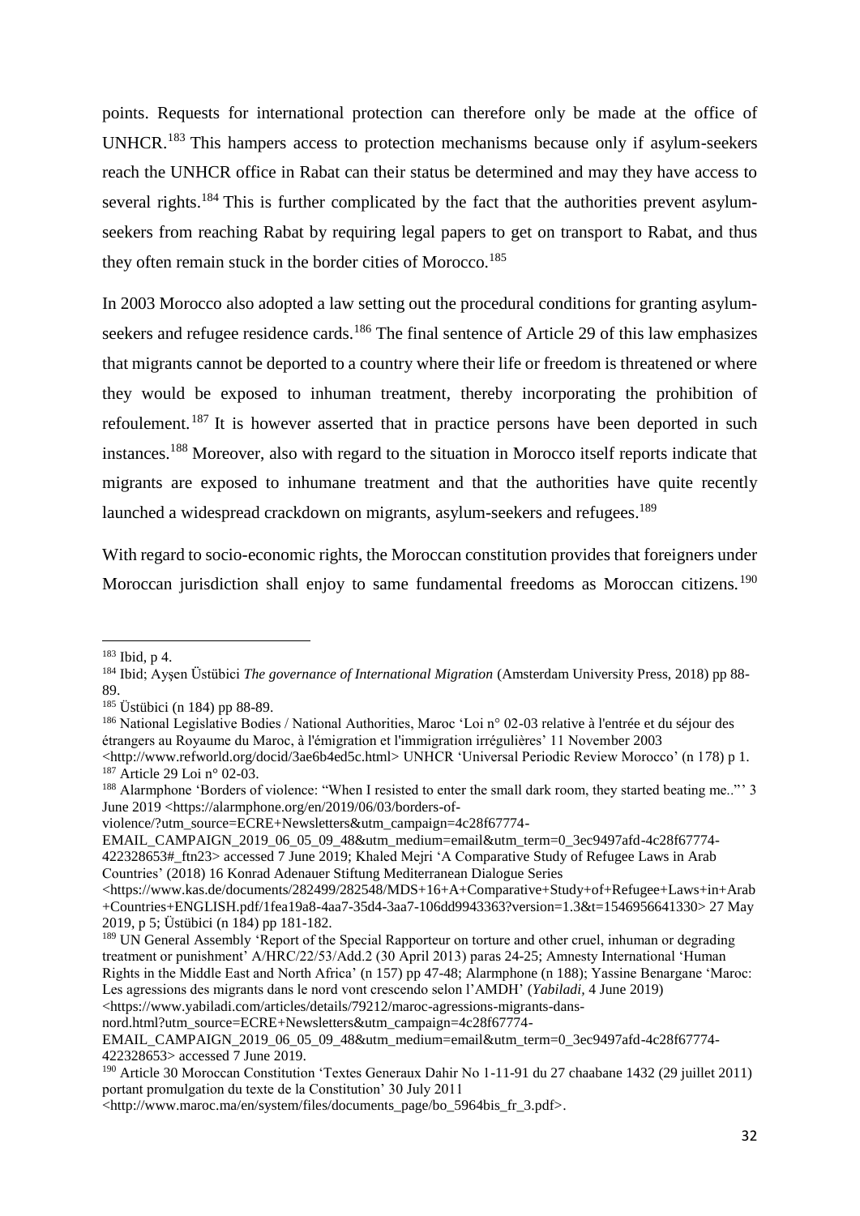points. Requests for international protection can therefore only be made at the office of UNHCR.[183] This hampers access to protection mechanisms because only if asylum-seekers reach the UNHCR office in Rabat can their status be determined and may they have access to several rights.[184] This is further complicated by the fact that the authorities prevent asylum-seekers from reaching Rabat by requiring legal papers to get on transport to Rabat, and thus they often remain stuck in the border cities of Morocco.[185]

In 2003 Morocco also adopted a law setting out the procedural conditions for granting asylum-seekers and refugee residence cards.[186] The final sentence of Article 29 of this law emphasizes that migrants cannot be deported to a country where their life or freedom is threatened or where they would be exposed to inhuman treatment, thereby incorporating the prohibition of refoulement.[187] It is however asserted that in practice persons have been deported in such instances.[188] Moreover, also with regard to the situation in Morocco itself reports indicate that migrants are exposed to inhumane treatment and that the authorities have quite recently launched a widespread crackdown on migrants, asylum-seekers and refugees.[189]

With regard to socio-economic rights, the Moroccan constitution provides that foreigners under Moroccan jurisdiction shall enjoy to same fundamental freedoms as Moroccan citizens.[190]

---

[183] Ibid, p 4.

[184] Ibid; Ayşen Üstübici *The governance of International Migration* (Amsterdam University Press, 2018) pp 88-89.

[185] Üstübici (n 184) pp 88-89.

[186] National Legislative Bodies / National Authorities, Maroc 'Loi n° 02-03 relative à l'entrée et du séjour des étrangers au Royaume du Maroc, à l'émigration et l'immigration irrégulières' 11 November 2003 <http://www.refworld.org/docid/3ae6b4ed5c.html> UNHCR 'Universal Periodic Review Morocco' (n 178) p 1.

[187] Article 29 Loi n° 02-03.

[188] Alarmphone 'Borders of violence: "When I resisted to enter the small dark room, they started beating me.."' 3 June 2019 <https://alarmphone.org/en/2019/06/03/borders-of-violence/?utm_source=ECRE+Newsletters&utm_campaign=4c28f67774-EMAIL_CAMPAIGN_2019_06_05_09_48&utm_medium=email&utm_term=0_3ec9497afd-4c28f67774-422328653#_ftn23> accessed 7 June 2019; Khaled Mejri 'A Comparative Study of Refugee Laws in Arab Countries' (2018) 16 Konrad Adenauer Stiftung Mediterranean Dialogue Series <https://www.kas.de/documents/282499/282548/MDS+16+A+Comparative+Study+of+Refugee+Laws+in+Arab+Countries+ENGLISH.pdf/1fea19a8-4aa7-35d4-3aa7-106dd9943363?version=1.3&t=1546956641330> 27 May 2019, p 5; Üstübici (n 184) pp 181-182.

[189] UN General Assembly 'Report of the Special Rapporteur on torture and other cruel, inhuman or degrading treatment or punishment' A/HRC/22/53/Add.2 (30 April 2013) paras 24-25; Amnesty International 'Human Rights in the Middle East and North Africa' (n 157) pp 47-48; Alarmphone (n 188); Yassine Benargane 'Maroc: Les agressions des migrants dans le nord vont crescendo selon l'AMDH' (*Yabiladi,* 4 June 2019) <https://www.yabiladi.com/articles/details/79212/maroc-agressions-migrants-dans-nord.html?utm_source=ECRE+Newsletters&utm_campaign=4c28f67774-EMAIL_CAMPAIGN_2019_06_05_09_48&utm_medium=email&utm_term=0_3ec9497afd-4c28f67774-422328653> accessed 7 June 2019.

[190] Article 30 Moroccan Constitution 'Textes Generaux Dahir No 1-11-91 du 27 chaabane 1432 (29 juillet 2011) portant promulgation du texte de la Constitution' 30 July 2011 <http://www.maroc.ma/en/system/files/documents_page/bo_5964bis_fr_3.pdf>.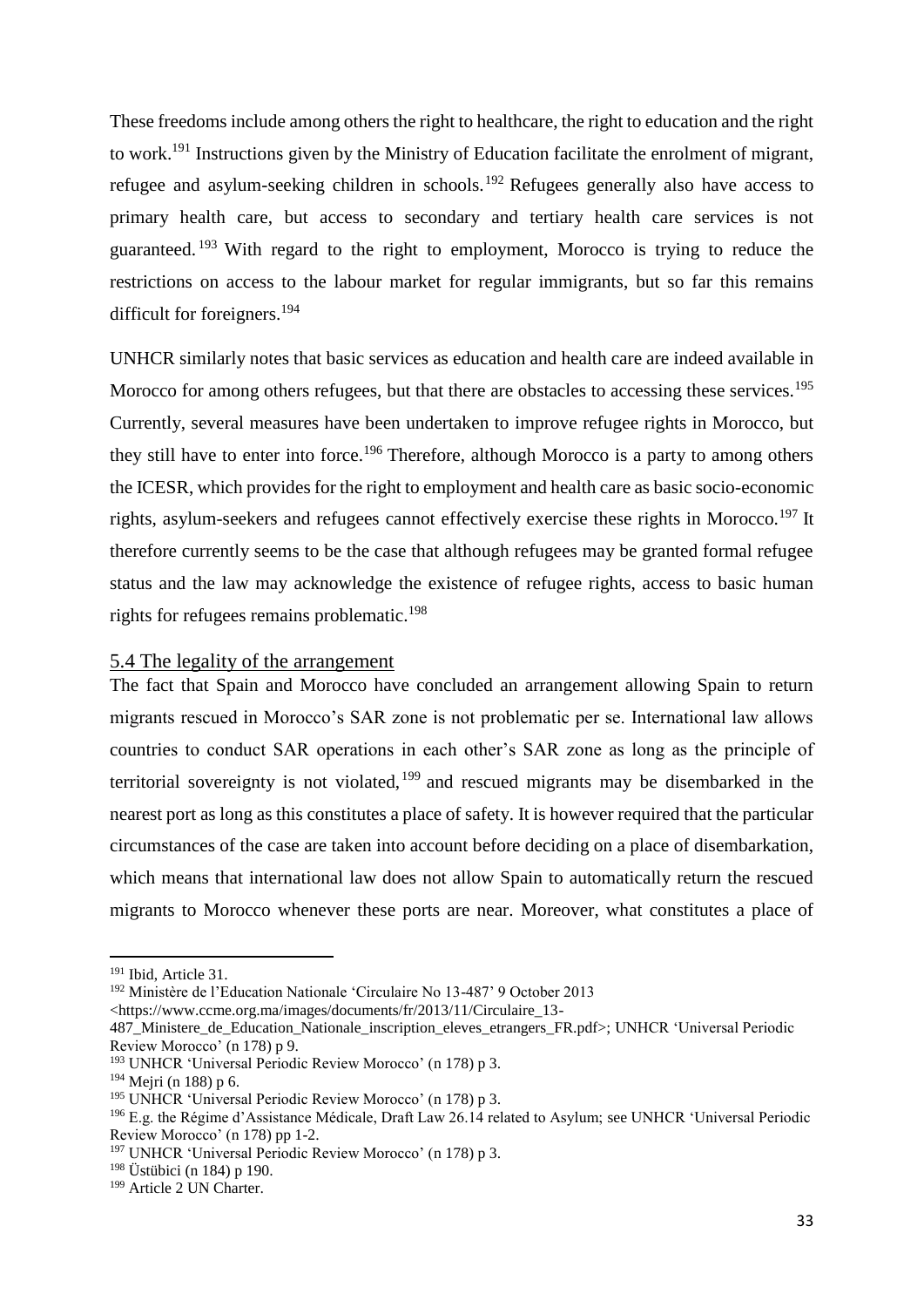These freedoms include among others the right to healthcare, the right to education and the right to work.[191] Instructions given by the Ministry of Education facilitate the enrolment of migrant, refugee and asylum-seeking children in schools.[192] Refugees generally also have access to primary health care, but access to secondary and tertiary health care services is not guaranteed.[193] With regard to the right to employment, Morocco is trying to reduce the restrictions on access to the labour market for regular immigrants, but so far this remains difficult for foreigners.[194]

UNHCR similarly notes that basic services as education and health care are indeed available in Morocco for among others refugees, but that there are obstacles to accessing these services.[195] Currently, several measures have been undertaken to improve refugee rights in Morocco, but they still have to enter into force.[196] Therefore, although Morocco is a party to among others the ICESR, which provides for the right to employment and health care as basic socio-economic rights, asylum-seekers and refugees cannot effectively exercise these rights in Morocco.[197] It therefore currently seems to be the case that although refugees may be granted formal refugee status and the law may acknowledge the existence of refugee rights, access to basic human rights for refugees remains problematic.[198]

## 5.4 The legality of the arrangement

The fact that Spain and Morocco have concluded an arrangement allowing Spain to return migrants rescued in Morocco's SAR zone is not problematic per se. International law allows countries to conduct SAR operations in each other's SAR zone as long as the principle of territorial sovereignty is not violated,[199] and rescued migrants may be disembarked in the nearest port as long as this constitutes a place of safety. It is however required that the particular circumstances of the case are taken into account before deciding on a place of disembarkation, which means that international law does not allow Spain to automatically return the rescued migrants to Morocco whenever these ports are near. Moreover, what constitutes a place of

---

[191] Ibid, Article 31.

[192] Ministère de l'Education Nationale 'Circulaire No 13-487' 9 October 2013 <https://www.ccme.org.ma/images/documents/fr/2013/11/Circulaire_13-487_Ministere_de_Education_Nationale_inscription_eleves_etrangers_FR.pdf>; UNHCR 'Universal Periodic Review Morocco' (n 178) p 9.

[193] UNHCR 'Universal Periodic Review Morocco' (n 178) p 3.

[194] Mejri (n 188) p 6.

[195] UNHCR 'Universal Periodic Review Morocco' (n 178) p 3.

[196] E.g. the Régime d'Assistance Médicale, Draft Law 26.14 related to Asylum; see UNHCR 'Universal Periodic Review Morocco' (n 178) pp 1-2.

[197] UNHCR 'Universal Periodic Review Morocco' (n 178) p 3.

[198] Üstübici (n 184) p 190.

[199] Article 2 UN Charter.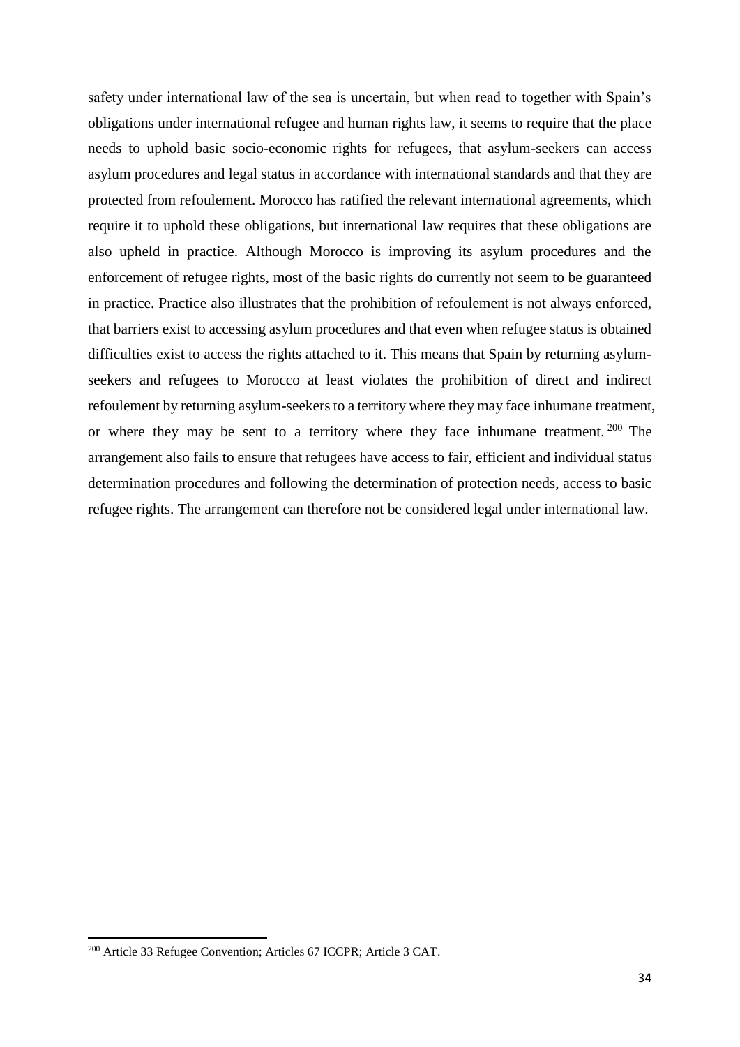safety under international law of the sea is uncertain, but when read to together with Spain's obligations under international refugee and human rights law, it seems to require that the place needs to uphold basic socio-economic rights for refugees, that asylum-seekers can access asylum procedures and legal status in accordance with international standards and that they are protected from refoulement. Morocco has ratified the relevant international agreements, which require it to uphold these obligations, but international law requires that these obligations are also upheld in practice. Although Morocco is improving its asylum procedures and the enforcement of refugee rights, most of the basic rights do currently not seem to be guaranteed in practice. Practice also illustrates that the prohibition of refoulement is not always enforced, that barriers exist to accessing asylum procedures and that even when refugee status is obtained difficulties exist to access the rights attached to it. This means that Spain by returning asylum-seekers and refugees to Morocco at least violates the prohibition of direct and indirect refoulement by returning asylum-seekers to a territory where they may face inhumane treatment, or where they may be sent to a territory where they face inhumane treatment.[200] The arrangement also fails to ensure that refugees have access to fair, efficient and individual status determination procedures and following the determination of protection needs, access to basic refugee rights. The arrangement can therefore not be considered legal under international law.

[200] Article 33 Refugee Convention; Articles 67 ICCPR; Article 3 CAT.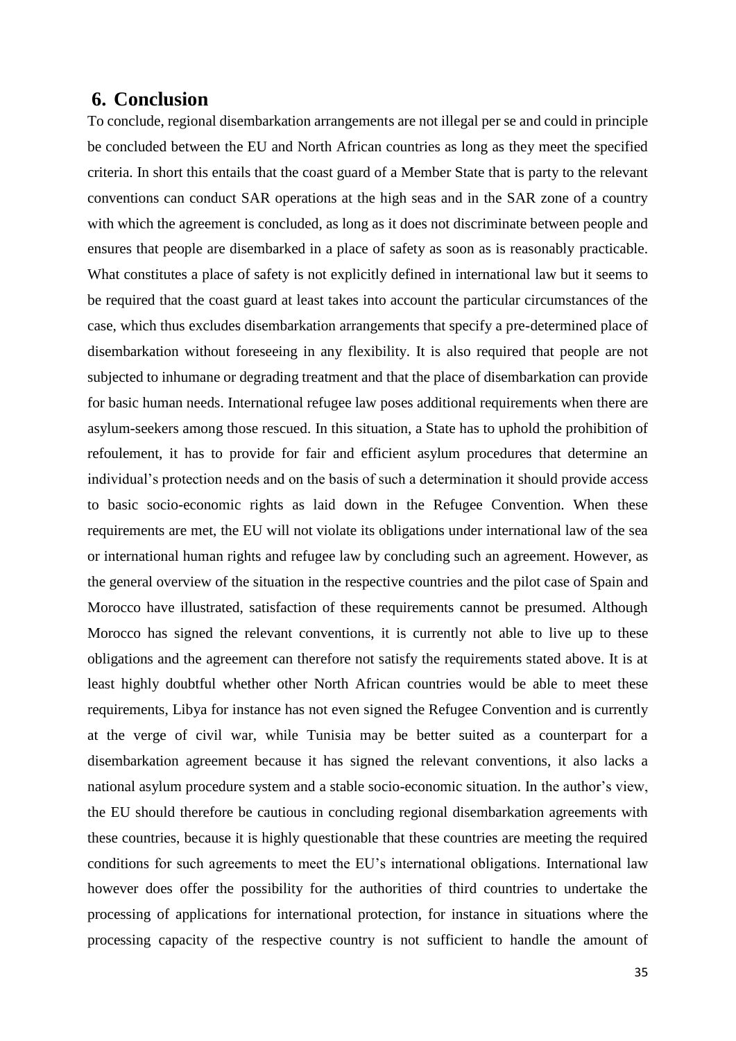## 6. Conclusion

To conclude, regional disembarkation arrangements are not illegal per se and could in principle be concluded between the EU and North African countries as long as they meet the specified criteria. In short this entails that the coast guard of a Member State that is party to the relevant conventions can conduct SAR operations at the high seas and in the SAR zone of a country with which the agreement is concluded, as long as it does not discriminate between people and ensures that people are disembarked in a place of safety as soon as is reasonably practicable. What constitutes a place of safety is not explicitly defined in international law but it seems to be required that the coast guard at least takes into account the particular circumstances of the case, which thus excludes disembarkation arrangements that specify a pre-determined place of disembarkation without foreseeing in any flexibility. It is also required that people are not subjected to inhumane or degrading treatment and that the place of disembarkation can provide for basic human needs. International refugee law poses additional requirements when there are asylum-seekers among those rescued. In this situation, a State has to uphold the prohibition of refoulement, it has to provide for fair and efficient asylum procedures that determine an individual's protection needs and on the basis of such a determination it should provide access to basic socio-economic rights as laid down in the Refugee Convention. When these requirements are met, the EU will not violate its obligations under international law of the sea or international human rights and refugee law by concluding such an agreement. However, as the general overview of the situation in the respective countries and the pilot case of Spain and Morocco have illustrated, satisfaction of these requirements cannot be presumed. Although Morocco has signed the relevant conventions, it is currently not able to live up to these obligations and the agreement can therefore not satisfy the requirements stated above. It is at least highly doubtful whether other North African countries would be able to meet these requirements, Libya for instance has not even signed the Refugee Convention and is currently at the verge of civil war, while Tunisia may be better suited as a counterpart for a disembarkation agreement because it has signed the relevant conventions, it also lacks a national asylum procedure system and a stable socio-economic situation. In the author's view, the EU should therefore be cautious in concluding regional disembarkation agreements with these countries, because it is highly questionable that these countries are meeting the required conditions for such agreements to meet the EU's international obligations. International law however does offer the possibility for the authorities of third countries to undertake the processing of applications for international protection, for instance in situations where the processing capacity of the respective country is not sufficient to handle the amount of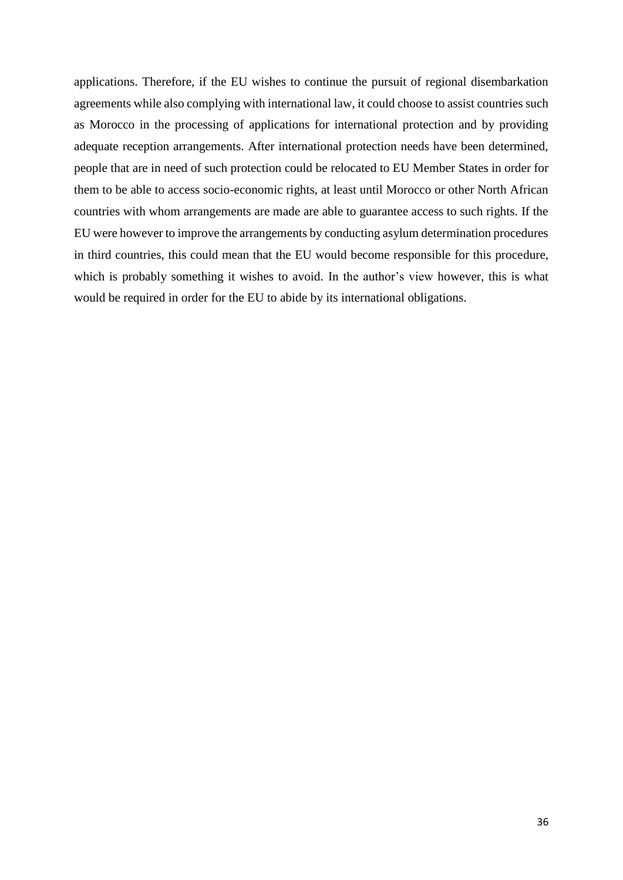applications. Therefore, if the EU wishes to continue the pursuit of regional disembarkation agreements while also complying with international law, it could choose to assist countries such as Morocco in the processing of applications for international protection and by providing adequate reception arrangements. After international protection needs have been determined, people that are in need of such protection could be relocated to EU Member States in order for them to be able to access socio-economic rights, at least until Morocco or other North African countries with whom arrangements are made are able to guarantee access to such rights. If the EU were however to improve the arrangements by conducting asylum determination procedures in third countries, this could mean that the EU would become responsible for this procedure, which is probably something it wishes to avoid. In the author's view however, this is what would be required in order for the EU to abide by its international obligations.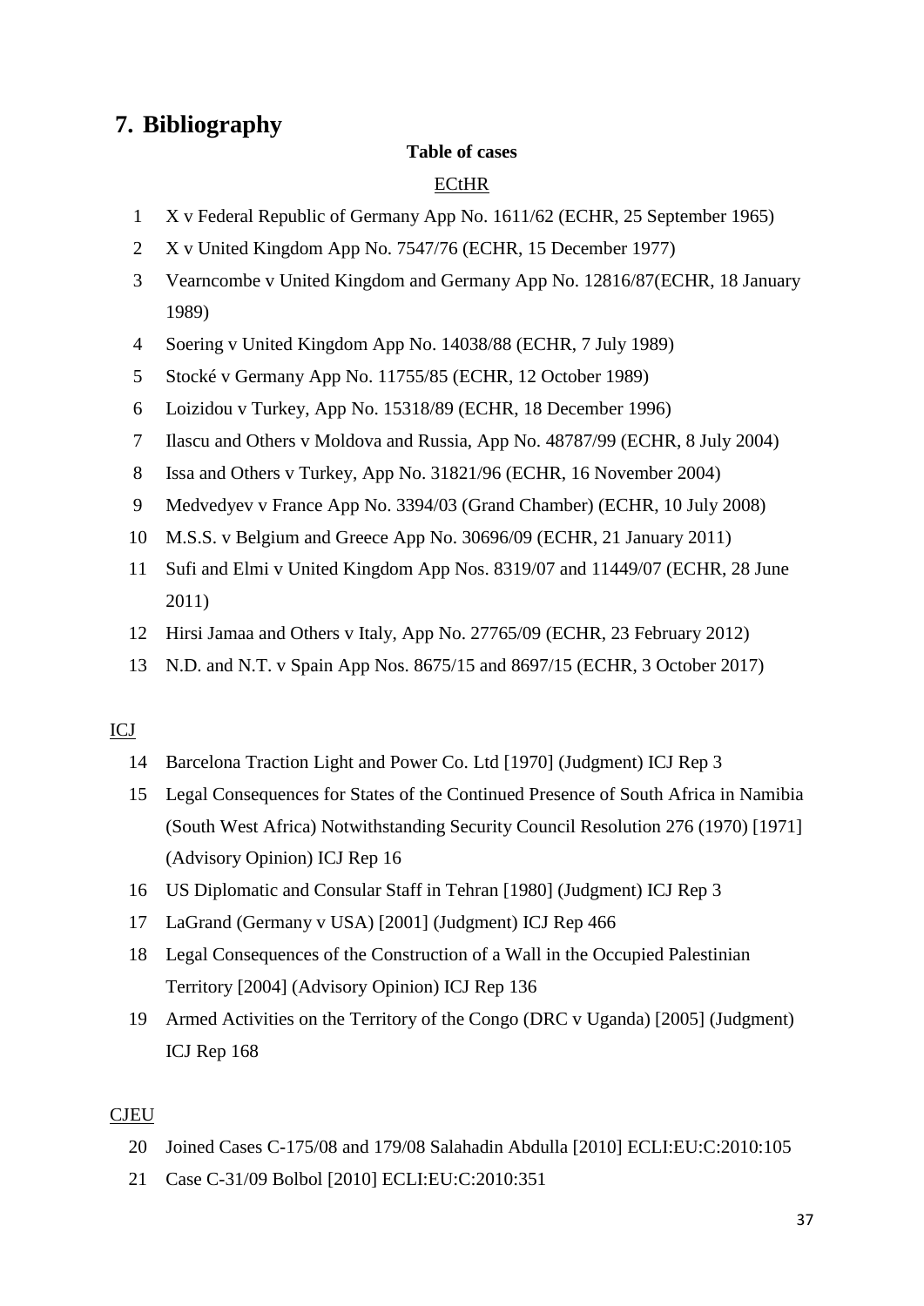# 7. Bibliography

**Table of cases**

ECtHR

1. X v Federal Republic of Germany App No. 1611/62 (ECHR, 25 September 1965)
2. X v United Kingdom App No. 7547/76 (ECHR, 15 December 1977)
3. Vearncombe v United Kingdom and Germany App No. 12816/87(ECHR, 18 January 1989)
4. Soering v United Kingdom App No. 14038/88 (ECHR, 7 July 1989)
5. Stocké v Germany App No. 11755/85 (ECHR, 12 October 1989)
6. Loizidou v Turkey, App No. 15318/89 (ECHR, 18 December 1996)
7. Ilascu and Others v Moldova and Russia, App No. 48787/99 (ECHR, 8 July 2004)
8. Issa and Others v Turkey, App No. 31821/96 (ECHR, 16 November 2004)
9. Medvedyev v France App No. 3394/03 (Grand Chamber) (ECHR, 10 July 2008)
10. M.S.S. v Belgium and Greece App No. 30696/09 (ECHR, 21 January 2011)
11. Sufi and Elmi v United Kingdom App Nos. 8319/07 and 11449/07 (ECHR, 28 June 2011)
12. Hirsi Jamaa and Others v Italy, App No. 27765/09 (ECHR, 23 February 2012)
13. N.D. and N.T. v Spain App Nos. 8675/15 and 8697/15 (ECHR, 3 October 2017)

ICJ

14. Barcelona Traction Light and Power Co. Ltd [1970] (Judgment) ICJ Rep 3
15. Legal Consequences for States of the Continued Presence of South Africa in Namibia (South West Africa) Notwithstanding Security Council Resolution 276 (1970) [1971] (Advisory Opinion) ICJ Rep 16
16. US Diplomatic and Consular Staff in Tehran [1980] (Judgment) ICJ Rep 3
17. LaGrand (Germany v USA) [2001] (Judgment) ICJ Rep 466
18. Legal Consequences of the Construction of a Wall in the Occupied Palestinian Territory [2004] (Advisory Opinion) ICJ Rep 136
19. Armed Activities on the Territory of the Congo (DRC v Uganda) [2005] (Judgment) ICJ Rep 168

CJEU

20. Joined Cases C-175/08 and 179/08 Salahadin Abdulla [2010] ECLI:EU:C:2010:105
21. Case C-31/09 Bolbol [2010] ECLI:EU:C:2010:351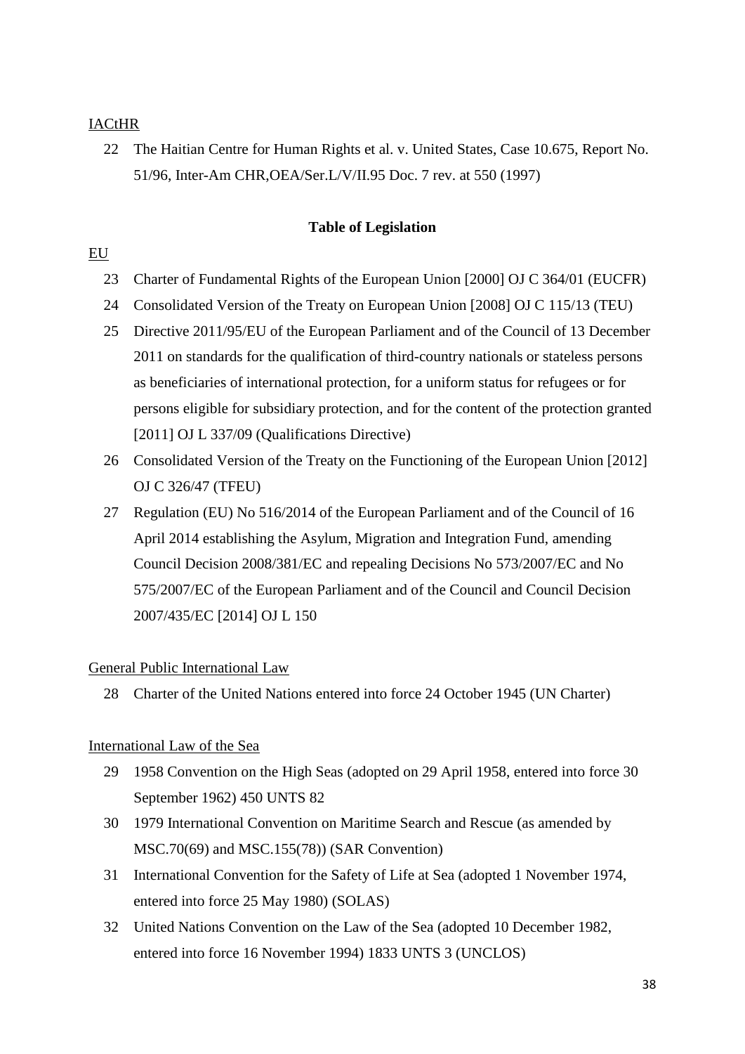<u>IACtHR</u>

22 The Haitian Centre for Human Rights et al. v. United States, Case 10.675, Report No. 51/96, Inter-Am CHR,OEA/Ser.L/V/II.95 Doc. 7 rev. at 550 (1997)

**Table of Legislation**

<u>EU</u>

23 Charter of Fundamental Rights of the European Union [2000] OJ C 364/01 (EUCFR)

24 Consolidated Version of the Treaty on European Union [2008] OJ C 115/13 (TEU)

25 Directive 2011/95/EU of the European Parliament and of the Council of 13 December 2011 on standards for the qualification of third-country nationals or stateless persons as beneficiaries of international protection, for a uniform status for refugees or for persons eligible for subsidiary protection, and for the content of the protection granted [2011] OJ L 337/09 (Qualifications Directive)

26 Consolidated Version of the Treaty on the Functioning of the European Union [2012] OJ C 326/47 (TFEU)

27 Regulation (EU) No 516/2014 of the European Parliament and of the Council of 16 April 2014 establishing the Asylum, Migration and Integration Fund, amending Council Decision 2008/381/EC and repealing Decisions No 573/2007/EC and No 575/2007/EC of the European Parliament and of the Council and Council Decision 2007/435/EC [2014] OJ L 150

<u>General Public International Law</u>

28 Charter of the United Nations entered into force 24 October 1945 (UN Charter)

<u>International Law of the Sea</u>

29 1958 Convention on the High Seas (adopted on 29 April 1958, entered into force 30 September 1962) 450 UNTS 82

30 1979 International Convention on Maritime Search and Rescue (as amended by MSC.70(69) and MSC.155(78)) (SAR Convention)

31 International Convention for the Safety of Life at Sea (adopted 1 November 1974, entered into force 25 May 1980) (SOLAS)

32 United Nations Convention on the Law of the Sea (adopted 10 December 1982, entered into force 16 November 1994) 1833 UNTS 3 (UNCLOS)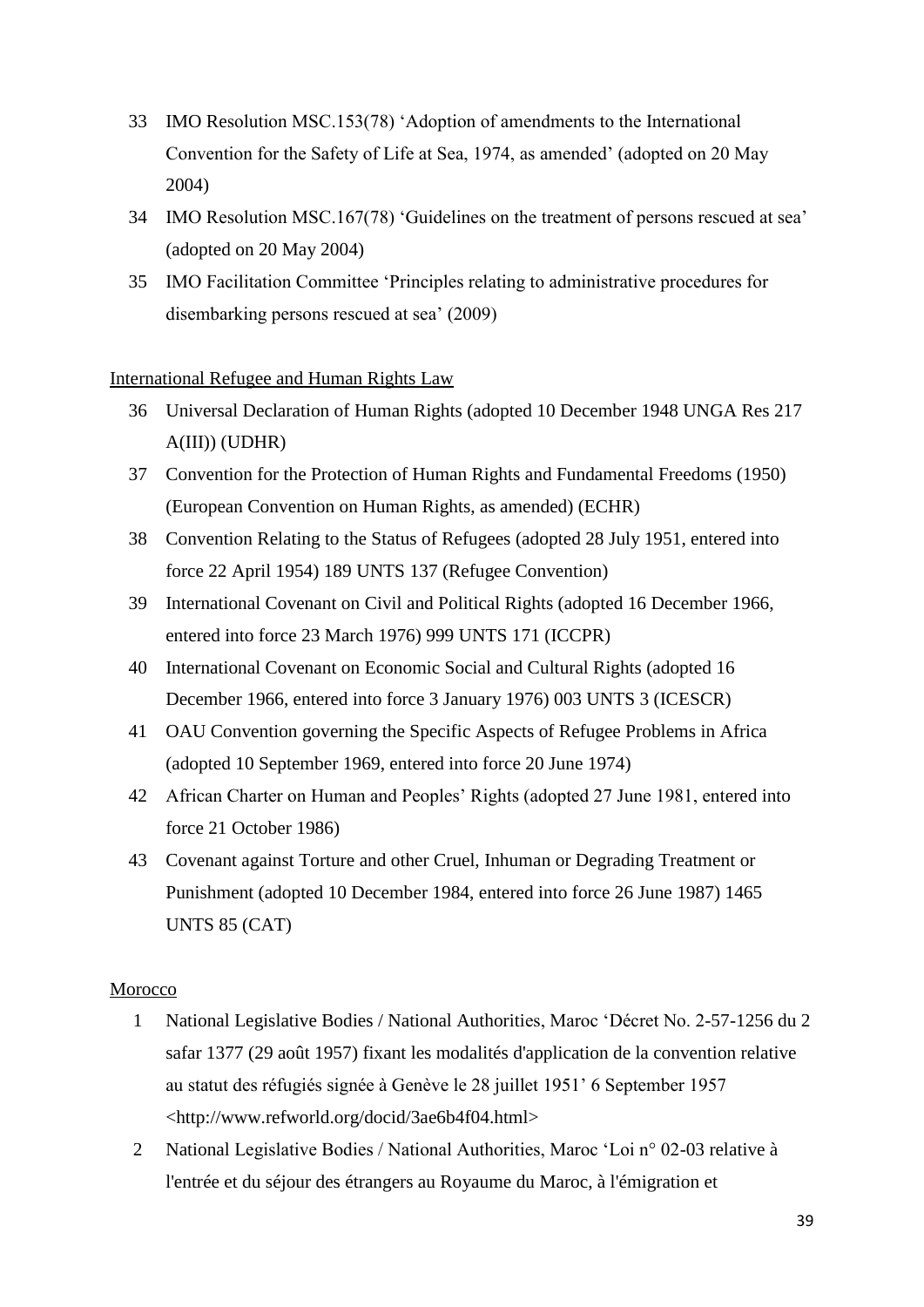33 IMO Resolution MSC.153(78) 'Adoption of amendments to the International Convention for the Safety of Life at Sea, 1974, as amended' (adopted on 20 May 2004)

34 IMO Resolution MSC.167(78) 'Guidelines on the treatment of persons rescued at sea' (adopted on 20 May 2004)

35 IMO Facilitation Committee 'Principles relating to administrative procedures for disembarking persons rescued at sea' (2009)

International Refugee and Human Rights Law

36 Universal Declaration of Human Rights (adopted 10 December 1948 UNGA Res 217 A(III)) (UDHR)

37 Convention for the Protection of Human Rights and Fundamental Freedoms (1950) (European Convention on Human Rights, as amended) (ECHR)

38 Convention Relating to the Status of Refugees (adopted 28 July 1951, entered into force 22 April 1954) 189 UNTS 137 (Refugee Convention)

39 International Covenant on Civil and Political Rights (adopted 16 December 1966, entered into force 23 March 1976) 999 UNTS 171 (ICCPR)

40 International Covenant on Economic Social and Cultural Rights (adopted 16 December 1966, entered into force 3 January 1976) 003 UNTS 3 (ICESCR)

41 OAU Convention governing the Specific Aspects of Refugee Problems in Africa (adopted 10 September 1969, entered into force 20 June 1974)

42 African Charter on Human and Peoples' Rights (adopted 27 June 1981, entered into force 21 October 1986)

43 Covenant against Torture and other Cruel, Inhuman or Degrading Treatment or Punishment (adopted 10 December 1984, entered into force 26 June 1987) 1465 UNTS 85 (CAT)

Morocco

1 National Legislative Bodies / National Authorities, Maroc 'Décret No. 2-57-1256 du 2 safar 1377 (29 août 1957) fixant les modalités d'application de la convention relative au statut des réfugiés signée à Genève le 28 juillet 1951' 6 September 1957 <http://www.refworld.org/docid/3ae6b4f04.html>

2 National Legislative Bodies / National Authorities, Maroc 'Loi n° 02-03 relative à l'entrée et du séjour des étrangers au Royaume du Maroc, à l'émigration et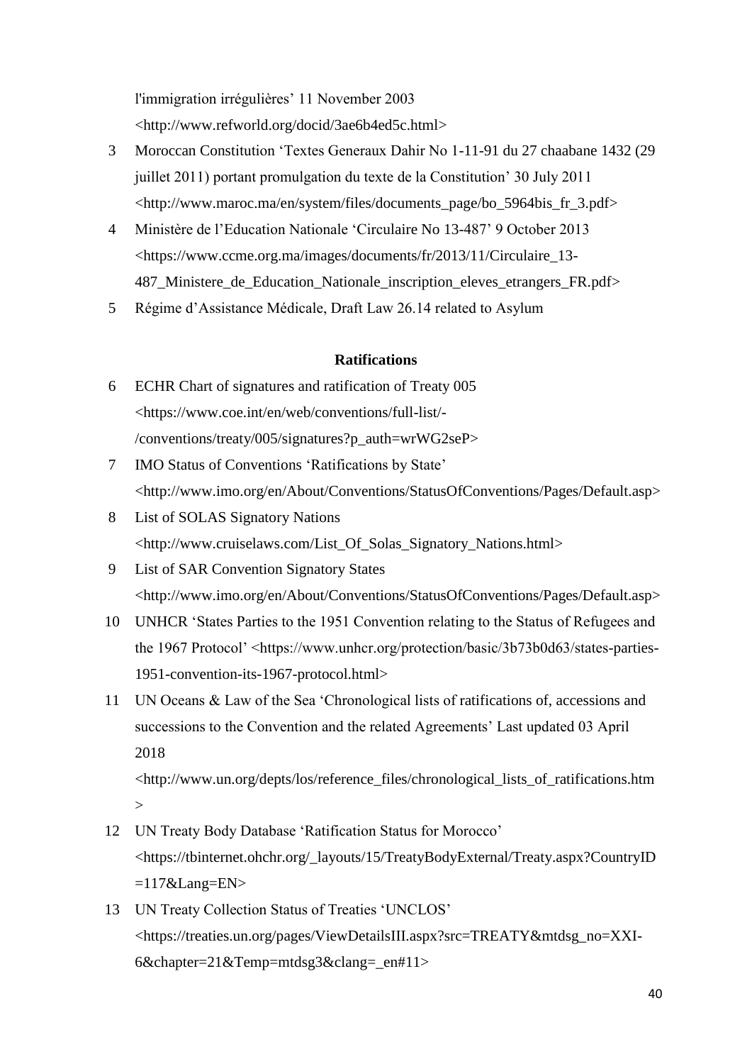l'immigration irrégulières' 11 November 2003 <http://www.refworld.org/docid/3ae6b4ed5c.html>

3 Moroccan Constitution 'Textes Generaux Dahir No 1-11-91 du 27 chaabane 1432 (29 juillet 2011) portant promulgation du texte de la Constitution' 30 July 2011 <http://www.maroc.ma/en/system/files/documents_page/bo_5964bis_fr_3.pdf>

4 Ministère de l'Education Nationale 'Circulaire No 13-487' 9 October 2013 <https://www.ccme.org.ma/images/documents/fr/2013/11/Circulaire_13-487_Ministere_de_Education_Nationale_inscription_eleves_etrangers_FR.pdf>

5 Régime d'Assistance Médicale, Draft Law 26.14 related to Asylum

**Ratifications**

6 ECHR Chart of signatures and ratification of Treaty 005 <https://www.coe.int/en/web/conventions/full-list/-/conventions/treaty/005/signatures?p_auth=wrWG2seP>

7 IMO Status of Conventions 'Ratifications by State' <http://www.imo.org/en/About/Conventions/StatusOfConventions/Pages/Default.asp>

8 List of SOLAS Signatory Nations <http://www.cruiselaws.com/List_Of_Solas_Signatory_Nations.html>

9 List of SAR Convention Signatory States <http://www.imo.org/en/About/Conventions/StatusOfConventions/Pages/Default.asp>

10 UNHCR 'States Parties to the 1951 Convention relating to the Status of Refugees and the 1967 Protocol' <https://www.unhcr.org/protection/basic/3b73b0d63/states-parties-1951-convention-its-1967-protocol.html>

11 UN Oceans & Law of the Sea 'Chronological lists of ratifications of, accessions and successions to the Convention and the related Agreements' Last updated 03 April 2018 <http://www.un.org/depts/los/reference_files/chronological_lists_of_ratifications.htm>

12 UN Treaty Body Database 'Ratification Status for Morocco' <https://tbinternet.ohchr.org/_layouts/15/TreatyBodyExternal/Treaty.aspx?CountryID=117&Lang=EN>

13 UN Treaty Collection Status of Treaties 'UNCLOS' <https://treaties.un.org/pages/ViewDetailsIII.aspx?src=TREATY&mtdsg_no=XXI-6&chapter=21&Temp=mtdsg3&clang=_en#11>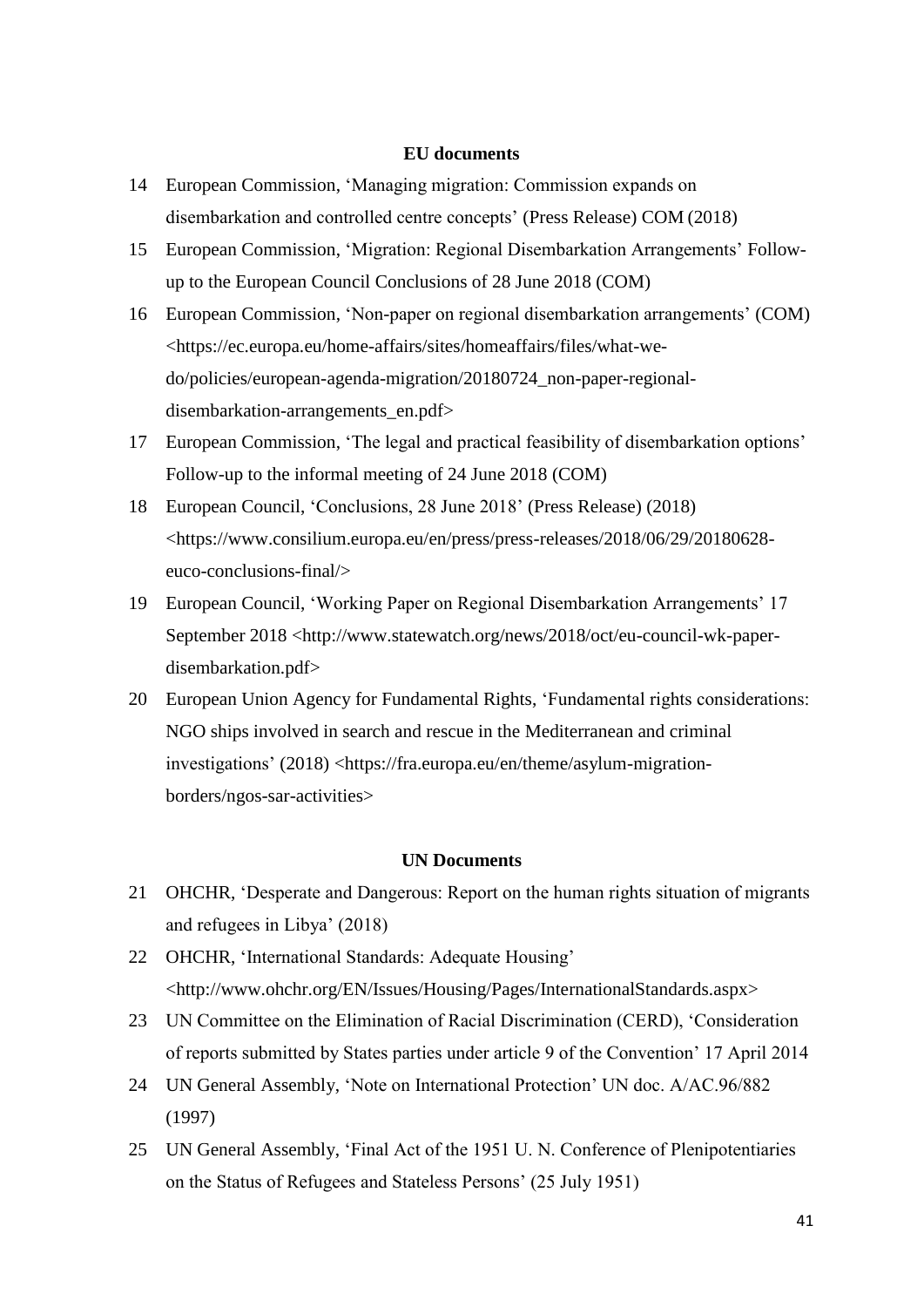**EU documents**

14 European Commission, 'Managing migration: Commission expands on disembarkation and controlled centre concepts' (Press Release) COM (2018)

15 European Commission, 'Migration: Regional Disembarkation Arrangements' Follow-up to the European Council Conclusions of 28 June 2018 (COM)

16 European Commission, 'Non-paper on regional disembarkation arrangements' (COM) <https://ec.europa.eu/home-affairs/sites/homeaffairs/files/what-we-do/policies/european-agenda-migration/20180724_non-paper-regional-disembarkation-arrangements_en.pdf>

17 European Commission, 'The legal and practical feasibility of disembarkation options' Follow-up to the informal meeting of 24 June 2018 (COM)

18 European Council, 'Conclusions, 28 June 2018' (Press Release) (2018) <https://www.consilium.europa.eu/en/press/press-releases/2018/06/29/20180628-euco-conclusions-final/>

19 European Council, 'Working Paper on Regional Disembarkation Arrangements' 17 September 2018 <http://www.statewatch.org/news/2018/oct/eu-council-wk-paper-disembarkation.pdf>

20 European Union Agency for Fundamental Rights, 'Fundamental rights considerations: NGO ships involved in search and rescue in the Mediterranean and criminal investigations' (2018) <https://fra.europa.eu/en/theme/asylum-migration-borders/ngos-sar-activities>

**UN Documents**

21 OHCHR, 'Desperate and Dangerous: Report on the human rights situation of migrants and refugees in Libya' (2018)

22 OHCHR, 'International Standards: Adequate Housing' <http://www.ohchr.org/EN/Issues/Housing/Pages/InternationalStandards.aspx>

23 UN Committee on the Elimination of Racial Discrimination (CERD), 'Consideration of reports submitted by States parties under article 9 of the Convention' 17 April 2014

24 UN General Assembly, 'Note on International Protection' UN doc. A/AC.96/882 (1997)

25 UN General Assembly, 'Final Act of the 1951 U. N. Conference of Plenipotentiaries on the Status of Refugees and Stateless Persons' (25 July 1951)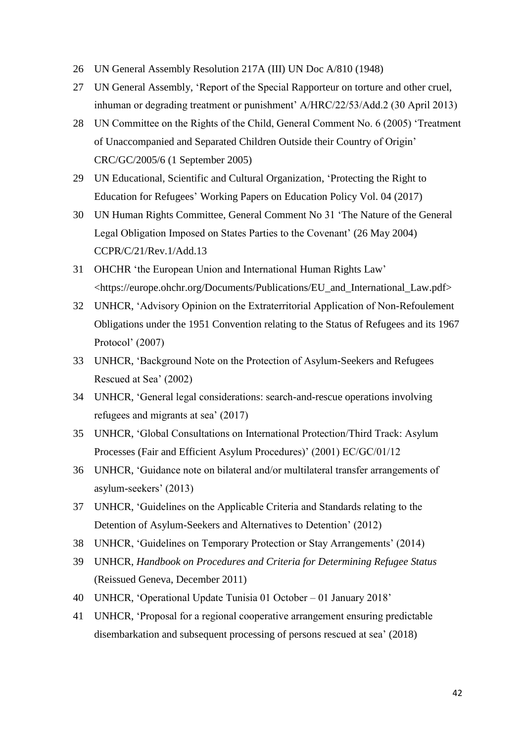26 UN General Assembly Resolution 217A (III) UN Doc A/810 (1948)

27 UN General Assembly, 'Report of the Special Rapporteur on torture and other cruel, inhuman or degrading treatment or punishment' A/HRC/22/53/Add.2 (30 April 2013)

28 UN Committee on the Rights of the Child, General Comment No. 6 (2005) 'Treatment of Unaccompanied and Separated Children Outside their Country of Origin' CRC/GC/2005/6 (1 September 2005)

29 UN Educational, Scientific and Cultural Organization, 'Protecting the Right to Education for Refugees' Working Papers on Education Policy Vol. 04 (2017)

30 UN Human Rights Committee, General Comment No 31 'The Nature of the General Legal Obligation Imposed on States Parties to the Covenant' (26 May 2004) CCPR/C/21/Rev.1/Add.13

31 OHCHR 'the European Union and International Human Rights Law' <https://europe.ohchr.org/Documents/Publications/EU_and_International_Law.pdf>

32 UNHCR, 'Advisory Opinion on the Extraterritorial Application of Non-Refoulement Obligations under the 1951 Convention relating to the Status of Refugees and its 1967 Protocol' (2007)

33 UNHCR, 'Background Note on the Protection of Asylum-Seekers and Refugees Rescued at Sea' (2002)

34 UNHCR, 'General legal considerations: search-and-rescue operations involving refugees and migrants at sea' (2017)

35 UNHCR, 'Global Consultations on International Protection/Third Track: Asylum Processes (Fair and Efficient Asylum Procedures)' (2001) EC/GC/01/12

36 UNHCR, 'Guidance note on bilateral and/or multilateral transfer arrangements of asylum-seekers' (2013)

37 UNHCR, 'Guidelines on the Applicable Criteria and Standards relating to the Detention of Asylum-Seekers and Alternatives to Detention' (2012)

38 UNHCR, 'Guidelines on Temporary Protection or Stay Arrangements' (2014)

39 UNHCR, *Handbook on Procedures and Criteria for Determining Refugee Status* (Reissued Geneva, December 2011)

40 UNHCR, 'Operational Update Tunisia 01 October – 01 January 2018'

41 UNHCR, 'Proposal for a regional cooperative arrangement ensuring predictable disembarkation and subsequent processing of persons rescued at sea' (2018)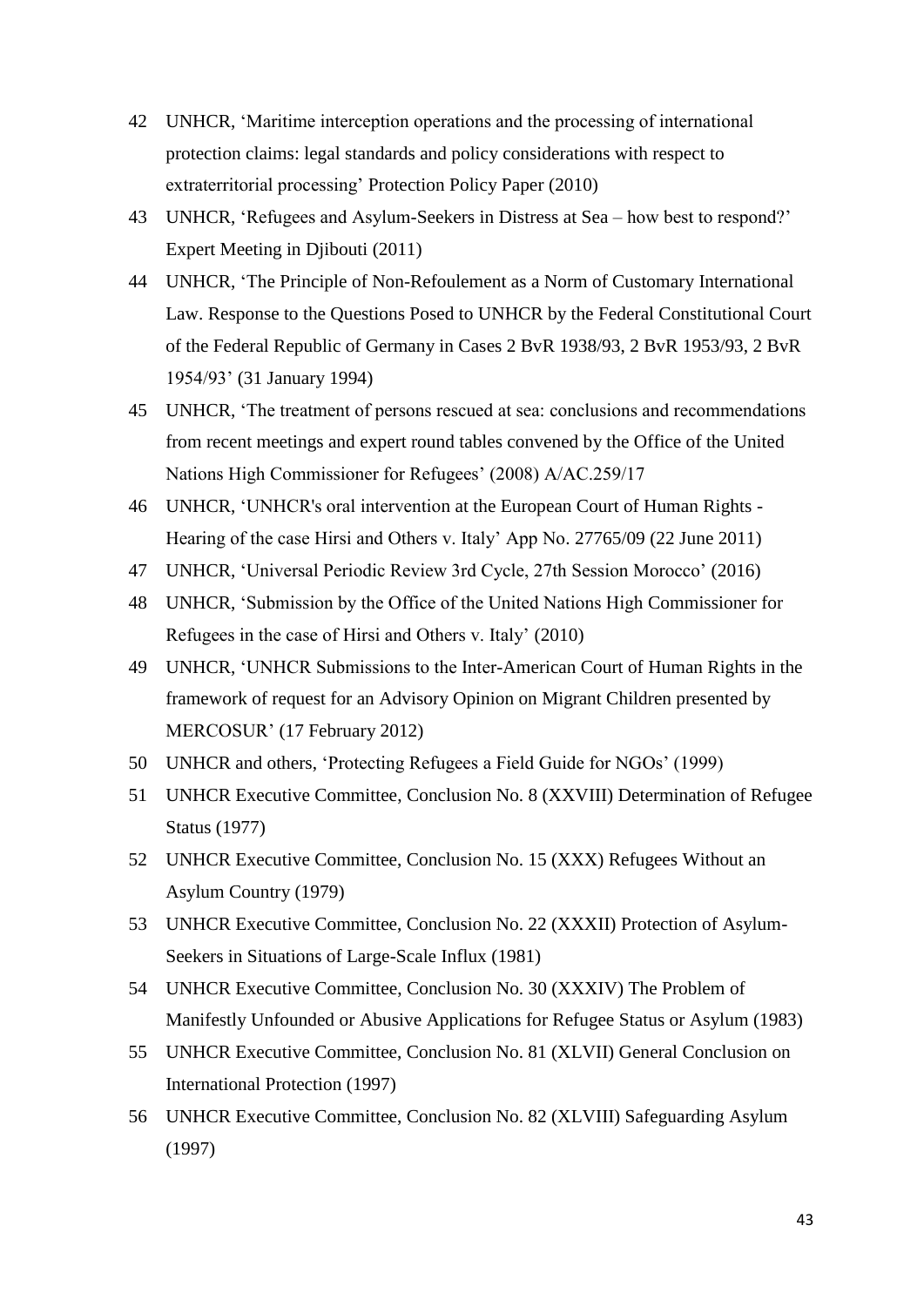42 UNHCR, 'Maritime interception operations and the processing of international protection claims: legal standards and policy considerations with respect to extraterritorial processing' Protection Policy Paper (2010)

43 UNHCR, 'Refugees and Asylum-Seekers in Distress at Sea – how best to respond?' Expert Meeting in Djibouti (2011)

44 UNHCR, 'The Principle of Non-Refoulement as a Norm of Customary International Law. Response to the Questions Posed to UNHCR by the Federal Constitutional Court of the Federal Republic of Germany in Cases 2 BvR 1938/93, 2 BvR 1953/93, 2 BvR 1954/93' (31 January 1994)

45 UNHCR, 'The treatment of persons rescued at sea: conclusions and recommendations from recent meetings and expert round tables convened by the Office of the United Nations High Commissioner for Refugees' (2008) A/AC.259/17

46 UNHCR, 'UNHCR's oral intervention at the European Court of Human Rights - Hearing of the case Hirsi and Others v. Italy' App No. 27765/09 (22 June 2011)

47 UNHCR, 'Universal Periodic Review 3rd Cycle, 27th Session Morocco' (2016)

48 UNHCR, 'Submission by the Office of the United Nations High Commissioner for Refugees in the case of Hirsi and Others v. Italy' (2010)

49 UNHCR, 'UNHCR Submissions to the Inter-American Court of Human Rights in the framework of request for an Advisory Opinion on Migrant Children presented by MERCOSUR' (17 February 2012)

50 UNHCR and others, 'Protecting Refugees a Field Guide for NGOs' (1999)

51 UNHCR Executive Committee, Conclusion No. 8 (XXVIII) Determination of Refugee Status (1977)

52 UNHCR Executive Committee, Conclusion No. 15 (XXX) Refugees Without an Asylum Country (1979)

53 UNHCR Executive Committee, Conclusion No. 22 (XXXII) Protection of Asylum-Seekers in Situations of Large-Scale Influx (1981)

54 UNHCR Executive Committee, Conclusion No. 30 (XXXIV) The Problem of Manifestly Unfounded or Abusive Applications for Refugee Status or Asylum (1983)

55 UNHCR Executive Committee, Conclusion No. 81 (XLVII) General Conclusion on International Protection (1997)

56 UNHCR Executive Committee, Conclusion No. 82 (XLVIII) Safeguarding Asylum (1997)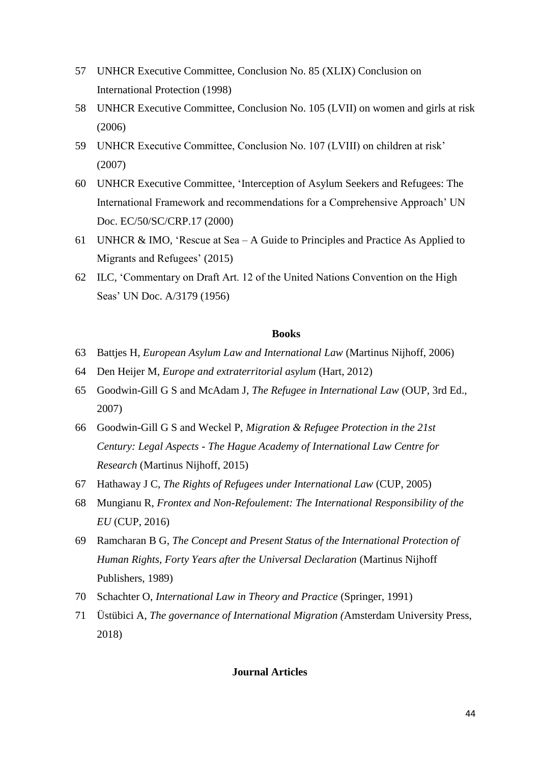57 UNHCR Executive Committee, Conclusion No. 85 (XLIX) Conclusion on International Protection (1998)

58 UNHCR Executive Committee, Conclusion No. 105 (LVII) on women and girls at risk (2006)

59 UNHCR Executive Committee, Conclusion No. 107 (LVIII) on children at risk' (2007)

60 UNHCR Executive Committee, 'Interception of Asylum Seekers and Refugees: The International Framework and recommendations for a Comprehensive Approach' UN Doc. EC/50/SC/CRP.17 (2000)

61 UNHCR & IMO, 'Rescue at Sea – A Guide to Principles and Practice As Applied to Migrants and Refugees' (2015)

62 ILC, 'Commentary on Draft Art. 12 of the United Nations Convention on the High Seas' UN Doc. A/3179 (1956)

**Books**

63 Battjes H, *European Asylum Law and International Law* (Martinus Nijhoff, 2006)

64 Den Heijer M, *Europe and extraterritorial asylum* (Hart, 2012)

65 Goodwin-Gill G S and McAdam J, *The Refugee in International Law* (OUP, 3rd Ed., 2007)

66 Goodwin-Gill G S and Weckel P, *Migration & Refugee Protection in the 21st Century: Legal Aspects - The Hague Academy of International Law Centre for Research* (Martinus Nijhoff, 2015)

67 Hathaway J C, *The Rights of Refugees under International Law* (CUP, 2005)

68 Mungianu R, *Frontex and Non-Refoulement: The International Responsibility of the EU* (CUP, 2016)

69 Ramcharan B G, *The Concept and Present Status of the International Protection of Human Rights, Forty Years after the Universal Declaration* (Martinus Nijhoff Publishers, 1989)

70 Schachter O, *International Law in Theory and Practice* (Springer, 1991)

71 Üstübici A, *The governance of International Migration (*Amsterdam University Press, 2018)

**Journal Articles**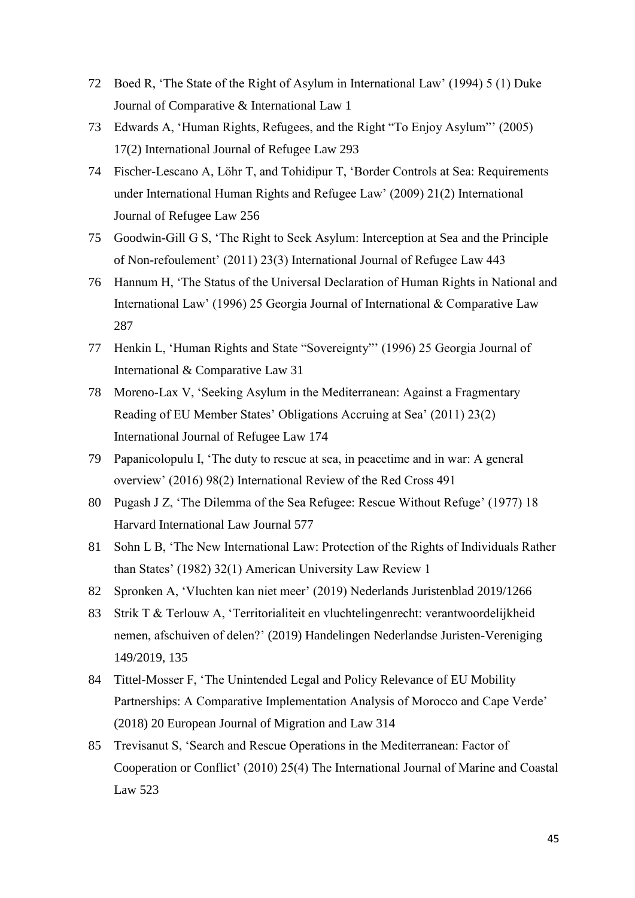72 Boed R, 'The State of the Right of Asylum in International Law' (1994) 5 (1) Duke Journal of Comparative & International Law 1

73 Edwards A, 'Human Rights, Refugees, and the Right "To Enjoy Asylum"' (2005) 17(2) International Journal of Refugee Law 293

74 Fischer-Lescano A, Löhr T, and Tohidipur T, 'Border Controls at Sea: Requirements under International Human Rights and Refugee Law' (2009) 21(2) International Journal of Refugee Law 256

75 Goodwin-Gill G S, 'The Right to Seek Asylum: Interception at Sea and the Principle of Non-refoulement' (2011) 23(3) International Journal of Refugee Law 443

76 Hannum H, 'The Status of the Universal Declaration of Human Rights in National and International Law' (1996) 25 Georgia Journal of International & Comparative Law 287

77 Henkin L, 'Human Rights and State "Sovereignty"' (1996) 25 Georgia Journal of International & Comparative Law 31

78 Moreno-Lax V, 'Seeking Asylum in the Mediterranean: Against a Fragmentary Reading of EU Member States' Obligations Accruing at Sea' (2011) 23(2) International Journal of Refugee Law 174

79 Papanicolopulu I, 'The duty to rescue at sea, in peacetime and in war: A general overview' (2016) 98(2) International Review of the Red Cross 491

80 Pugash J Z, 'The Dilemma of the Sea Refugee: Rescue Without Refuge' (1977) 18 Harvard International Law Journal 577

81 Sohn L B, 'The New International Law: Protection of the Rights of Individuals Rather than States' (1982) 32(1) American University Law Review 1

82 Spronken A, 'Vluchten kan niet meer' (2019) Nederlands Juristenblad 2019/1266

83 Strik T & Terlouw A, 'Territorialiteit en vluchtelingenrecht: verantwoordelijkheid nemen, afschuiven of delen?' (2019) Handelingen Nederlandse Juristen-Vereniging 149/2019, 135

84 Tittel-Mosser F, 'The Unintended Legal and Policy Relevance of EU Mobility Partnerships: A Comparative Implementation Analysis of Morocco and Cape Verde' (2018) 20 European Journal of Migration and Law 314

85 Trevisanut S, 'Search and Rescue Operations in the Mediterranean: Factor of Cooperation or Conflict' (2010) 25(4) The International Journal of Marine and Coastal Law 523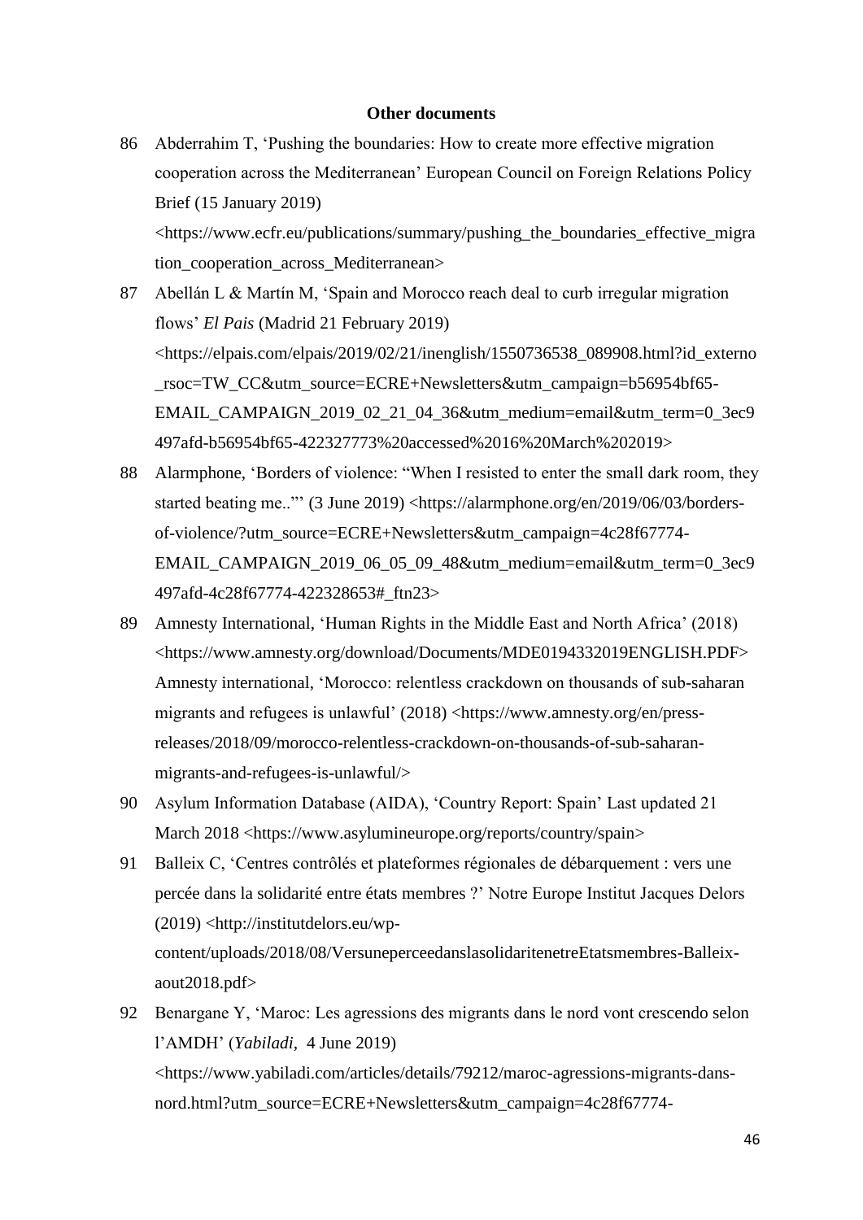**Other documents**

86 Abderrahim T, 'Pushing the boundaries: How to create more effective migration cooperation across the Mediterranean' European Council on Foreign Relations Policy Brief (15 January 2019) <https://www.ecfr.eu/publications/summary/pushing_the_boundaries_effective_migration_cooperation_across_Mediterranean>

87 Abellán L & Martín M, 'Spain and Morocco reach deal to curb irregular migration flows' *El Pais* (Madrid 21 February 2019) <https://elpais.com/elpais/2019/02/21/inenglish/1550736538_089908.html?id_externo_rsoc=TW_CC&utm_source=ECRE+Newsletters&utm_campaign=b56954bf65-EMAIL_CAMPAIGN_2019_02_21_04_36&utm_medium=email&utm_term=0_3ec9497afd-b56954bf65-422327773%20accessed%2016%20March%202019>

88 Alarmphone, 'Borders of violence: "When I resisted to enter the small dark room, they started beating me.."' (3 June 2019) <https://alarmphone.org/en/2019/06/03/borders-of-violence/?utm_source=ECRE+Newsletters&utm_campaign=4c28f67774-EMAIL_CAMPAIGN_2019_06_05_09_48&utm_medium=email&utm_term=0_3ec9497afd-4c28f67774-422328653#_ftn23>

89 Amnesty International, 'Human Rights in the Middle East and North Africa' (2018) <https://www.amnesty.org/download/Documents/MDE0194332019ENGLISH.PDF> Amnesty international, 'Morocco: relentless crackdown on thousands of sub-saharan migrants and refugees is unlawful' (2018) <https://www.amnesty.org/en/press-releases/2018/09/morocco-relentless-crackdown-on-thousands-of-sub-saharan-migrants-and-refugees-is-unlawful/>

90 Asylum Information Database (AIDA), 'Country Report: Spain' Last updated 21 March 2018 <https://www.asylumineurope.org/reports/country/spain>

91 Balleix C, 'Centres contrôlés et plateformes régionales de débarquement : vers une percée dans la solidarité entre états membres ?' Notre Europe Institut Jacques Delors (2019) <http://institutdelors.eu/wp-content/uploads/2018/08/VersuneperceedanslasolidaritenetreEtatsmembres-Balleix-aout2018.pdf>

92 Benargane Y, 'Maroc: Les agressions des migrants dans le nord vont crescendo selon l'AMDH' (*Yabiladi*, 4 June 2019) <https://www.yabiladi.com/articles/details/79212/maroc-agressions-migrants-dans-nord.html?utm_source=ECRE+Newsletters&utm_campaign=4c28f67774-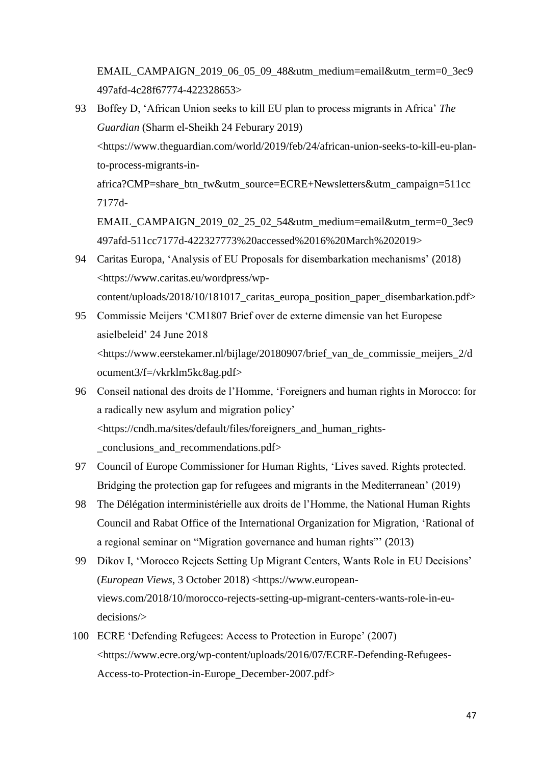EMAIL_CAMPAIGN_2019_06_05_09_48&utm_medium=email&utm_term=0_3ec9497afd-4c28f67774-422328653>

93 Boffey D, 'African Union seeks to kill EU plan to process migrants in Africa' *The Guardian* (Sharm el-Sheikh 24 Feburary 2019) <https://www.theguardian.com/world/2019/feb/24/african-union-seeks-to-kill-eu-plan-to-process-migrants-in-africa?CMP=share_btn_tw&utm_source=ECRE+Newsletters&utm_campaign=511cc7177d-EMAIL_CAMPAIGN_2019_02_25_02_54&utm_medium=email&utm_term=0_3ec9497afd-511cc7177d-422327773%20accessed%2016%20March%202019>

94 Caritas Europa, 'Analysis of EU Proposals for disembarkation mechanisms' (2018) <https://www.caritas.eu/wordpress/wp-content/uploads/2018/10/181017_caritas_europa_position_paper_disembarkation.pdf>

95 Commissie Meijers 'CM1807 Brief over de externe dimensie van het Europese asielbeleid' 24 June 2018 <https://www.eerstekamer.nl/bijlage/20180907/brief_van_de_commissie_meijers_2/document3/f=/vkrklm5kc8ag.pdf>

96 Conseil national des droits de l'Homme, 'Foreigners and human rights in Morocco: for a radically new asylum and migration policy' <https://cndh.ma/sites/default/files/foreigners_and_human_rights-_conclusions_and_recommendations.pdf>

97 Council of Europe Commissioner for Human Rights, 'Lives saved. Rights protected. Bridging the protection gap for refugees and migrants in the Mediterranean' (2019)

98 The Délégation interministérielle aux droits de l'Homme, the National Human Rights Council and Rabat Office of the International Organization for Migration, 'Rational of a regional seminar on "Migration governance and human rights"' (2013)

99 Dikov I, 'Morocco Rejects Setting Up Migrant Centers, Wants Role in EU Decisions' (*European Views*, 3 October 2018) <https://www.european-views.com/2018/10/morocco-rejects-setting-up-migrant-centers-wants-role-in-eu-decisions/>

100 ECRE 'Defending Refugees: Access to Protection in Europe' (2007) <https://www.ecre.org/wp-content/uploads/2016/07/ECRE-Defending-Refugees-Access-to-Protection-in-Europe_December-2007.pdf>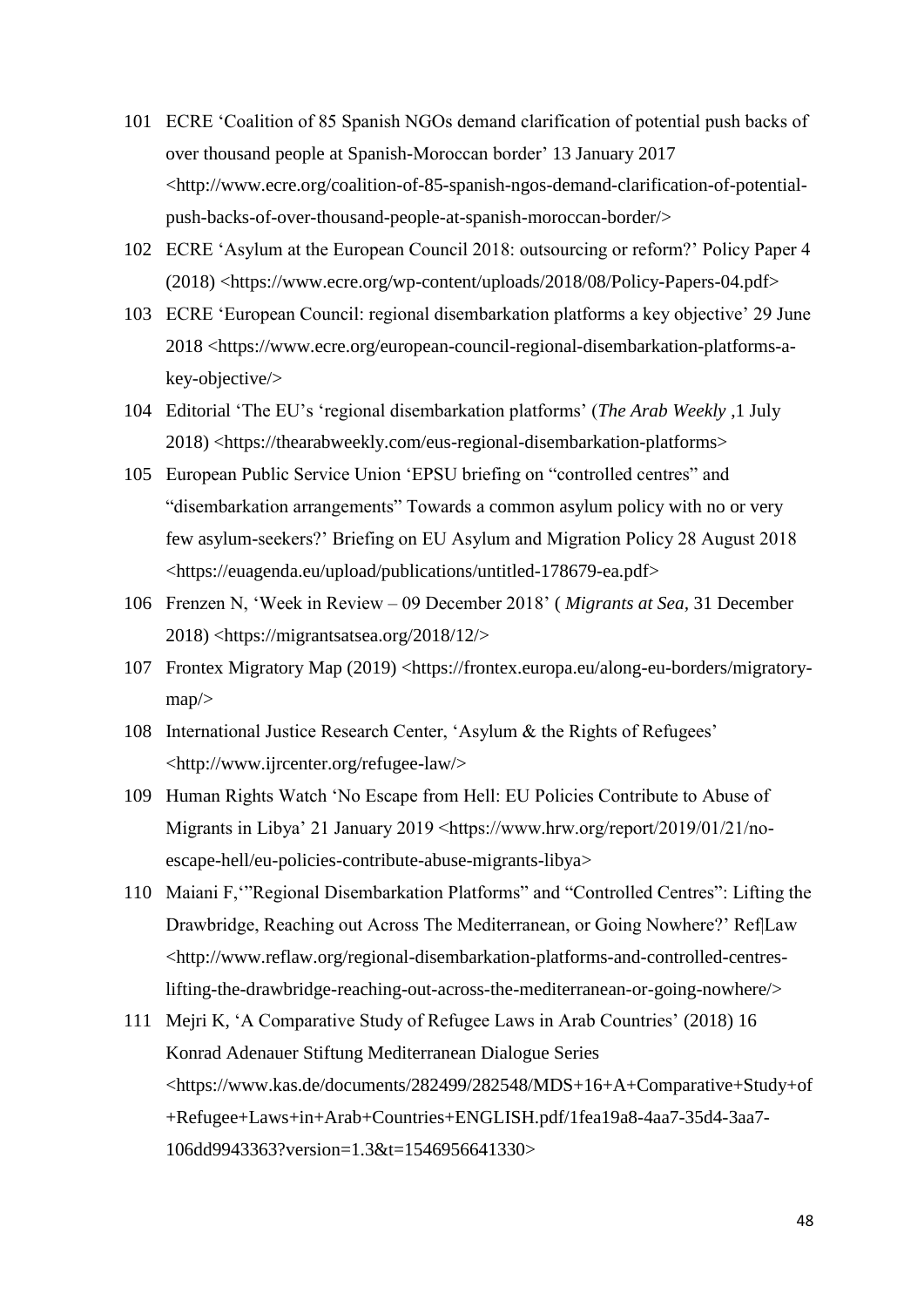101 ECRE 'Coalition of 85 Spanish NGOs demand clarification of potential push backs of over thousand people at Spanish-Moroccan border' 13 January 2017 <http://www.ecre.org/coalition-of-85-spanish-ngos-demand-clarification-of-potential-push-backs-of-over-thousand-people-at-spanish-moroccan-border/>

102 ECRE 'Asylum at the European Council 2018: outsourcing or reform?' Policy Paper 4 (2018) <https://www.ecre.org/wp-content/uploads/2018/08/Policy-Papers-04.pdf>

103 ECRE 'European Council: regional disembarkation platforms a key objective' 29 June 2018 <https://www.ecre.org/european-council-regional-disembarkation-platforms-a-key-objective/>

104 Editorial 'The EU's 'regional disembarkation platforms' (*The Arab Weekly* ,1 July 2018) <https://thearabweekly.com/eus-regional-disembarkation-platforms>

105 European Public Service Union 'EPSU briefing on "controlled centres" and "disembarkation arrangements" Towards a common asylum policy with no or very few asylum-seekers?' Briefing on EU Asylum and Migration Policy 28 August 2018 <https://euagenda.eu/upload/publications/untitled-178679-ea.pdf>

106 Frenzen N, 'Week in Review – 09 December 2018' ( *Migrants at Sea*, 31 December 2018) <https://migrantsatsea.org/2018/12/>

107 Frontex Migratory Map (2019) <https://frontex.europa.eu/along-eu-borders/migratory-map/>

108 International Justice Research Center, 'Asylum & the Rights of Refugees' <http://www.ijrcenter.org/refugee-law/>

109 Human Rights Watch 'No Escape from Hell: EU Policies Contribute to Abuse of Migrants in Libya' 21 January 2019 <https://www.hrw.org/report/2019/01/21/no-escape-hell/eu-policies-contribute-abuse-migrants-libya>

110 Maiani F,'"Regional Disembarkation Platforms" and "Controlled Centres": Lifting the Drawbridge, Reaching out Across The Mediterranean, or Going Nowhere?' Ref|Law <http://www.reflaw.org/regional-disembarkation-platforms-and-controlled-centres-lifting-the-drawbridge-reaching-out-across-the-mediterranean-or-going-nowhere/>

111 Mejri K, 'A Comparative Study of Refugee Laws in Arab Countries' (2018) 16 Konrad Adenauer Stiftung Mediterranean Dialogue Series <https://www.kas.de/documents/282499/282548/MDS+16+A+Comparative+Study+of+Refugee+Laws+in+Arab+Countries+ENGLISH.pdf/1fea19a8-4aa7-35d4-3aa7-106dd9943363?version=1.3&t=1546956641330>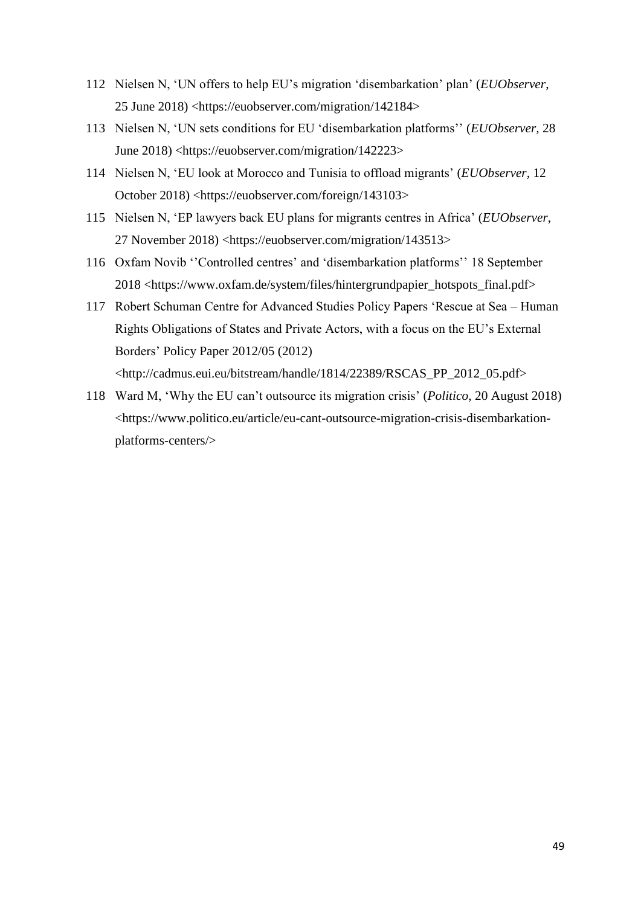112 Nielsen N, 'UN offers to help EU's migration 'disembarkation' plan' (*EUObserver*, 25 June 2018) <https://euobserver.com/migration/142184>

113 Nielsen N, 'UN sets conditions for EU 'disembarkation platforms'' (*EUObserver,* 28 June 2018) <https://euobserver.com/migration/142223>

114 Nielsen N, 'EU look at Morocco and Tunisia to offload migrants' (*EUObserver,* 12 October 2018) <https://euobserver.com/foreign/143103>

115 Nielsen N, 'EP lawyers back EU plans for migrants centres in Africa' (*EUObserver*, 27 November 2018) <https://euobserver.com/migration/143513>

116 Oxfam Novib ''Controlled centres' and 'disembarkation platforms'' 18 September 2018 <https://www.oxfam.de/system/files/hintergrundpapier_hotspots_final.pdf>

117 Robert Schuman Centre for Advanced Studies Policy Papers 'Rescue at Sea – Human Rights Obligations of States and Private Actors, with a focus on the EU's External Borders' Policy Paper 2012/05 (2012) <http://cadmus.eui.eu/bitstream/handle/1814/22389/RSCAS_PP_2012_05.pdf>

118 Ward M, 'Why the EU can't outsource its migration crisis' (*Politico*, 20 August 2018) <https://www.politico.eu/article/eu-cant-outsource-migration-crisis-disembarkation-platforms-centers/>